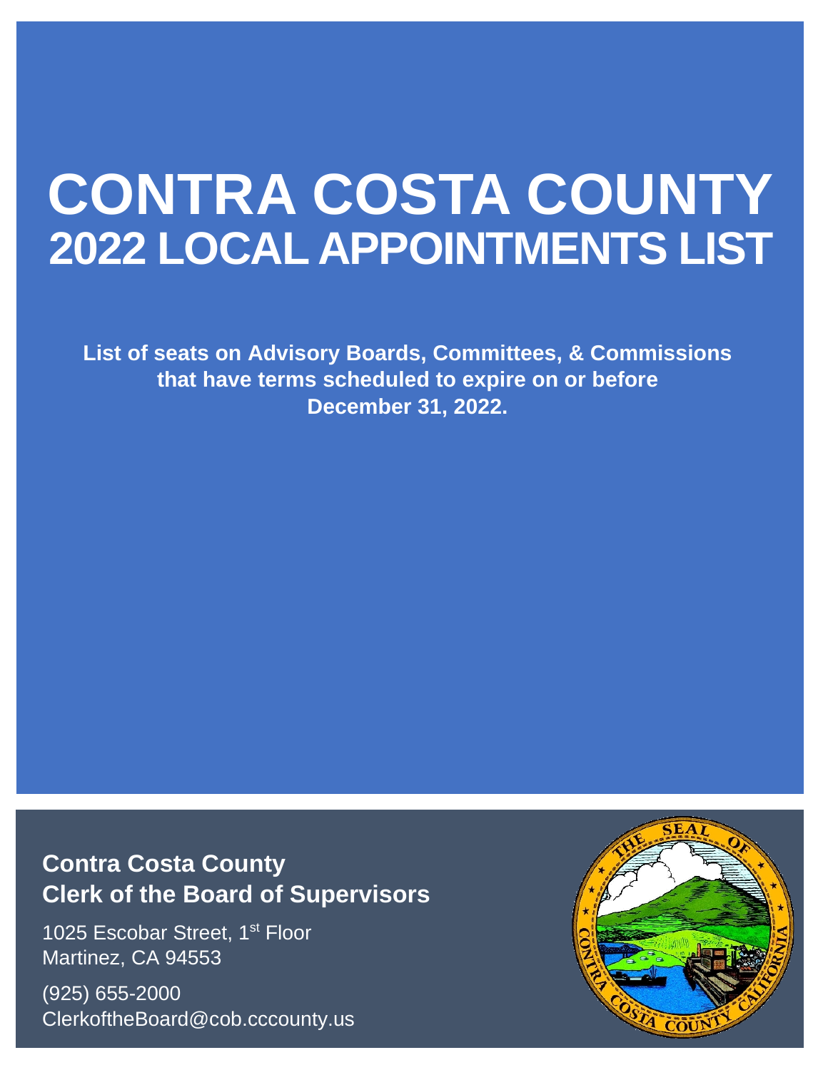# CONTRA COSTA COUNTY
## 2022 LOCAL APPOINTMENTS LIST

**List of seats on Advisory Boards, Committees, & Commissions that have terms scheduled to expire on or before December 31, 2022.**

**Contra Costa County**
**Clerk of the Board of Supervisors**

1025 Escobar Street, 1st Floor
Martinez, CA 94553

(925) 655-2000
ClerkoftheBoard@cob.cccounty.us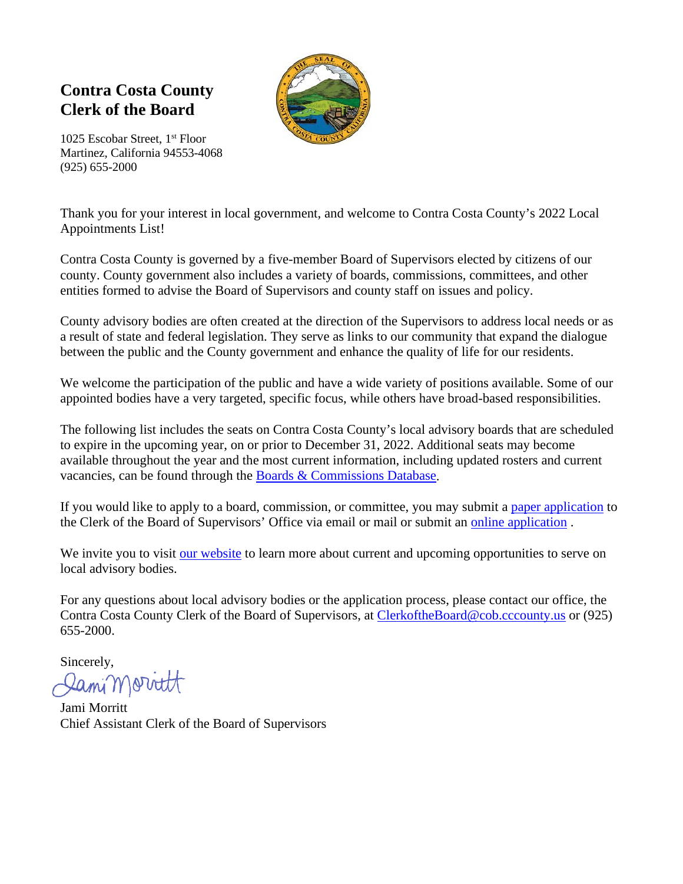**Contra Costa County**
**Clerk of the Board**

1025 Escobar Street, 1st Floor
Martinez, California 94553-4068
(925) 655-2000

Thank you for your interest in local government, and welcome to Contra Costa County's 2022 Local Appointments List!

Contra Costa County is governed by a five-member Board of Supervisors elected by citizens of our county. County government also includes a variety of boards, commissions, committees, and other entities formed to advise the Board of Supervisors and county staff on issues and policy.

County advisory bodies are often created at the direction of the Supervisors to address local needs or as a result of state and federal legislation. They serve as links to our community that expand the dialogue between the public and the County government and enhance the quality of life for our residents.

We welcome the participation of the public and have a wide variety of positions available. Some of our appointed bodies have a very targeted, specific focus, while others have broad-based responsibilities.

The following list includes the seats on Contra Costa County's local advisory boards that are scheduled to expire in the upcoming year, on or prior to December 31, 2022. Additional seats may become available throughout the year and the most current information, including updated rosters and current vacancies, can be found through the Boards & Commissions Database.

If you would like to apply to a board, commission, or committee, you may submit a paper application to the Clerk of the Board of Supervisors' Office via email or mail or submit an online application .

We invite you to visit our website to learn more about current and upcoming opportunities to serve on local advisory bodies.

For any questions about local advisory bodies or the application process, please contact our office, the Contra Costa County Clerk of the Board of Supervisors, at ClerkoftheBoard@cob.cccounty.us or (925) 655-2000.

Sincerely,

Jami Morritt
Chief Assistant Clerk of the Board of Supervisors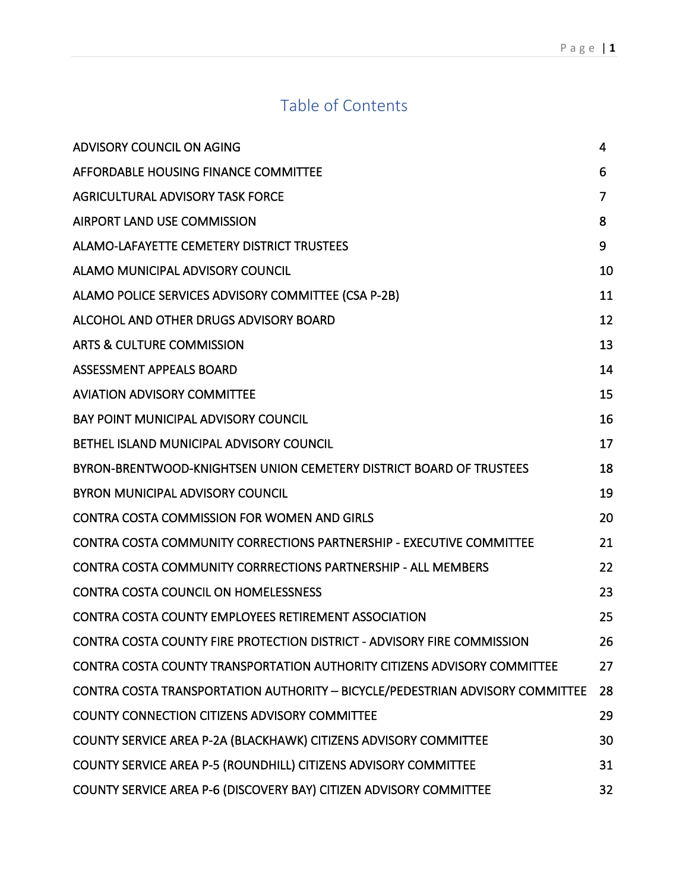# Table of Contents

| | |
|---|---|
| ADVISORY COUNCIL ON AGING | 4 |
| AFFORDABLE HOUSING FINANCE COMMITTEE | 6 |
| AGRICULTURAL ADVISORY TASK FORCE | 7 |
| AIRPORT LAND USE COMMISSION | 8 |
| ALAMO-LAFAYETTE CEMETERY DISTRICT TRUSTEES | 9 |
| ALAMO MUNICIPAL ADVISORY COUNCIL | 10 |
| ALAMO POLICE SERVICES ADVISORY COMMITTEE (CSA P-2B) | 11 |
| ALCOHOL AND OTHER DRUGS ADVISORY BOARD | 12 |
| ARTS & CULTURE COMMISSION | 13 |
| ASSESSMENT APPEALS BOARD | 14 |
| AVIATION ADVISORY COMMITTEE | 15 |
| BAY POINT MUNICIPAL ADVISORY COUNCIL | 16 |
| BETHEL ISLAND MUNICIPAL ADVISORY COUNCIL | 17 |
| BYRON-BRENTWOOD-KNIGHTSEN UNION CEMETERY DISTRICT BOARD OF TRUSTEES | 18 |
| BYRON MUNICIPAL ADVISORY COUNCIL | 19 |
| CONTRA COSTA COMMISSION FOR WOMEN AND GIRLS | 20 |
| CONTRA COSTA COMMUNITY CORRECTIONS PARTNERSHIP - EXECUTIVE COMMITTEE | 21 |
| CONTRA COSTA COMMUNITY CORRRECTIONS PARTNERSHIP - ALL MEMBERS | 22 |
| CONTRA COSTA COUNCIL ON HOMELESSNESS | 23 |
| CONTRA COSTA COUNTY EMPLOYEES RETIREMENT ASSOCIATION | 25 |
| CONTRA COSTA COUNTY FIRE PROTECTION DISTRICT - ADVISORY FIRE COMMISSION | 26 |
| CONTRA COSTA COUNTY TRANSPORTATION AUTHORITY CITIZENS ADVISORY COMMITTEE | 27 |
| CONTRA COSTA TRANSPORTATION AUTHORITY – BICYCLE/PEDESTRIAN ADVISORY COMMITTEE | 28 |
| COUNTY CONNECTION CITIZENS ADVISORY COMMITTEE | 29 |
| COUNTY SERVICE AREA P-2A (BLACKHAWK) CITIZENS ADVISORY COMMITTEE | 30 |
| COUNTY SERVICE AREA P-5 (ROUNDHILL) CITIZENS ADVISORY COMMITTEE | 31 |
| COUNTY SERVICE AREA P-6 (DISCOVERY BAY) CITIZEN ADVISORY COMMITTEE | 32 |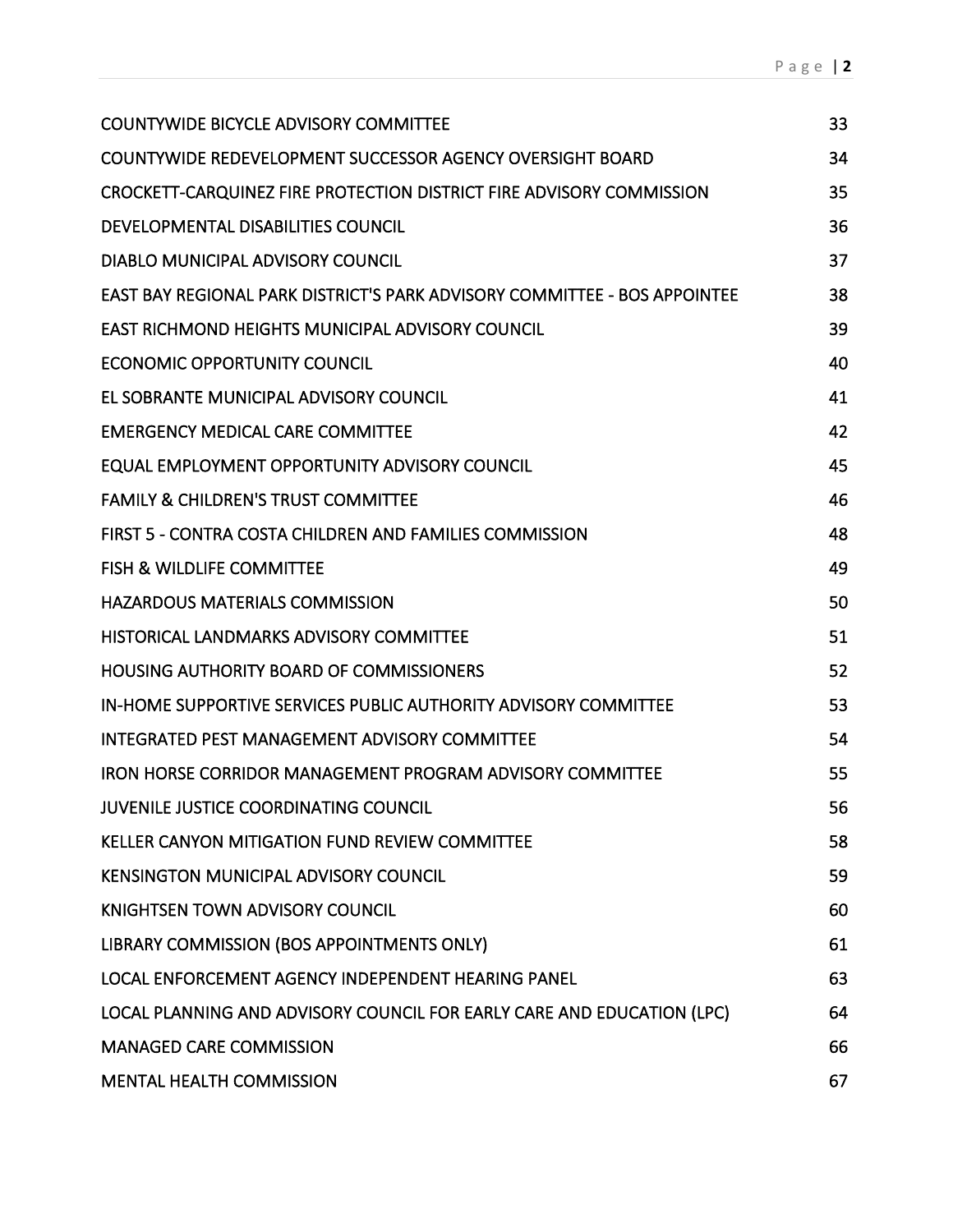| | |
|---|---|
| COUNTYWIDE BICYCLE ADVISORY COMMITTEE | 33 |
| COUNTYWIDE REDEVELOPMENT SUCCESSOR AGENCY OVERSIGHT BOARD | 34 |
| CROCKETT-CARQUINEZ FIRE PROTECTION DISTRICT FIRE ADVISORY COMMISSION | 35 |
| DEVELOPMENTAL DISABILITIES COUNCIL | 36 |
| DIABLO MUNICIPAL ADVISORY COUNCIL | 37 |
| EAST BAY REGIONAL PARK DISTRICT'S PARK ADVISORY COMMITTEE - BOS APPOINTEE | 38 |
| EAST RICHMOND HEIGHTS MUNICIPAL ADVISORY COUNCIL | 39 |
| ECONOMIC OPPORTUNITY COUNCIL | 40 |
| EL SOBRANTE MUNICIPAL ADVISORY COUNCIL | 41 |
| EMERGENCY MEDICAL CARE COMMITTEE | 42 |
| EQUAL EMPLOYMENT OPPORTUNITY ADVISORY COUNCIL | 45 |
| FAMILY & CHILDREN'S TRUST COMMITTEE | 46 |
| FIRST 5 - CONTRA COSTA CHILDREN AND FAMILIES COMMISSION | 48 |
| FISH & WILDLIFE COMMITTEE | 49 |
| HAZARDOUS MATERIALS COMMISSION | 50 |
| HISTORICAL LANDMARKS ADVISORY COMMITTEE | 51 |
| HOUSING AUTHORITY BOARD OF COMMISSIONERS | 52 |
| IN-HOME SUPPORTIVE SERVICES PUBLIC AUTHORITY ADVISORY COMMITTEE | 53 |
| INTEGRATED PEST MANAGEMENT ADVISORY COMMITTEE | 54 |
| IRON HORSE CORRIDOR MANAGEMENT PROGRAM ADVISORY COMMITTEE | 55 |
| JUVENILE JUSTICE COORDINATING COUNCIL | 56 |
| KELLER CANYON MITIGATION FUND REVIEW COMMITTEE | 58 |
| KENSINGTON MUNICIPAL ADVISORY COUNCIL | 59 |
| KNIGHTSEN TOWN ADVISORY COUNCIL | 60 |
| LIBRARY COMMISSION (BOS APPOINTMENTS ONLY) | 61 |
| LOCAL ENFORCEMENT AGENCY INDEPENDENT HEARING PANEL | 63 |
| LOCAL PLANNING AND ADVISORY COUNCIL FOR EARLY CARE AND EDUCATION (LPC) | 64 |
| MANAGED CARE COMMISSION | 66 |
| MENTAL HEALTH COMMISSION | 67 |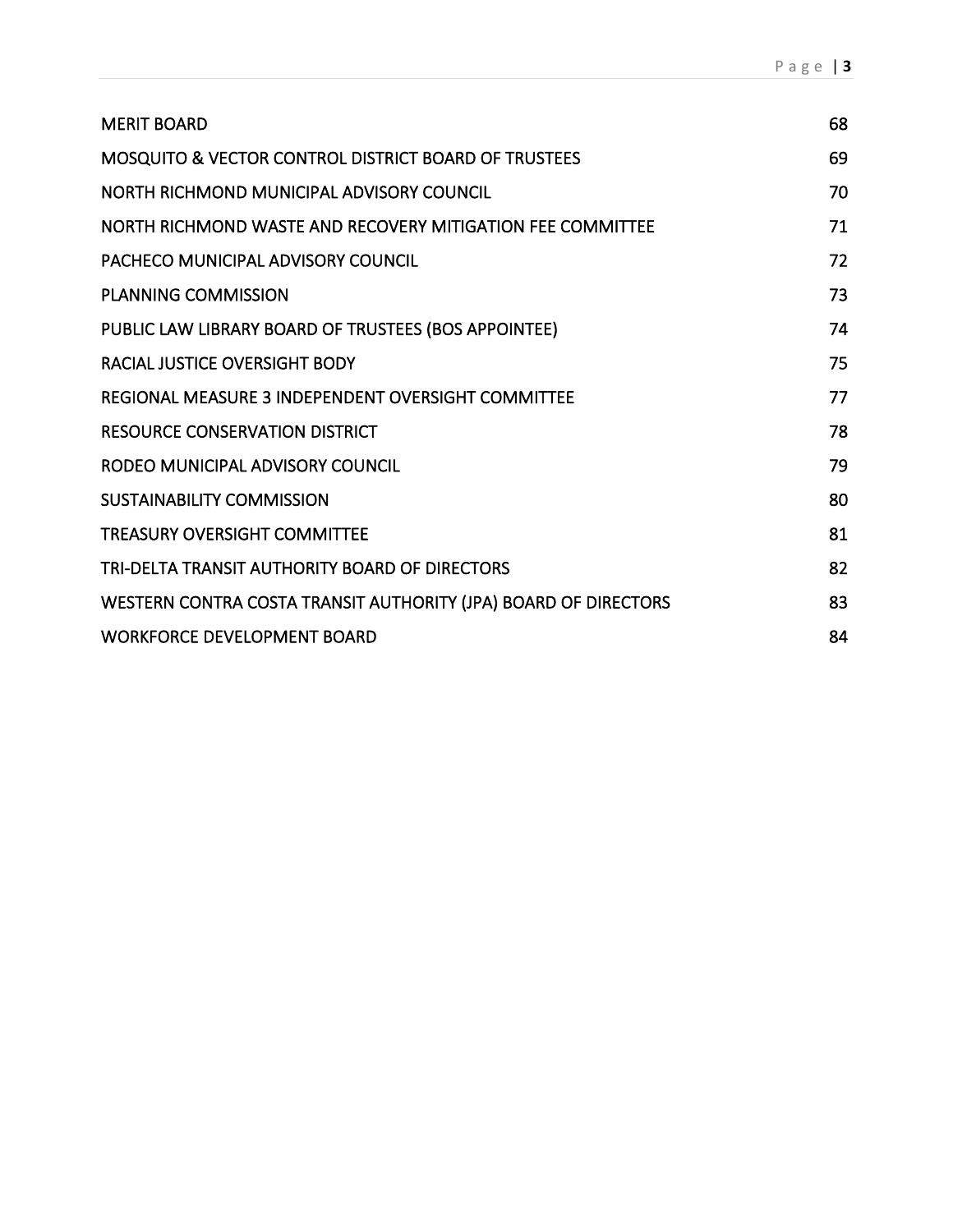| | |
|---|---|
| MERIT BOARD | 68 |
| MOSQUITO & VECTOR CONTROL DISTRICT BOARD OF TRUSTEES | 69 |
| NORTH RICHMOND MUNICIPAL ADVISORY COUNCIL | 70 |
| NORTH RICHMOND WASTE AND RECOVERY MITIGATION FEE COMMITTEE | 71 |
| PACHECO MUNICIPAL ADVISORY COUNCIL | 72 |
| PLANNING COMMISSION | 73 |
| PUBLIC LAW LIBRARY BOARD OF TRUSTEES (BOS APPOINTEE) | 74 |
| RACIAL JUSTICE OVERSIGHT BODY | 75 |
| REGIONAL MEASURE 3 INDEPENDENT OVERSIGHT COMMITTEE | 77 |
| RESOURCE CONSERVATION DISTRICT | 78 |
| RODEO MUNICIPAL ADVISORY COUNCIL | 79 |
| SUSTAINABILITY COMMISSION | 80 |
| TREASURY OVERSIGHT COMMITTEE | 81 |
| TRI-DELTA TRANSIT AUTHORITY BOARD OF DIRECTORS | 82 |
| WESTERN CONTRA COSTA TRANSIT AUTHORITY (JPA) BOARD OF DIRECTORS | 83 |
| WORKFORCE DEVELOPMENT BOARD | 84 |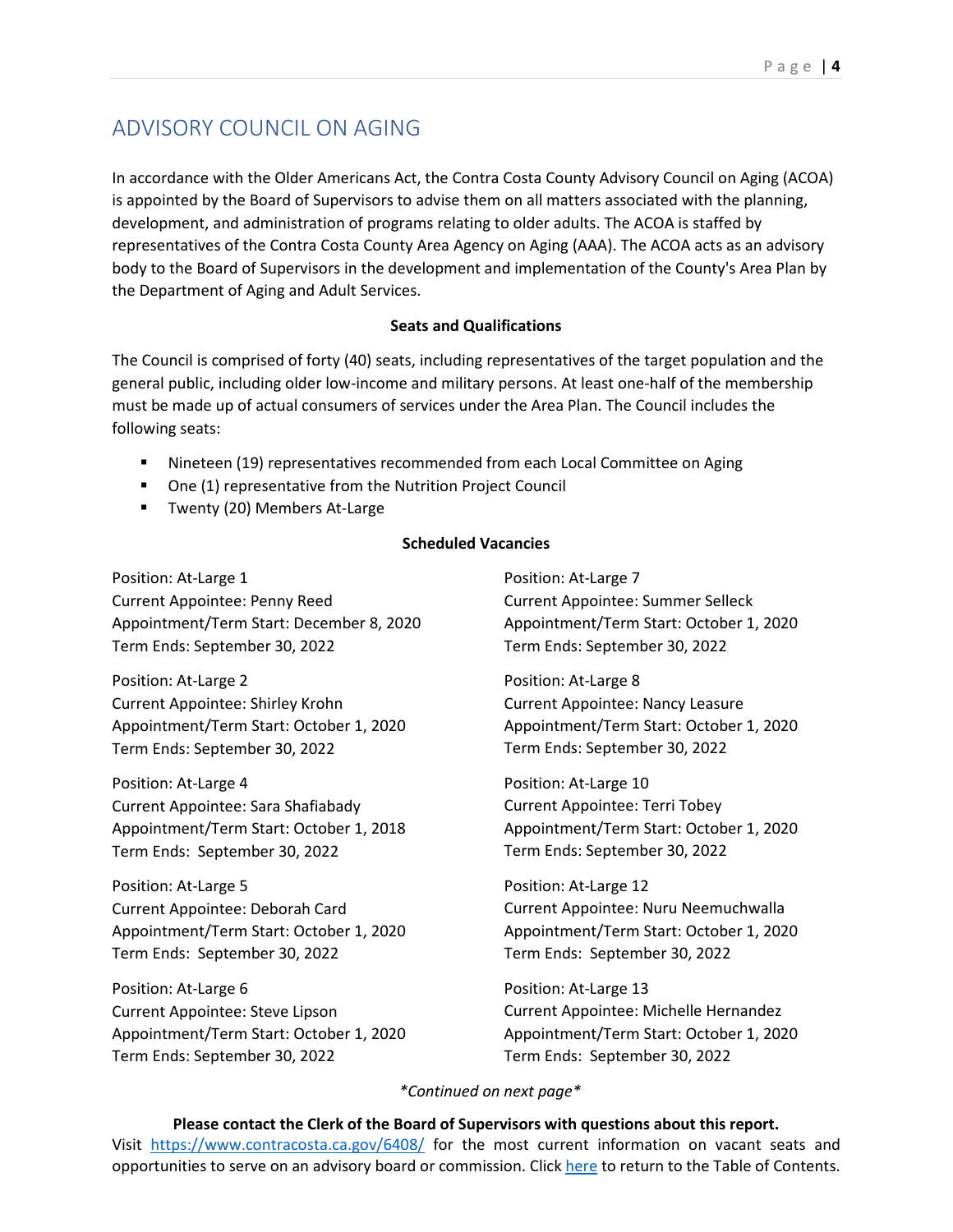# ADVISORY COUNCIL ON AGING

In accordance with the Older Americans Act, the Contra Costa County Advisory Council on Aging (ACOA) is appointed by the Board of Supervisors to advise them on all matters associated with the planning, development, and administration of programs relating to older adults. The ACOA is staffed by representatives of the Contra Costa County Area Agency on Aging (AAA). The ACOA acts as an advisory body to the Board of Supervisors in the development and implementation of the County's Area Plan by the Department of Aging and Adult Services.

**Seats and Qualifications**

The Council is comprised of forty (40) seats, including representatives of the target population and the general public, including older low-income and military persons. At least one-half of the membership must be made up of actual consumers of services under the Area Plan. The Council includes the following seats:

- Nineteen (19) representatives recommended from each Local Committee on Aging
- One (1) representative from the Nutrition Project Council
- Twenty (20) Members At-Large

**Scheduled Vacancies**

Position: At-Large 1
Current Appointee: Penny Reed
Appointment/Term Start: December 8, 2020
Term Ends: September 30, 2022

Position: At-Large 2
Current Appointee: Shirley Krohn
Appointment/Term Start: October 1, 2020
Term Ends: September 30, 2022

Position: At-Large 4
Current Appointee: Sara Shafiabady
Appointment/Term Start: October 1, 2018
Term Ends: September 30, 2022

Position: At-Large 5
Current Appointee: Deborah Card
Appointment/Term Start: October 1, 2020
Term Ends: September 30, 2022

Position: At-Large 6
Current Appointee: Steve Lipson
Appointment/Term Start: October 1, 2020
Term Ends: September 30, 2022

Position: At-Large 7
Current Appointee: Summer Selleck
Appointment/Term Start: October 1, 2020
Term Ends: September 30, 2022

Position: At-Large 8
Current Appointee: Nancy Leasure
Appointment/Term Start: October 1, 2020
Term Ends: September 30, 2022

Position: At-Large 10
Current Appointee: Terri Tobey
Appointment/Term Start: October 1, 2020
Term Ends: September 30, 2022

Position: At-Large 12
Current Appointee: Nuru Neemuchwalla
Appointment/Term Start: October 1, 2020
Term Ends: September 30, 2022

Position: At-Large 13
Current Appointee: Michelle Hernandez
Appointment/Term Start: October 1, 2020
Term Ends: September 30, 2022

*\*Continued on next page\**

**Please contact the Clerk of the Board of Supervisors with questions about this report.**
Visit https://www.contracosta.ca.gov/6408/ for the most current information on vacant seats and opportunities to serve on an advisory board or commission. Click here to return to the Table of Contents.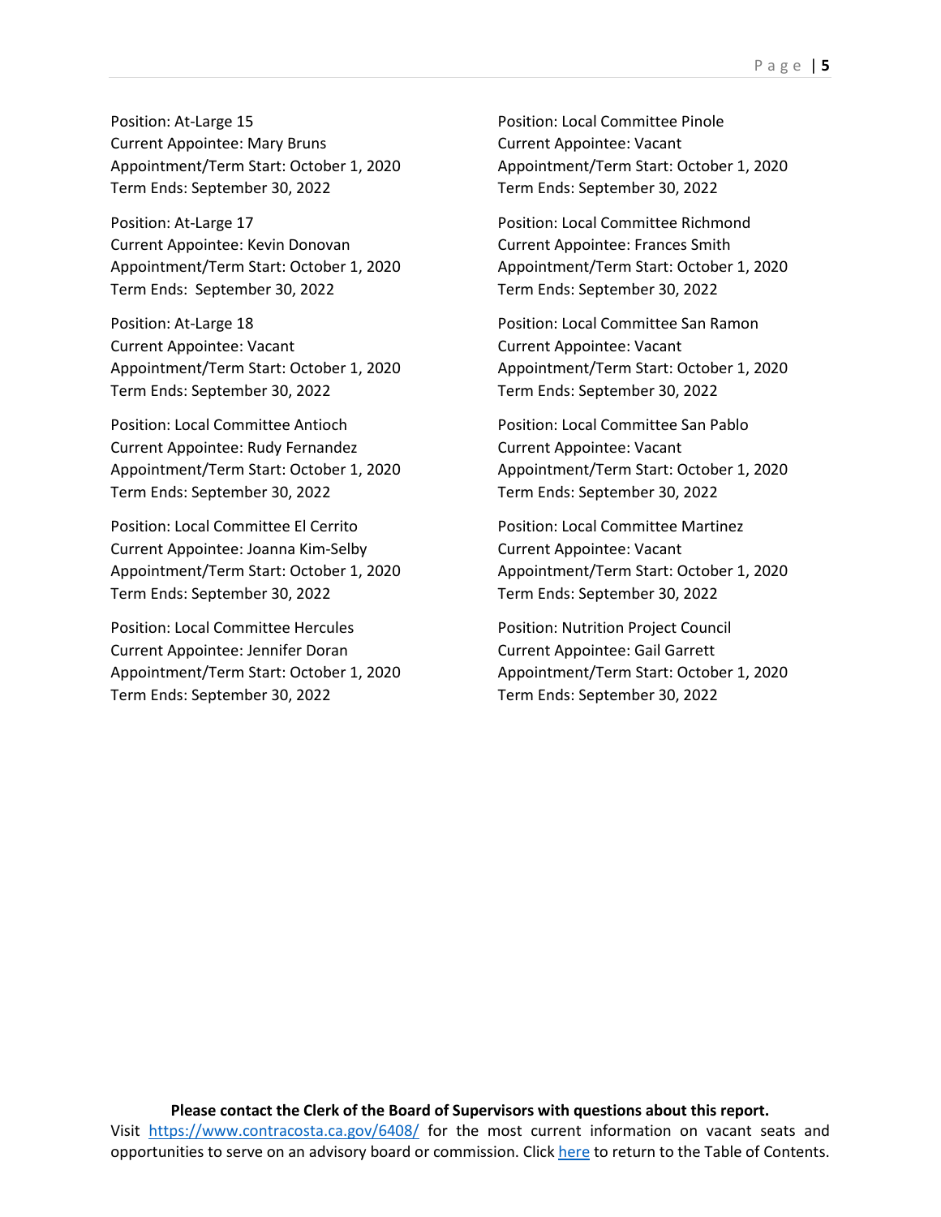Position: At-Large 15
Current Appointee: Mary Bruns
Appointment/Term Start: October 1, 2020
Term Ends: September 30, 2022

Position: At-Large 17
Current Appointee: Kevin Donovan
Appointment/Term Start: October 1, 2020
Term Ends: September 30, 2022

Position: At-Large 18
Current Appointee: Vacant
Appointment/Term Start: October 1, 2020
Term Ends: September 30, 2022

Position: Local Committee Antioch
Current Appointee: Rudy Fernandez
Appointment/Term Start: October 1, 2020
Term Ends: September 30, 2022

Position: Local Committee El Cerrito
Current Appointee: Joanna Kim-Selby
Appointment/Term Start: October 1, 2020
Term Ends: September 30, 2022

Position: Local Committee Hercules
Current Appointee: Jennifer Doran
Appointment/Term Start: October 1, 2020
Term Ends: September 30, 2022

Position: Local Committee Pinole
Current Appointee: Vacant
Appointment/Term Start: October 1, 2020
Term Ends: September 30, 2022

Position: Local Committee Richmond
Current Appointee: Frances Smith
Appointment/Term Start: October 1, 2020
Term Ends: September 30, 2022

Position: Local Committee San Ramon
Current Appointee: Vacant
Appointment/Term Start: October 1, 2020
Term Ends: September 30, 2022

Position: Local Committee San Pablo
Current Appointee: Vacant
Appointment/Term Start: October 1, 2020
Term Ends: September 30, 2022

Position: Local Committee Martinez
Current Appointee: Vacant
Appointment/Term Start: October 1, 2020
Term Ends: September 30, 2022

Position: Nutrition Project Council
Current Appointee: Gail Garrett
Appointment/Term Start: October 1, 2020
Term Ends: September 30, 2022

**Please contact the Clerk of the Board of Supervisors with questions about this report.**
Visit https://www.contracosta.ca.gov/6408/ for the most current information on vacant seats and opportunities to serve on an advisory board or commission. Click here to return to the Table of Contents.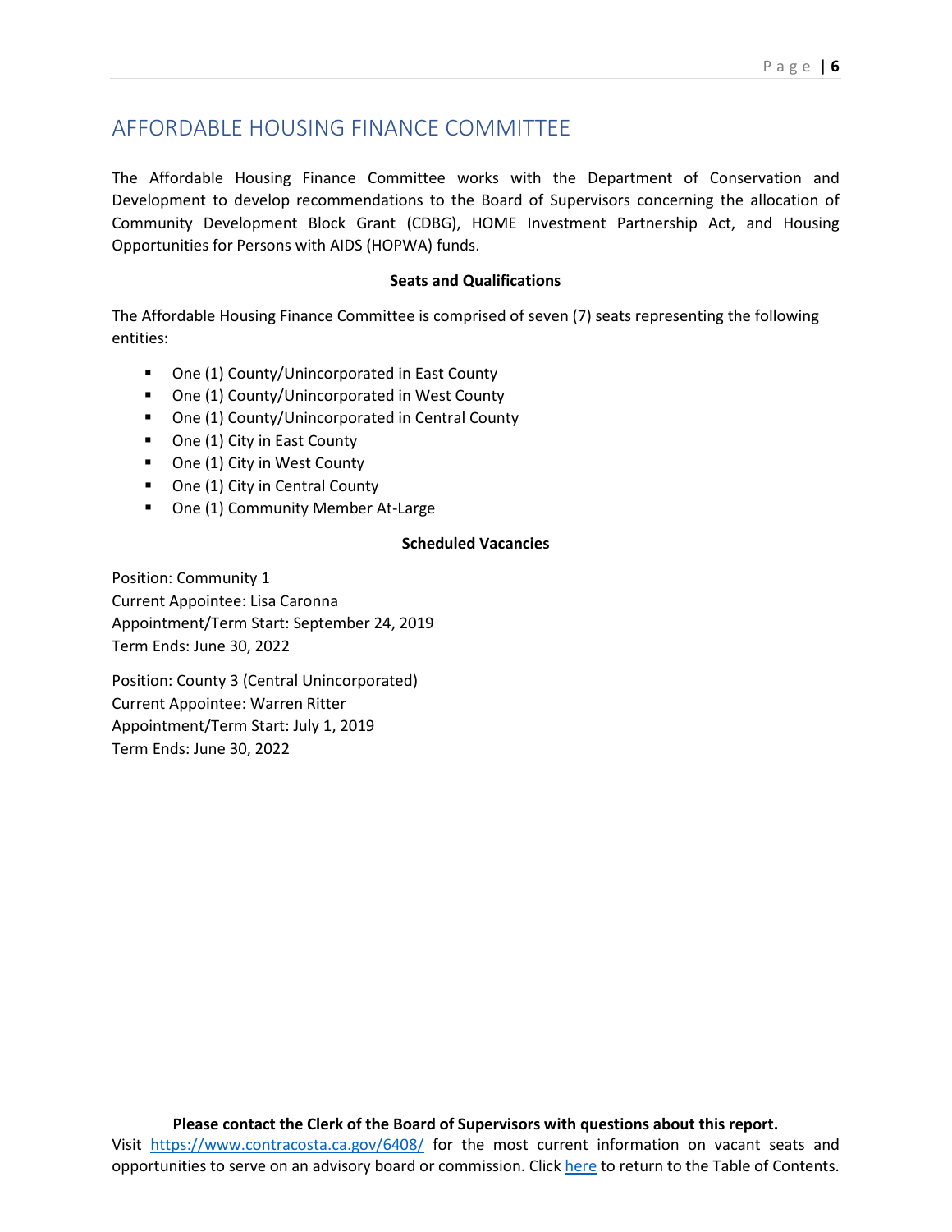# AFFORDABLE HOUSING FINANCE COMMITTEE

The Affordable Housing Finance Committee works with the Department of Conservation and Development to develop recommendations to the Board of Supervisors concerning the allocation of Community Development Block Grant (CDBG), HOME Investment Partnership Act, and Housing Opportunities for Persons with AIDS (HOPWA) funds.

**Seats and Qualifications**

The Affordable Housing Finance Committee is comprised of seven (7) seats representing the following entities:

- One (1) County/Unincorporated in East County
- One (1) County/Unincorporated in West County
- One (1) County/Unincorporated in Central County
- One (1) City in East County
- One (1) City in West County
- One (1) City in Central County
- One (1) Community Member At-Large

**Scheduled Vacancies**

Position: Community 1
Current Appointee: Lisa Caronna
Appointment/Term Start: September 24, 2019
Term Ends: June 30, 2022

Position: County 3 (Central Unincorporated)
Current Appointee: Warren Ritter
Appointment/Term Start: July 1, 2019
Term Ends: June 30, 2022

**Please contact the Clerk of the Board of Supervisors with questions about this report.**
Visit https://www.contracosta.ca.gov/6408/ for the most current information on vacant seats and opportunities to serve on an advisory board or commission. Click here to return to the Table of Contents.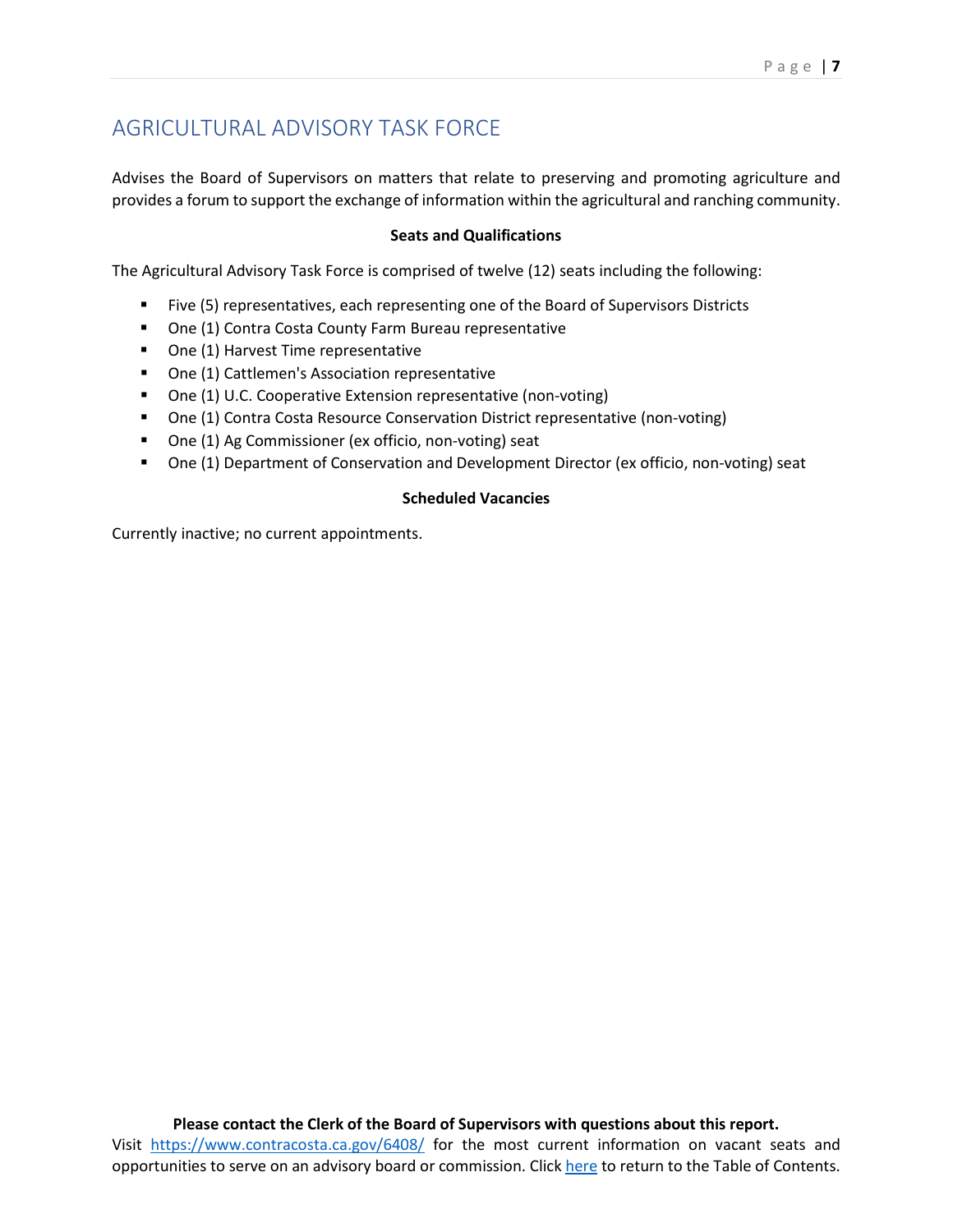# AGRICULTURAL ADVISORY TASK FORCE

Advises the Board of Supervisors on matters that relate to preserving and promoting agriculture and provides a forum to support the exchange of information within the agricultural and ranching community.

**Seats and Qualifications**

The Agricultural Advisory Task Force is comprised of twelve (12) seats including the following:

- Five (5) representatives, each representing one of the Board of Supervisors Districts
- One (1) Contra Costa County Farm Bureau representative
- One (1) Harvest Time representative
- One (1) Cattlemen's Association representative
- One (1) U.C. Cooperative Extension representative (non-voting)
- One (1) Contra Costa Resource Conservation District representative (non-voting)
- One (1) Ag Commissioner (ex officio, non-voting) seat
- One (1) Department of Conservation and Development Director (ex officio, non-voting) seat

**Scheduled Vacancies**

Currently inactive; no current appointments.

**Please contact the Clerk of the Board of Supervisors with questions about this report.**
Visit https://www.contracosta.ca.gov/6408/ for the most current information on vacant seats and opportunities to serve on an advisory board or commission. Click here to return to the Table of Contents.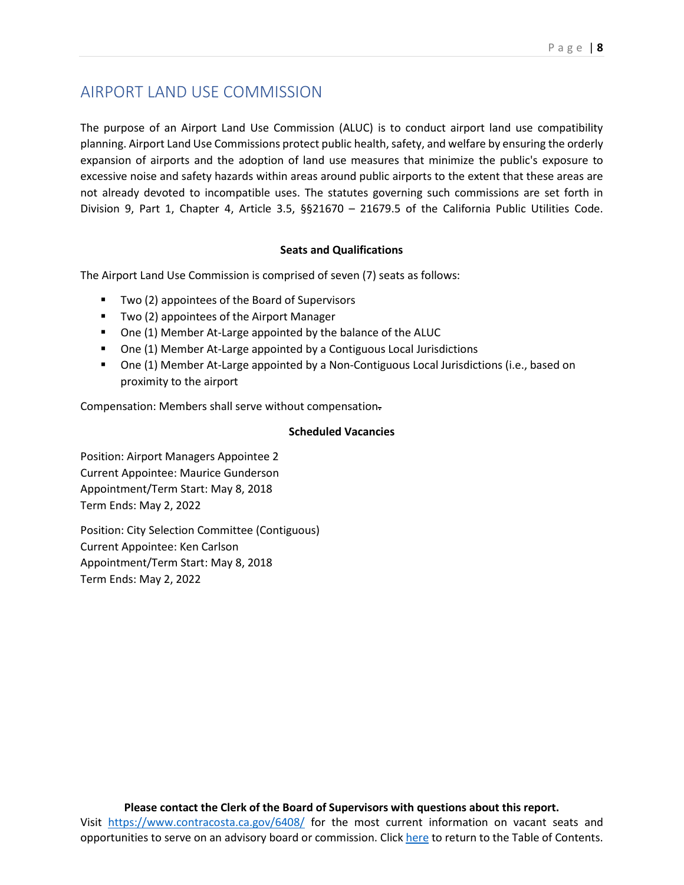# AIRPORT LAND USE COMMISSION

The purpose of an Airport Land Use Commission (ALUC) is to conduct airport land use compatibility planning. Airport Land Use Commissions protect public health, safety, and welfare by ensuring the orderly expansion of airports and the adoption of land use measures that minimize the public's exposure to excessive noise and safety hazards within areas around public airports to the extent that these areas are not already devoted to incompatible uses. The statutes governing such commissions are set forth in Division 9, Part 1, Chapter 4, Article 3.5, §§21670 – 21679.5 of the California Public Utilities Code.

**Seats and Qualifications**

The Airport Land Use Commission is comprised of seven (7) seats as follows:

- Two (2) appointees of the Board of Supervisors
- Two (2) appointees of the Airport Manager
- One (1) Member At-Large appointed by the balance of the ALUC
- One (1) Member At-Large appointed by a Contiguous Local Jurisdictions
- One (1) Member At-Large appointed by a Non-Contiguous Local Jurisdictions (i.e., based on proximity to the airport

Compensation: Members shall serve without compensation.

**Scheduled Vacancies**

Position: Airport Managers Appointee 2
Current Appointee: Maurice Gunderson
Appointment/Term Start: May 8, 2018
Term Ends: May 2, 2022

Position: City Selection Committee (Contiguous)
Current Appointee: Ken Carlson
Appointment/Term Start: May 8, 2018
Term Ends: May 2, 2022

**Please contact the Clerk of the Board of Supervisors with questions about this report.**
Visit https://www.contracosta.ca.gov/6408/ for the most current information on vacant seats and opportunities to serve on an advisory board or commission. Click here to return to the Table of Contents.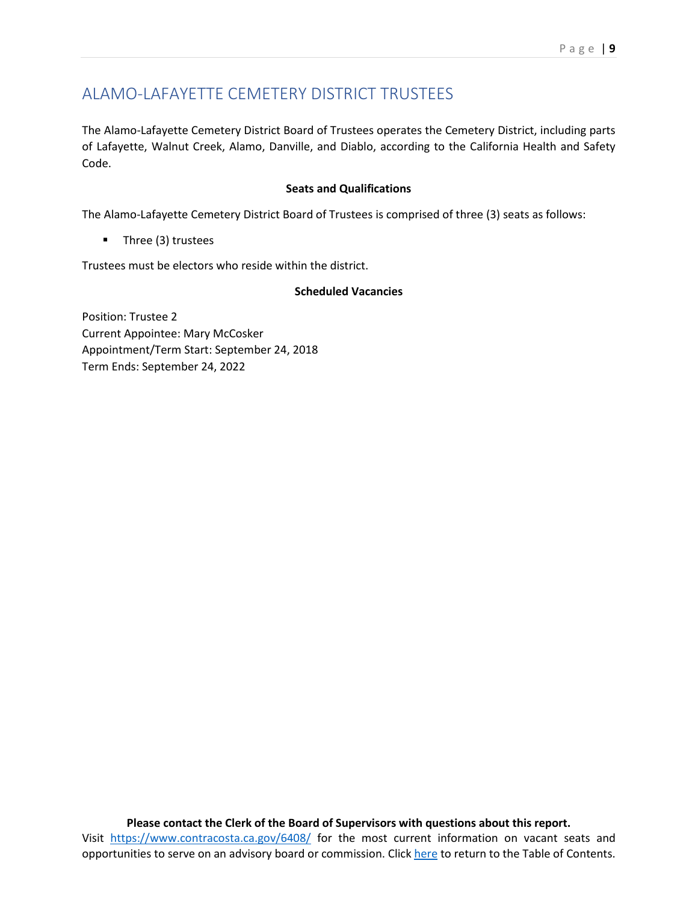# ALAMO-LAFAYETTE CEMETERY DISTRICT TRUSTEES

The Alamo-Lafayette Cemetery District Board of Trustees operates the Cemetery District, including parts of Lafayette, Walnut Creek, Alamo, Danville, and Diablo, according to the California Health and Safety Code.

**Seats and Qualifications**

The Alamo-Lafayette Cemetery District Board of Trustees is comprised of three (3) seats as follows:

- Three (3) trustees

Trustees must be electors who reside within the district.

**Scheduled Vacancies**

Position: Trustee 2
Current Appointee: Mary McCosker
Appointment/Term Start: September 24, 2018
Term Ends: September 24, 2022

**Please contact the Clerk of the Board of Supervisors with questions about this report.**
Visit https://www.contracosta.ca.gov/6408/ for the most current information on vacant seats and opportunities to serve on an advisory board or commission. Click here to return to the Table of Contents.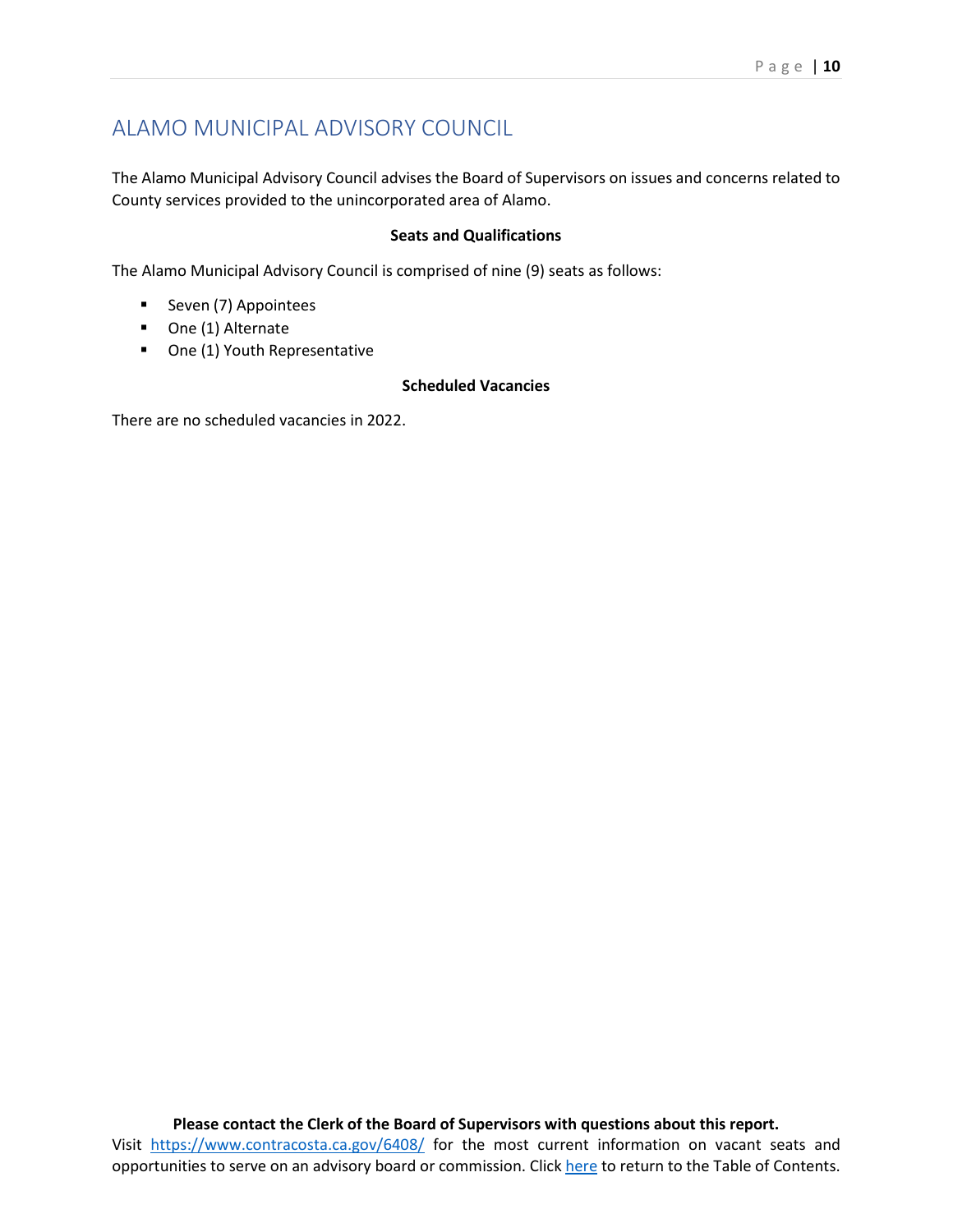# ALAMO MUNICIPAL ADVISORY COUNCIL

The Alamo Municipal Advisory Council advises the Board of Supervisors on issues and concerns related to County services provided to the unincorporated area of Alamo.

**Seats and Qualifications**

The Alamo Municipal Advisory Council is comprised of nine (9) seats as follows:

- Seven (7) Appointees
- One (1) Alternate
- One (1) Youth Representative

**Scheduled Vacancies**

There are no scheduled vacancies in 2022.

**Please contact the Clerk of the Board of Supervisors with questions about this report.**
Visit [https://www.contracosta.ca.gov/6408/](https://www.contracosta.ca.gov/6408/) for the most current information on vacant seats and opportunities to serve on an advisory board or commission. Click here to return to the Table of Contents.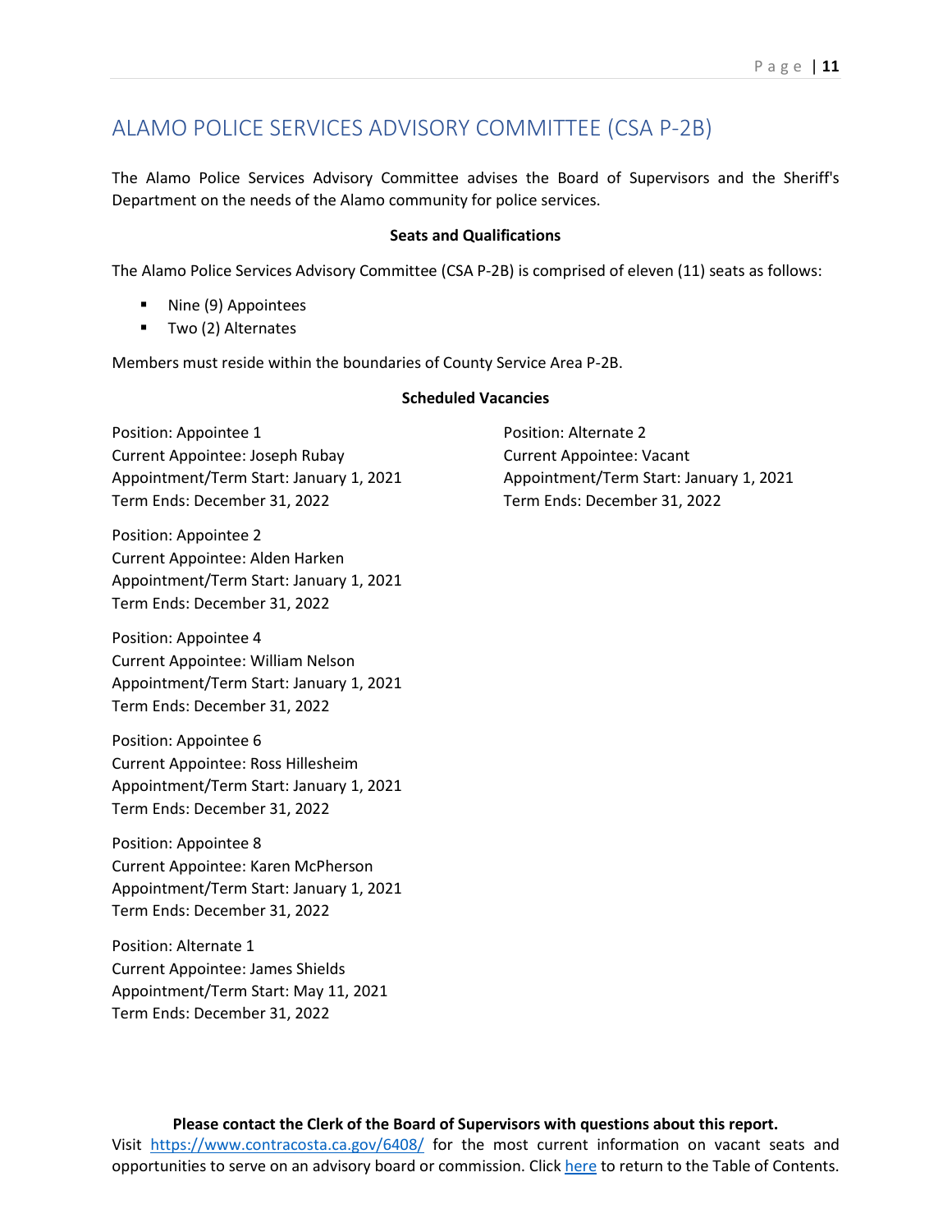## ALAMO POLICE SERVICES ADVISORY COMMITTEE (CSA P-2B)

The Alamo Police Services Advisory Committee advises the Board of Supervisors and the Sheriff's Department on the needs of the Alamo community for police services.

**Seats and Qualifications**

The Alamo Police Services Advisory Committee (CSA P-2B) is comprised of eleven (11) seats as follows:

- Nine (9) Appointees
- Two (2) Alternates

Members must reside within the boundaries of County Service Area P-2B.

**Scheduled Vacancies**

Position: Appointee 1
Current Appointee: Joseph Rubay
Appointment/Term Start: January 1, 2021
Term Ends: December 31, 2022

Position: Appointee 2
Current Appointee: Alden Harken
Appointment/Term Start: January 1, 2021
Term Ends: December 31, 2022

Position: Appointee 4
Current Appointee: William Nelson
Appointment/Term Start: January 1, 2021
Term Ends: December 31, 2022

Position: Appointee 6
Current Appointee: Ross Hillesheim
Appointment/Term Start: January 1, 2021
Term Ends: December 31, 2022

Position: Appointee 8
Current Appointee: Karen McPherson
Appointment/Term Start: January 1, 2021
Term Ends: December 31, 2022

Position: Alternate 1
Current Appointee: James Shields
Appointment/Term Start: May 11, 2021
Term Ends: December 31, 2022

Position: Alternate 2
Current Appointee: Vacant
Appointment/Term Start: January 1, 2021
Term Ends: December 31, 2022

**Please contact the Clerk of the Board of Supervisors with questions about this report.**
Visit https://www.contracosta.ca.gov/6408/ for the most current information on vacant seats and opportunities to serve on an advisory board or commission. Click here to return to the Table of Contents.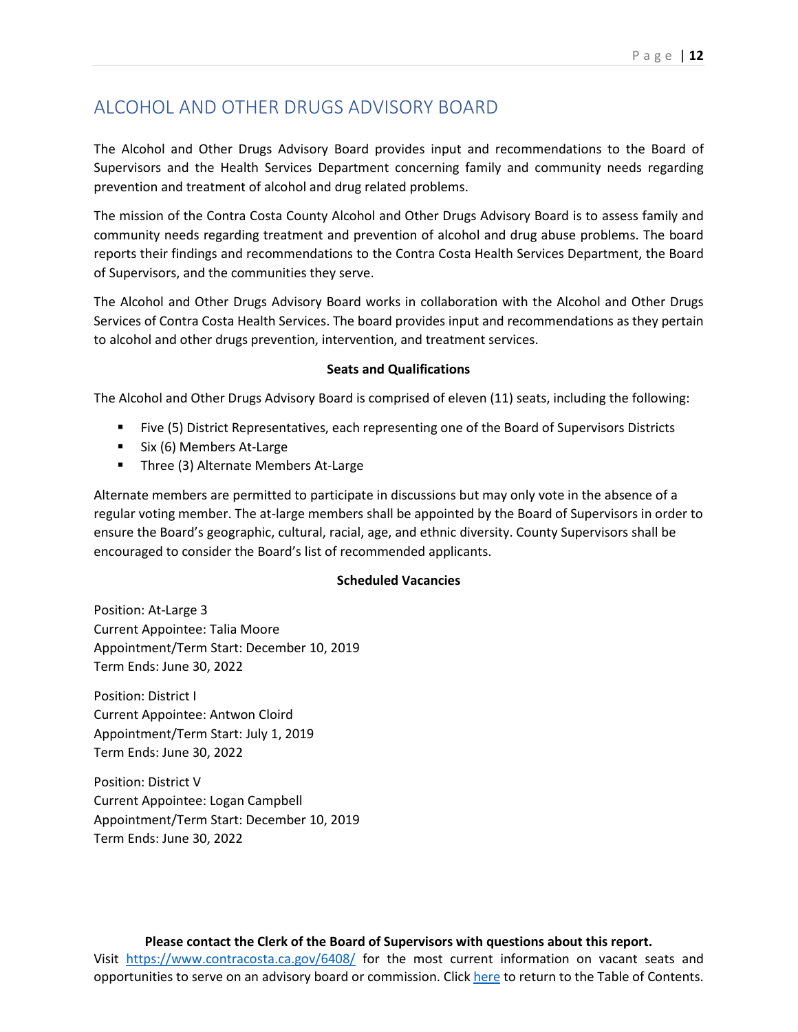# ALCOHOL AND OTHER DRUGS ADVISORY BOARD

The Alcohol and Other Drugs Advisory Board provides input and recommendations to the Board of Supervisors and the Health Services Department concerning family and community needs regarding prevention and treatment of alcohol and drug related problems.

The mission of the Contra Costa County Alcohol and Other Drugs Advisory Board is to assess family and community needs regarding treatment and prevention of alcohol and drug abuse problems. The board reports their findings and recommendations to the Contra Costa Health Services Department, the Board of Supervisors, and the communities they serve.

The Alcohol and Other Drugs Advisory Board works in collaboration with the Alcohol and Other Drugs Services of Contra Costa Health Services. The board provides input and recommendations as they pertain to alcohol and other drugs prevention, intervention, and treatment services.

**Seats and Qualifications**

The Alcohol and Other Drugs Advisory Board is comprised of eleven (11) seats, including the following:

- Five (5) District Representatives, each representing one of the Board of Supervisors Districts
- Six (6) Members At-Large
- Three (3) Alternate Members At-Large

Alternate members are permitted to participate in discussions but may only vote in the absence of a regular voting member. The at-large members shall be appointed by the Board of Supervisors in order to ensure the Board's geographic, cultural, racial, age, and ethnic diversity. County Supervisors shall be encouraged to consider the Board's list of recommended applicants.

**Scheduled Vacancies**

Position: At-Large 3
Current Appointee: Talia Moore
Appointment/Term Start: December 10, 2019
Term Ends: June 30, 2022

Position: District I
Current Appointee: Antwon Cloird
Appointment/Term Start: July 1, 2019
Term Ends: June 30, 2022

Position: District V
Current Appointee: Logan Campbell
Appointment/Term Start: December 10, 2019
Term Ends: June 30, 2022

**Please contact the Clerk of the Board of Supervisors with questions about this report.**
Visit https://www.contracosta.ca.gov/6408/ for the most current information on vacant seats and opportunities to serve on an advisory board or commission. Click here to return to the Table of Contents.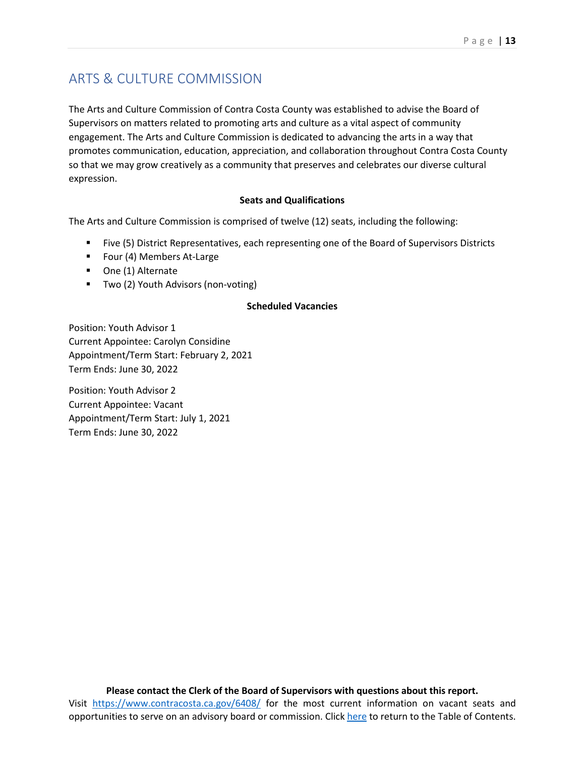# ARTS & CULTURE COMMISSION

The Arts and Culture Commission of Contra Costa County was established to advise the Board of Supervisors on matters related to promoting arts and culture as a vital aspect of community engagement. The Arts and Culture Commission is dedicated to advancing the arts in a way that promotes communication, education, appreciation, and collaboration throughout Contra Costa County so that we may grow creatively as a community that preserves and celebrates our diverse cultural expression.

**Seats and Qualifications**

The Arts and Culture Commission is comprised of twelve (12) seats, including the following:

- Five (5) District Representatives, each representing one of the Board of Supervisors Districts
- Four (4) Members At-Large
- One (1) Alternate
- Two (2) Youth Advisors (non-voting)

**Scheduled Vacancies**

Position: Youth Advisor 1
Current Appointee: Carolyn Considine
Appointment/Term Start: February 2, 2021
Term Ends: June 30, 2022

Position: Youth Advisor 2
Current Appointee: Vacant
Appointment/Term Start: July 1, 2021
Term Ends: June 30, 2022

**Please contact the Clerk of the Board of Supervisors with questions about this report.**
Visit https://www.contracosta.ca.gov/6408/ for the most current information on vacant seats and opportunities to serve on an advisory board or commission. Click here to return to the Table of Contents.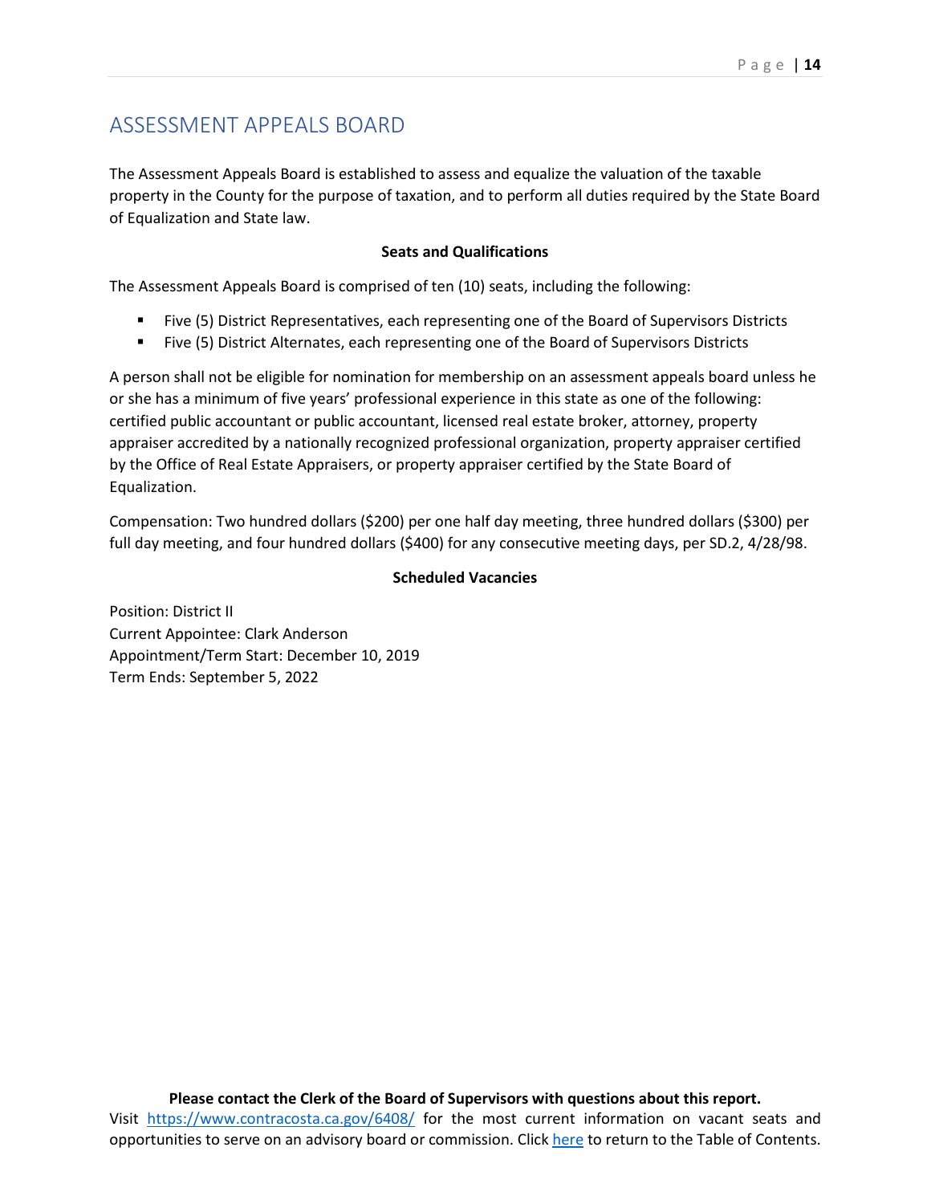# ASSESSMENT APPEALS BOARD

The Assessment Appeals Board is established to assess and equalize the valuation of the taxable property in the County for the purpose of taxation, and to perform all duties required by the State Board of Equalization and State law.

**Seats and Qualifications**

The Assessment Appeals Board is comprised of ten (10) seats, including the following:

- Five (5) District Representatives, each representing one of the Board of Supervisors Districts
- Five (5) District Alternates, each representing one of the Board of Supervisors Districts

A person shall not be eligible for nomination for membership on an assessment appeals board unless he or she has a minimum of five years' professional experience in this state as one of the following: certified public accountant or public accountant, licensed real estate broker, attorney, property appraiser accredited by a nationally recognized professional organization, property appraiser certified by the Office of Real Estate Appraisers, or property appraiser certified by the State Board of Equalization.

Compensation: Two hundred dollars ($200) per one half day meeting, three hundred dollars ($300) per full day meeting, and four hundred dollars ($400) for any consecutive meeting days, per SD.2, 4/28/98.

**Scheduled Vacancies**

Position: District II
Current Appointee: Clark Anderson
Appointment/Term Start: December 10, 2019
Term Ends: September 5, 2022

**Please contact the Clerk of the Board of Supervisors with questions about this report.**
Visit https://www.contracosta.ca.gov/6408/ for the most current information on vacant seats and opportunities to serve on an advisory board or commission. Click here to return to the Table of Contents.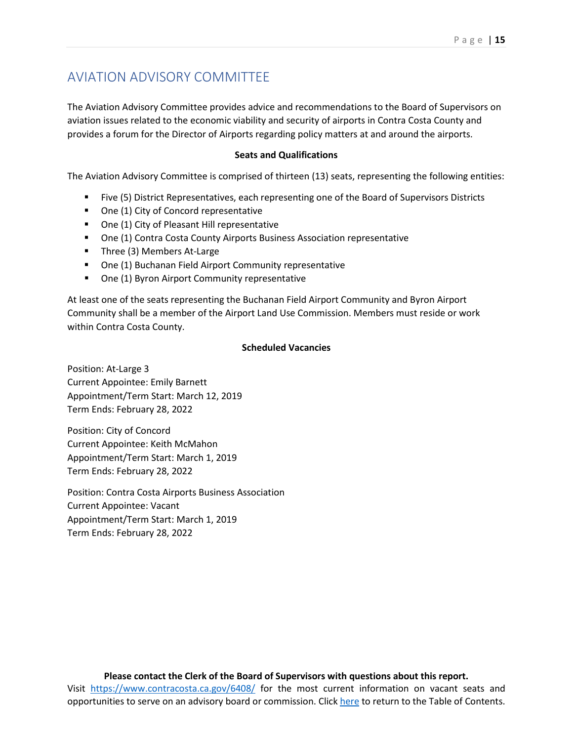# AVIATION ADVISORY COMMITTEE

The Aviation Advisory Committee provides advice and recommendations to the Board of Supervisors on aviation issues related to the economic viability and security of airports in Contra Costa County and provides a forum for the Director of Airports regarding policy matters at and around the airports.

**Seats and Qualifications**

The Aviation Advisory Committee is comprised of thirteen (13) seats, representing the following entities:

- Five (5) District Representatives, each representing one of the Board of Supervisors Districts
- One (1) City of Concord representative
- One (1) City of Pleasant Hill representative
- One (1) Contra Costa County Airports Business Association representative
- Three (3) Members At-Large
- One (1) Buchanan Field Airport Community representative
- One (1) Byron Airport Community representative

At least one of the seats representing the Buchanan Field Airport Community and Byron Airport Community shall be a member of the Airport Land Use Commission. Members must reside or work within Contra Costa County.

**Scheduled Vacancies**

Position: At-Large 3
Current Appointee: Emily Barnett
Appointment/Term Start: March 12, 2019
Term Ends: February 28, 2022

Position: City of Concord
Current Appointee: Keith McMahon
Appointment/Term Start: March 1, 2019
Term Ends: February 28, 2022

Position: Contra Costa Airports Business Association
Current Appointee: Vacant
Appointment/Term Start: March 1, 2019
Term Ends: February 28, 2022

**Please contact the Clerk of the Board of Supervisors with questions about this report.**
Visit https://www.contracosta.ca.gov/6408/ for the most current information on vacant seats and opportunities to serve on an advisory board or commission. Click here to return to the Table of Contents.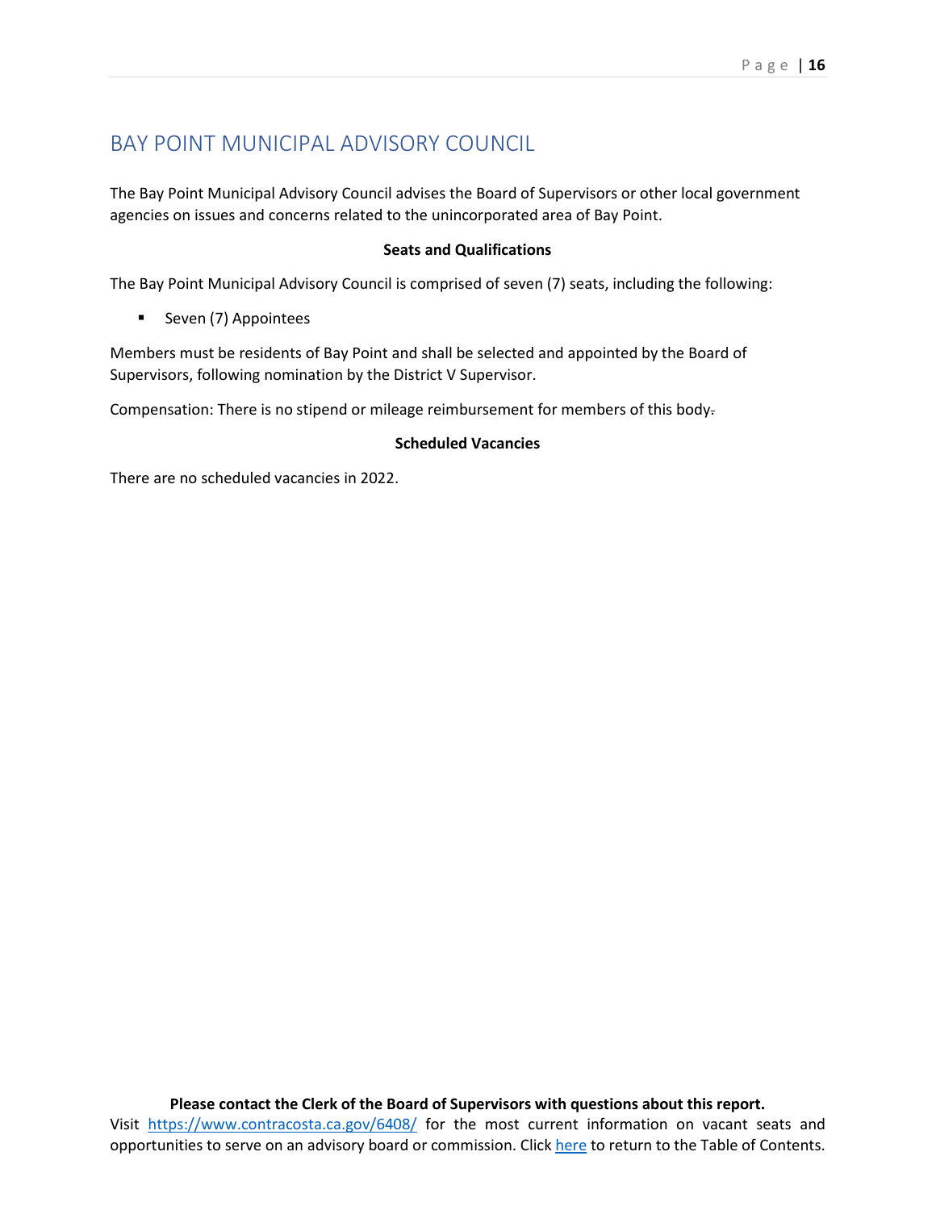# BAY POINT MUNICIPAL ADVISORY COUNCIL

The Bay Point Municipal Advisory Council advises the Board of Supervisors or other local government agencies on issues and concerns related to the unincorporated area of Bay Point.

**Seats and Qualifications**

The Bay Point Municipal Advisory Council is comprised of seven (7) seats, including the following:

- Seven (7) Appointees

Members must be residents of Bay Point and shall be selected and appointed by the Board of Supervisors, following nomination by the District V Supervisor.

Compensation: There is no stipend or mileage reimbursement for members of this body.

**Scheduled Vacancies**

There are no scheduled vacancies in 2022.

**Please contact the Clerk of the Board of Supervisors with questions about this report.**
Visit https://www.contracosta.ca.gov/6408/ for the most current information on vacant seats and opportunities to serve on an advisory board or commission. Click here to return to the Table of Contents.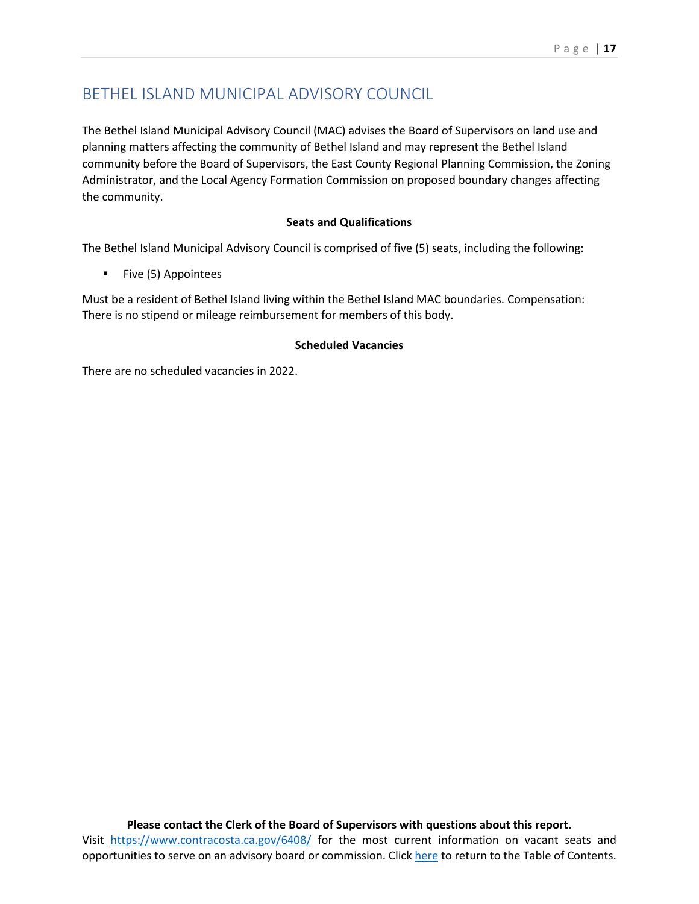# BETHEL ISLAND MUNICIPAL ADVISORY COUNCIL

The Bethel Island Municipal Advisory Council (MAC) advises the Board of Supervisors on land use and planning matters affecting the community of Bethel Island and may represent the Bethel Island community before the Board of Supervisors, the East County Regional Planning Commission, the Zoning Administrator, and the Local Agency Formation Commission on proposed boundary changes affecting the community.

**Seats and Qualifications**

The Bethel Island Municipal Advisory Council is comprised of five (5) seats, including the following:

- Five (5) Appointees

Must be a resident of Bethel Island living within the Bethel Island MAC boundaries. Compensation: There is no stipend or mileage reimbursement for members of this body.

**Scheduled Vacancies**

There are no scheduled vacancies in 2022.

**Please contact the Clerk of the Board of Supervisors with questions about this report.**
Visit [https://www.contracosta.ca.gov/6408/](https://www.contracosta.ca.gov/6408/) for the most current information on vacant seats and opportunities to serve on an advisory board or commission. Click [here]() to return to the Table of Contents.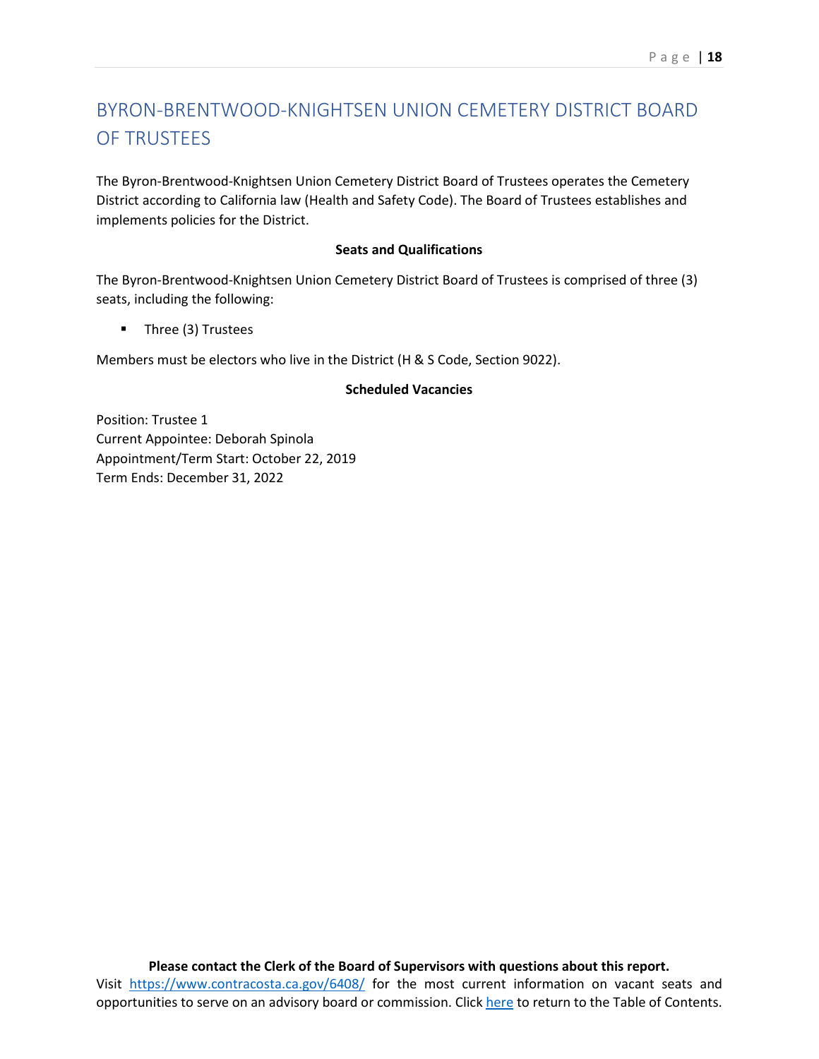# BYRON-BRENTWOOD-KNIGHTSEN UNION CEMETERY DISTRICT BOARD OF TRUSTEES

The Byron-Brentwood-Knightsen Union Cemetery District Board of Trustees operates the Cemetery District according to California law (Health and Safety Code). The Board of Trustees establishes and implements policies for the District.

**Seats and Qualifications**

The Byron-Brentwood-Knightsen Union Cemetery District Board of Trustees is comprised of three (3) seats, including the following:

- Three (3) Trustees

Members must be electors who live in the District (H & S Code, Section 9022).

**Scheduled Vacancies**

Position: Trustee 1
Current Appointee: Deborah Spinola
Appointment/Term Start: October 22, 2019
Term Ends: December 31, 2022

**Please contact the Clerk of the Board of Supervisors with questions about this report.**
Visit https://www.contracosta.ca.gov/6408/ for the most current information on vacant seats and opportunities to serve on an advisory board or commission. Click here to return to the Table of Contents.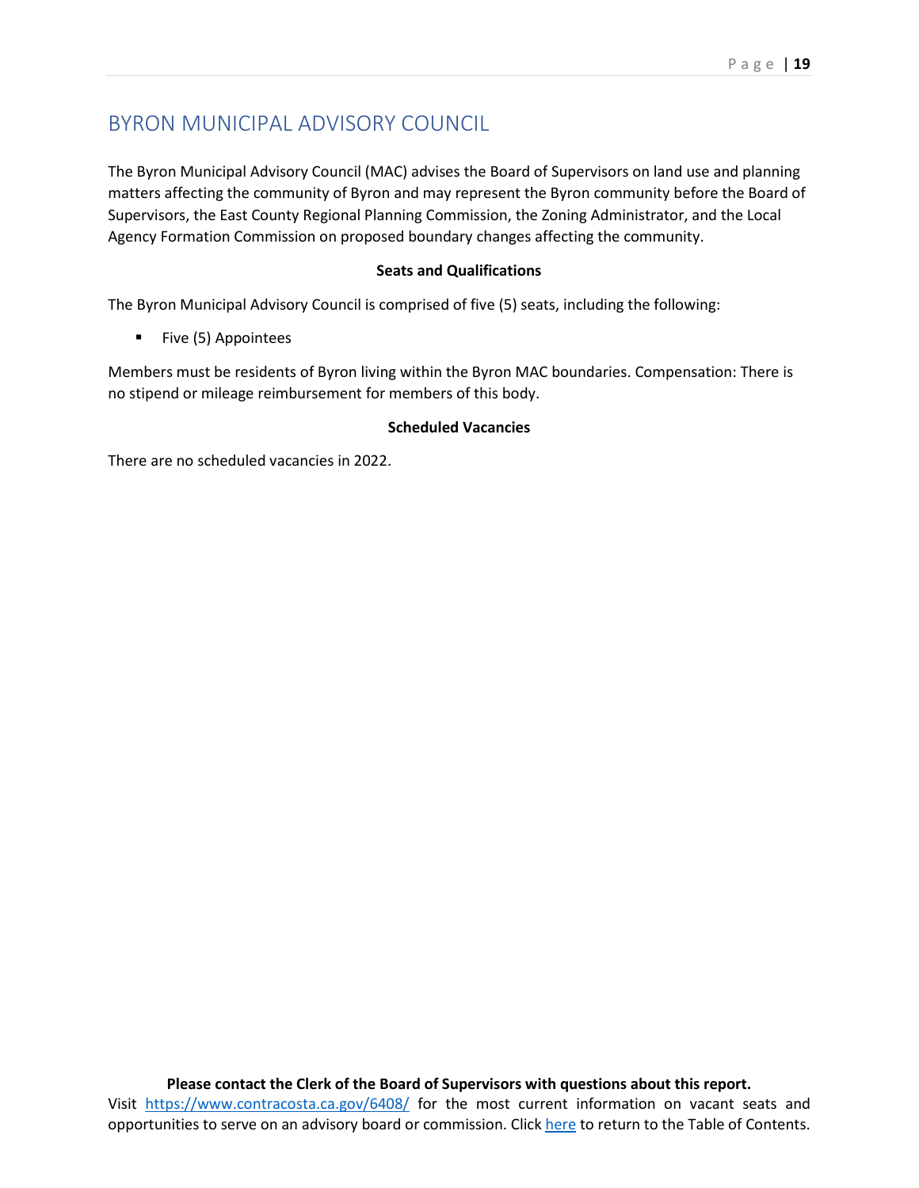# BYRON MUNICIPAL ADVISORY COUNCIL

The Byron Municipal Advisory Council (MAC) advises the Board of Supervisors on land use and planning matters affecting the community of Byron and may represent the Byron community before the Board of Supervisors, the East County Regional Planning Commission, the Zoning Administrator, and the Local Agency Formation Commission on proposed boundary changes affecting the community.

**Seats and Qualifications**

The Byron Municipal Advisory Council is comprised of five (5) seats, including the following:

- Five (5) Appointees

Members must be residents of Byron living within the Byron MAC boundaries. Compensation: There is no stipend or mileage reimbursement for members of this body.

**Scheduled Vacancies**

There are no scheduled vacancies in 2022.

**Please contact the Clerk of the Board of Supervisors with questions about this report.**
Visit https://www.contracosta.ca.gov/6408/ for the most current information on vacant seats and opportunities to serve on an advisory board or commission. Click here to return to the Table of Contents.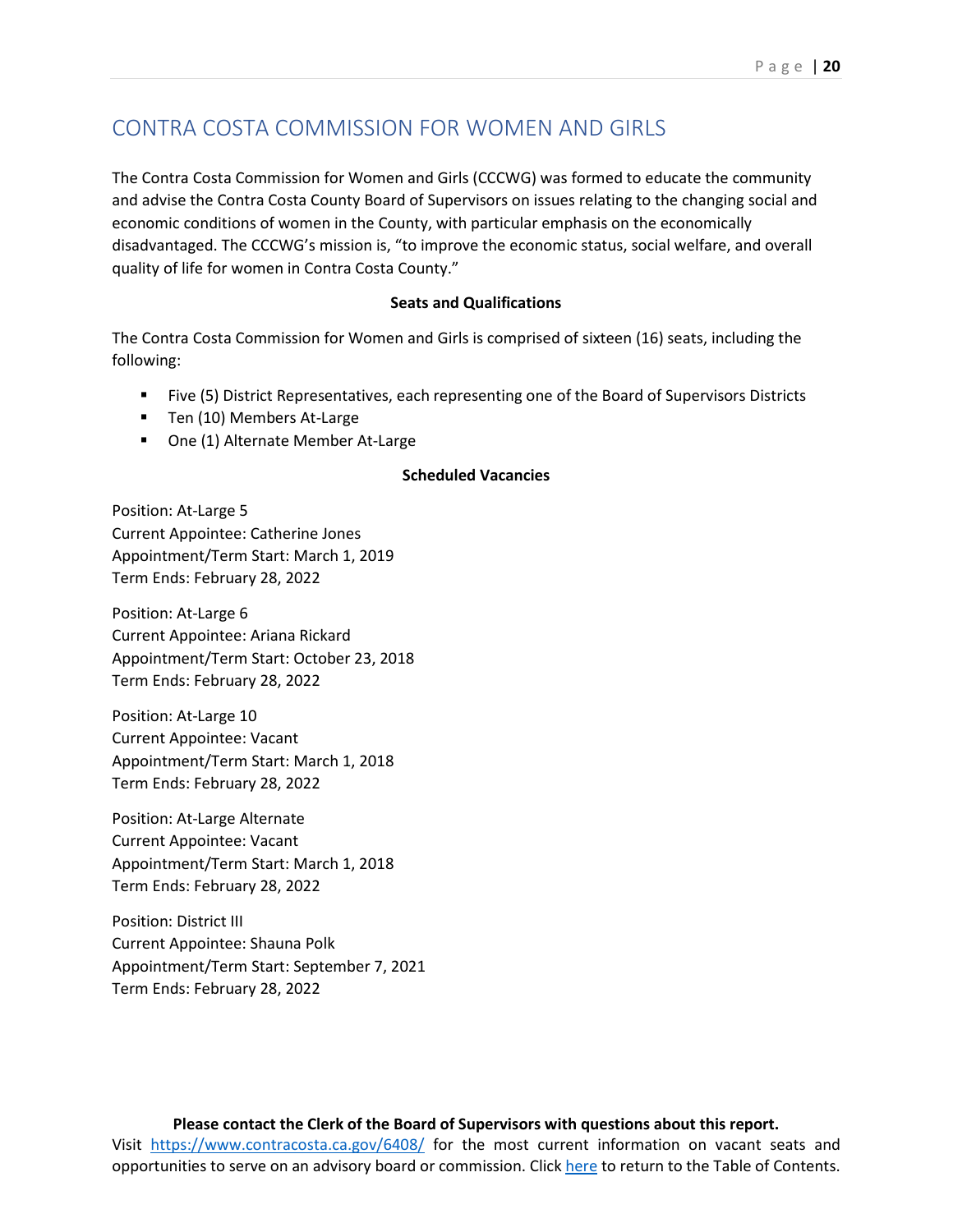# CONTRA COSTA COMMISSION FOR WOMEN AND GIRLS

The Contra Costa Commission for Women and Girls (CCCWG) was formed to educate the community and advise the Contra Costa County Board of Supervisors on issues relating to the changing social and economic conditions of women in the County, with particular emphasis on the economically disadvantaged. The CCCWG's mission is, "to improve the economic status, social welfare, and overall quality of life for women in Contra Costa County."

**Seats and Qualifications**

The Contra Costa Commission for Women and Girls is comprised of sixteen (16) seats, including the following:

- Five (5) District Representatives, each representing one of the Board of Supervisors Districts
- Ten (10) Members At-Large
- One (1) Alternate Member At-Large

**Scheduled Vacancies**

Position: At-Large 5
Current Appointee: Catherine Jones
Appointment/Term Start: March 1, 2019
Term Ends: February 28, 2022

Position: At-Large 6
Current Appointee: Ariana Rickard
Appointment/Term Start: October 23, 2018
Term Ends: February 28, 2022

Position: At-Large 10
Current Appointee: Vacant
Appointment/Term Start: March 1, 2018
Term Ends: February 28, 2022

Position: At-Large Alternate
Current Appointee: Vacant
Appointment/Term Start: March 1, 2018
Term Ends: February 28, 2022

Position: District III
Current Appointee: Shauna Polk
Appointment/Term Start: September 7, 2021
Term Ends: February 28, 2022

**Please contact the Clerk of the Board of Supervisors with questions about this report.**
Visit https://www.contracosta.ca.gov/6408/ for the most current information on vacant seats and opportunities to serve on an advisory board or commission. Click here to return to the Table of Contents.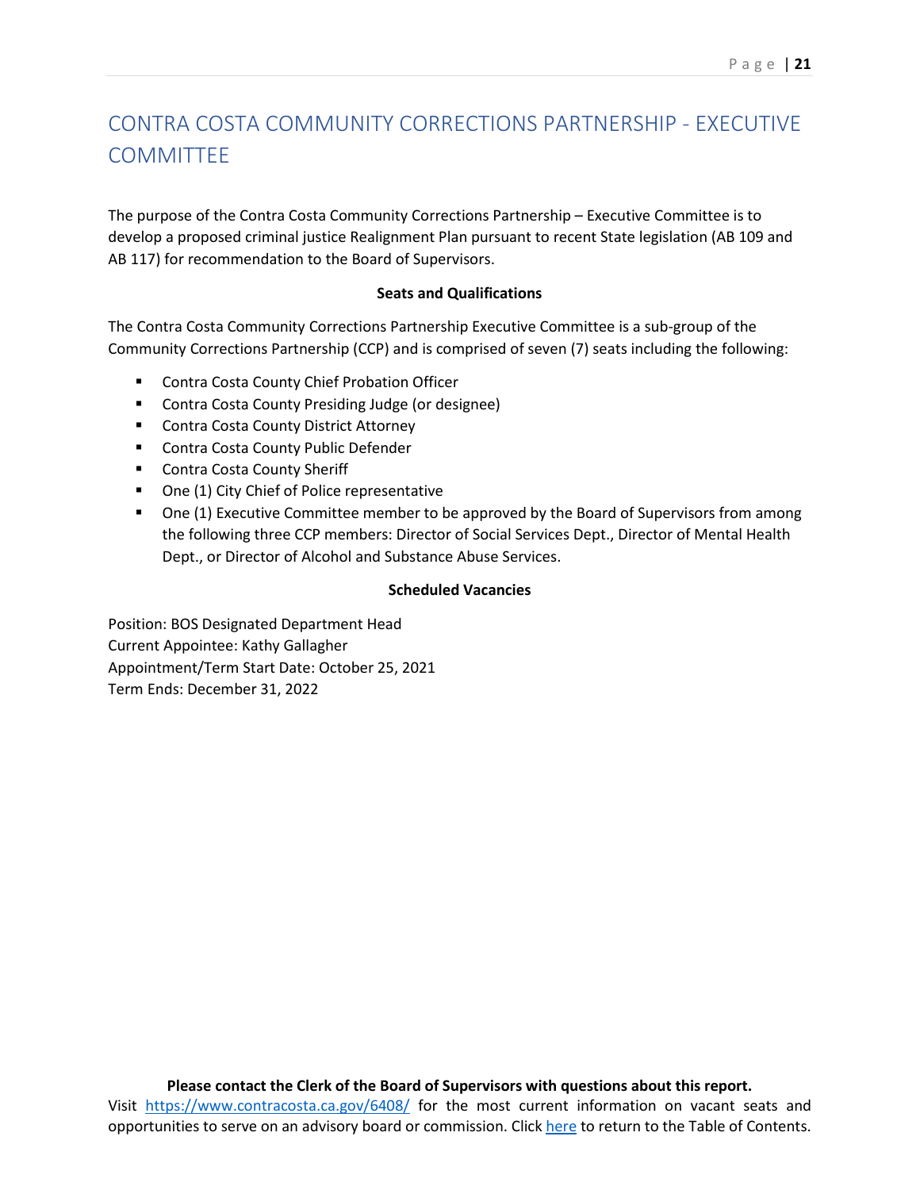# CONTRA COSTA COMMUNITY CORRECTIONS PARTNERSHIP - EXECUTIVE COMMITTEE

The purpose of the Contra Costa Community Corrections Partnership – Executive Committee is to develop a proposed criminal justice Realignment Plan pursuant to recent State legislation (AB 109 and AB 117) for recommendation to the Board of Supervisors.

**Seats and Qualifications**

The Contra Costa Community Corrections Partnership Executive Committee is a sub-group of the Community Corrections Partnership (CCP) and is comprised of seven (7) seats including the following:

- Contra Costa County Chief Probation Officer
- Contra Costa County Presiding Judge (or designee)
- Contra Costa County District Attorney
- Contra Costa County Public Defender
- Contra Costa County Sheriff
- One (1) City Chief of Police representative
- One (1) Executive Committee member to be approved by the Board of Supervisors from among the following three CCP members: Director of Social Services Dept., Director of Mental Health Dept., or Director of Alcohol and Substance Abuse Services.

**Scheduled Vacancies**

Position: BOS Designated Department Head
Current Appointee: Kathy Gallagher
Appointment/Term Start Date: October 25, 2021
Term Ends: December 31, 2022

**Please contact the Clerk of the Board of Supervisors with questions about this report.**
Visit https://www.contracosta.ca.gov/6408/ for the most current information on vacant seats and opportunities to serve on an advisory board or commission. Click here to return to the Table of Contents.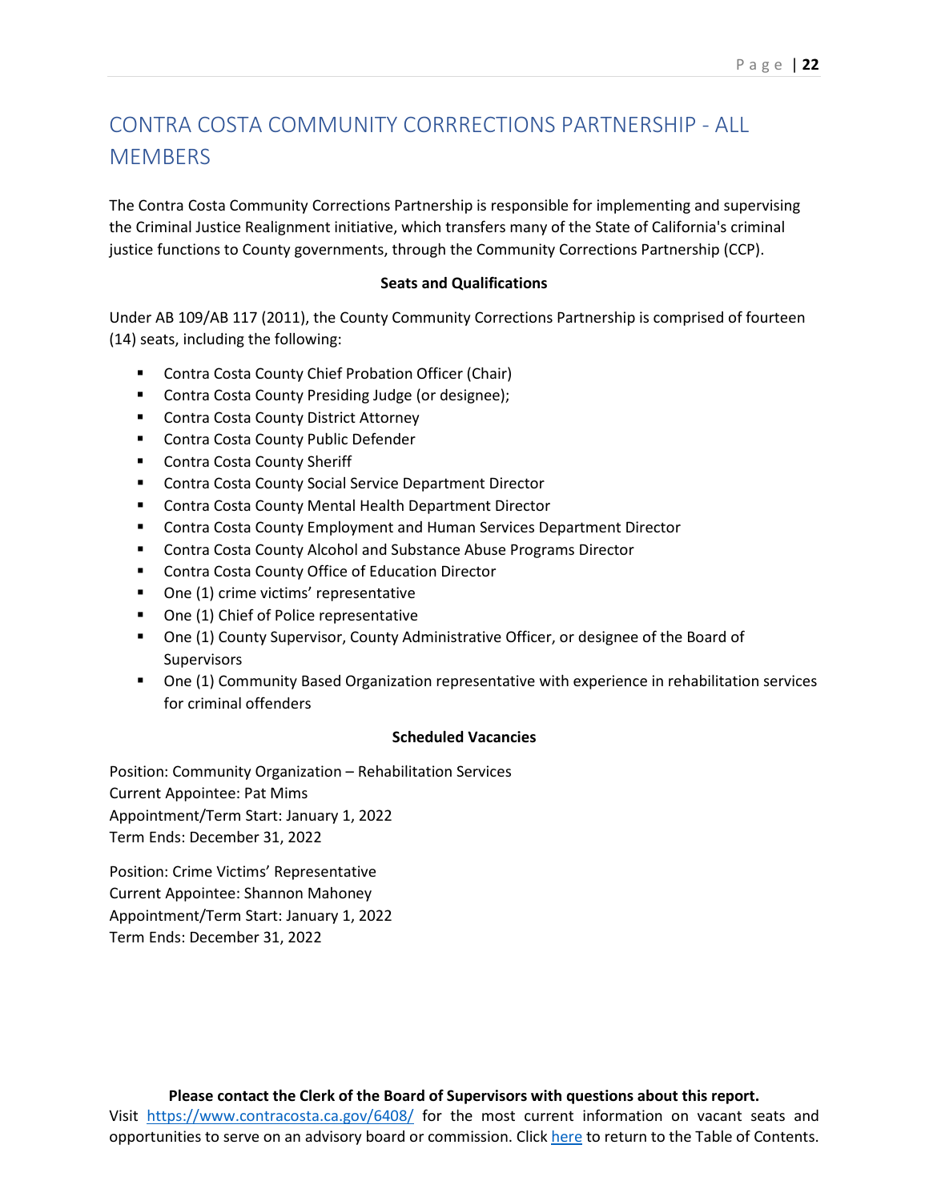# CONTRA COSTA COMMUNITY CORRRECTIONS PARTNERSHIP - ALL MEMBERS

The Contra Costa Community Corrections Partnership is responsible for implementing and supervising the Criminal Justice Realignment initiative, which transfers many of the State of California's criminal justice functions to County governments, through the Community Corrections Partnership (CCP).

**Seats and Qualifications**

Under AB 109/AB 117 (2011), the County Community Corrections Partnership is comprised of fourteen (14) seats, including the following:

- Contra Costa County Chief Probation Officer (Chair)
- Contra Costa County Presiding Judge (or designee);
- Contra Costa County District Attorney
- Contra Costa County Public Defender
- Contra Costa County Sheriff
- Contra Costa County Social Service Department Director
- Contra Costa County Mental Health Department Director
- Contra Costa County Employment and Human Services Department Director
- Contra Costa County Alcohol and Substance Abuse Programs Director
- Contra Costa County Office of Education Director
- One (1) crime victims' representative
- One (1) Chief of Police representative
- One (1) County Supervisor, County Administrative Officer, or designee of the Board of Supervisors
- One (1) Community Based Organization representative with experience in rehabilitation services for criminal offenders

**Scheduled Vacancies**

Position: Community Organization – Rehabilitation Services
Current Appointee: Pat Mims
Appointment/Term Start: January 1, 2022
Term Ends: December 31, 2022

Position: Crime Victims' Representative
Current Appointee: Shannon Mahoney
Appointment/Term Start: January 1, 2022
Term Ends: December 31, 2022

**Please contact the Clerk of the Board of Supervisors with questions about this report.**
Visit https://www.contracosta.ca.gov/6408/ for the most current information on vacant seats and opportunities to serve on an advisory board or commission. Click here to return to the Table of Contents.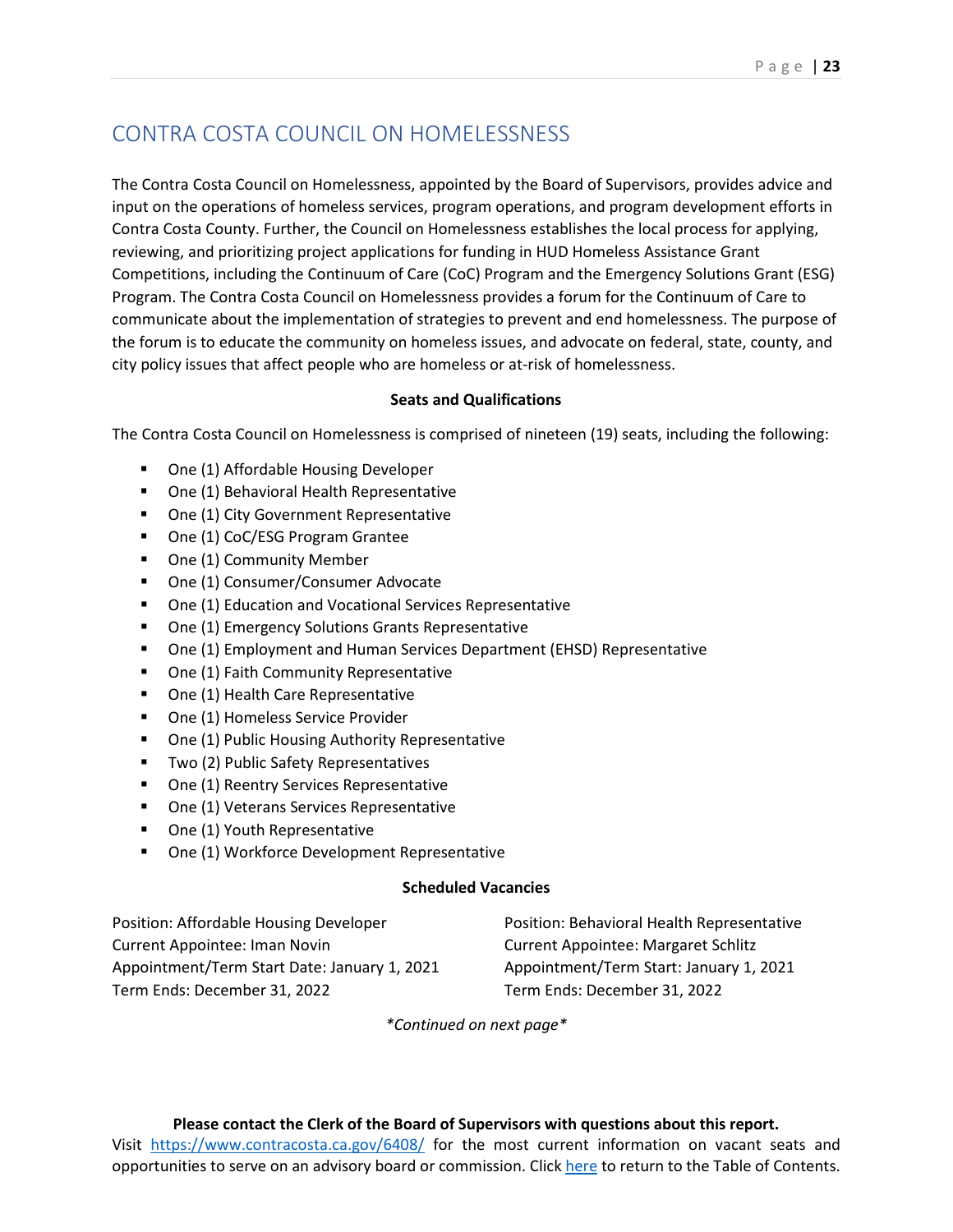# CONTRA COSTA COUNCIL ON HOMELESSNESS

The Contra Costa Council on Homelessness, appointed by the Board of Supervisors, provides advice and input on the operations of homeless services, program operations, and program development efforts in Contra Costa County. Further, the Council on Homelessness establishes the local process for applying, reviewing, and prioritizing project applications for funding in HUD Homeless Assistance Grant Competitions, including the Continuum of Care (CoC) Program and the Emergency Solutions Grant (ESG) Program. The Contra Costa Council on Homelessness provides a forum for the Continuum of Care to communicate about the implementation of strategies to prevent and end homelessness. The purpose of the forum is to educate the community on homeless issues, and advocate on federal, state, county, and city policy issues that affect people who are homeless or at-risk of homelessness.

**Seats and Qualifications**

The Contra Costa Council on Homelessness is comprised of nineteen (19) seats, including the following:

- One (1) Affordable Housing Developer
- One (1) Behavioral Health Representative
- One (1) City Government Representative
- One (1) CoC/ESG Program Grantee
- One (1) Community Member
- One (1) Consumer/Consumer Advocate
- One (1) Education and Vocational Services Representative
- One (1) Emergency Solutions Grants Representative
- One (1) Employment and Human Services Department (EHSD) Representative
- One (1) Faith Community Representative
- One (1) Health Care Representative
- One (1) Homeless Service Provider
- One (1) Public Housing Authority Representative
- Two (2) Public Safety Representatives
- One (1) Reentry Services Representative
- One (1) Veterans Services Representative
- One (1) Youth Representative
- One (1) Workforce Development Representative

**Scheduled Vacancies**

Position: Affordable Housing Developer
Current Appointee: Iman Novin
Appointment/Term Start Date: January 1, 2021
Term Ends: December 31, 2022

Position: Behavioral Health Representative
Current Appointee: Margaret Schlitz
Appointment/Term Start: January 1, 2021
Term Ends: December 31, 2022

*\*Continued on next page\**

**Please contact the Clerk of the Board of Supervisors with questions about this report.**
Visit https://www.contracosta.ca.gov/6408/ for the most current information on vacant seats and opportunities to serve on an advisory board or commission. Click here to return to the Table of Contents.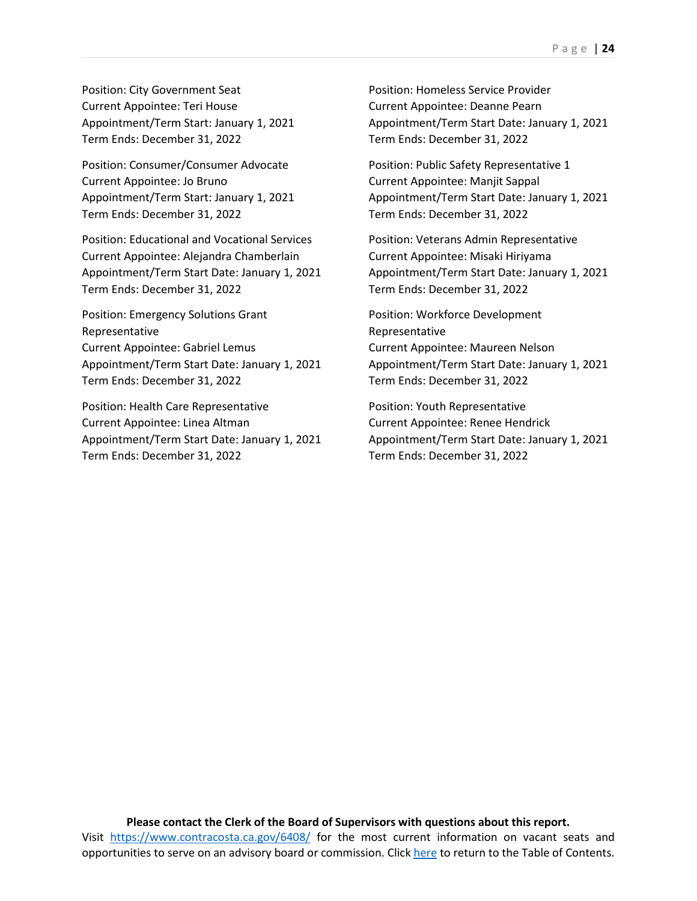Position: City Government Seat
Current Appointee: Teri House
Appointment/Term Start: January 1, 2021
Term Ends: December 31, 2022

Position: Consumer/Consumer Advocate
Current Appointee: Jo Bruno
Appointment/Term Start: January 1, 2021
Term Ends: December 31, 2022

Position: Educational and Vocational Services
Current Appointee: Alejandra Chamberlain
Appointment/Term Start Date: January 1, 2021
Term Ends: December 31, 2022

Position: Emergency Solutions Grant Representative
Current Appointee: Gabriel Lemus
Appointment/Term Start Date: January 1, 2021
Term Ends: December 31, 2022

Position: Health Care Representative
Current Appointee: Linea Altman
Appointment/Term Start Date: January 1, 2021
Term Ends: December 31, 2022

Position: Homeless Service Provider
Current Appointee: Deanne Pearn
Appointment/Term Start Date: January 1, 2021
Term Ends: December 31, 2022

Position: Public Safety Representative 1
Current Appointee: Manjit Sappal
Appointment/Term Start Date: January 1, 2021
Term Ends: December 31, 2022

Position: Veterans Admin Representative
Current Appointee: Misaki Hiriyama
Appointment/Term Start Date: January 1, 2021
Term Ends: December 31, 2022

Position: Workforce Development Representative
Current Appointee: Maureen Nelson
Appointment/Term Start Date: January 1, 2021
Term Ends: December 31, 2022

Position: Youth Representative
Current Appointee: Renee Hendrick
Appointment/Term Start Date: January 1, 2021
Term Ends: December 31, 2022

**Please contact the Clerk of the Board of Supervisors with questions about this report.**
Visit https://www.contracosta.ca.gov/6408/ for the most current information on vacant seats and opportunities to serve on an advisory board or commission. Click here to return to the Table of Contents.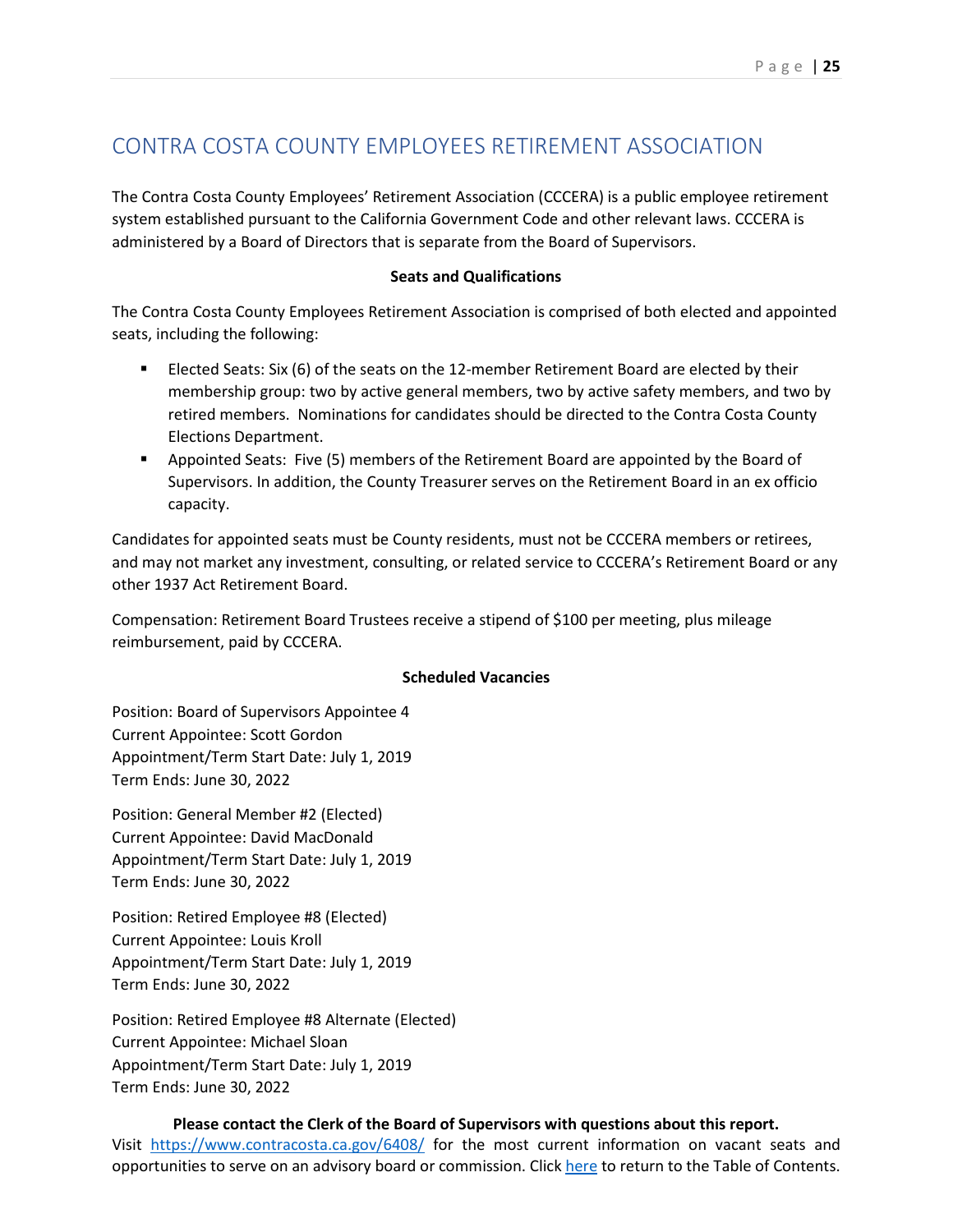# CONTRA COSTA COUNTY EMPLOYEES RETIREMENT ASSOCIATION

The Contra Costa County Employees' Retirement Association (CCCERA) is a public employee retirement system established pursuant to the California Government Code and other relevant laws. CCCERA is administered by a Board of Directors that is separate from the Board of Supervisors.

**Seats and Qualifications**

The Contra Costa County Employees Retirement Association is comprised of both elected and appointed seats, including the following:

- Elected Seats: Six (6) of the seats on the 12-member Retirement Board are elected by their membership group: two by active general members, two by active safety members, and two by retired members. Nominations for candidates should be directed to the Contra Costa County Elections Department.
- Appointed Seats: Five (5) members of the Retirement Board are appointed by the Board of Supervisors. In addition, the County Treasurer serves on the Retirement Board in an ex officio capacity.

Candidates for appointed seats must be County residents, must not be CCCERA members or retirees, and may not market any investment, consulting, or related service to CCCERA's Retirement Board or any other 1937 Act Retirement Board.

Compensation: Retirement Board Trustees receive a stipend of $100 per meeting, plus mileage reimbursement, paid by CCCERA.

**Scheduled Vacancies**

Position: Board of Supervisors Appointee 4
Current Appointee: Scott Gordon
Appointment/Term Start Date: July 1, 2019
Term Ends: June 30, 2022

Position: General Member #2 (Elected)
Current Appointee: David MacDonald
Appointment/Term Start Date: July 1, 2019
Term Ends: June 30, 2022

Position: Retired Employee #8 (Elected)
Current Appointee: Louis Kroll
Appointment/Term Start Date: July 1, 2019
Term Ends: June 30, 2022

Position: Retired Employee #8 Alternate (Elected)
Current Appointee: Michael Sloan
Appointment/Term Start Date: July 1, 2019
Term Ends: June 30, 2022

**Please contact the Clerk of the Board of Supervisors with questions about this report.**

Visit https://www.contracosta.ca.gov/6408/ for the most current information on vacant seats and opportunities to serve on an advisory board or commission. Click here to return to the Table of Contents.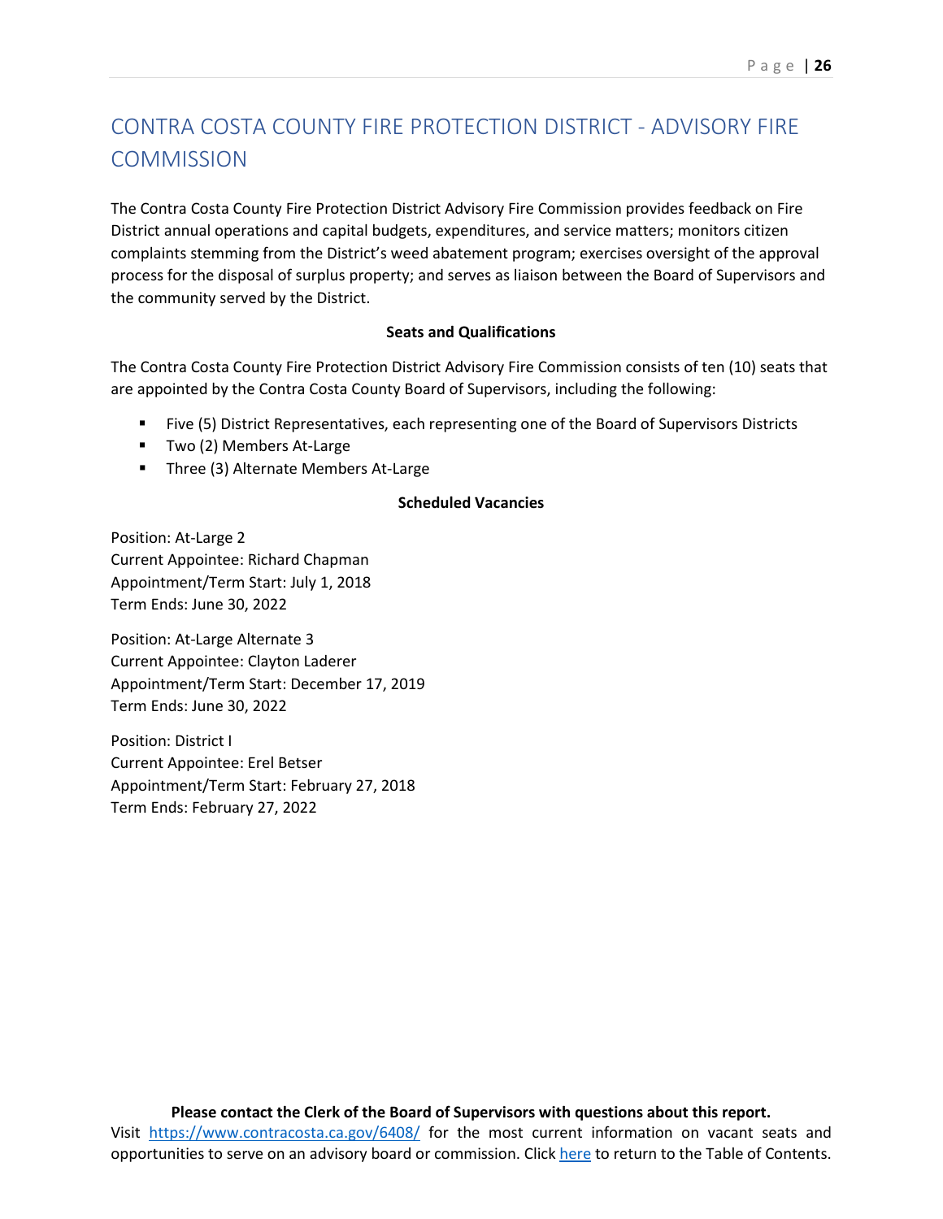# CONTRA COSTA COUNTY FIRE PROTECTION DISTRICT - ADVISORY FIRE COMMISSION

The Contra Costa County Fire Protection District Advisory Fire Commission provides feedback on Fire District annual operations and capital budgets, expenditures, and service matters; monitors citizen complaints stemming from the District's weed abatement program; exercises oversight of the approval process for the disposal of surplus property; and serves as liaison between the Board of Supervisors and the community served by the District.

**Seats and Qualifications**

The Contra Costa County Fire Protection District Advisory Fire Commission consists of ten (10) seats that are appointed by the Contra Costa County Board of Supervisors, including the following:

- Five (5) District Representatives, each representing one of the Board of Supervisors Districts
- Two (2) Members At-Large
- Three (3) Alternate Members At-Large

**Scheduled Vacancies**

Position: At-Large 2
Current Appointee: Richard Chapman
Appointment/Term Start: July 1, 2018
Term Ends: June 30, 2022

Position: At-Large Alternate 3
Current Appointee: Clayton Laderer
Appointment/Term Start: December 17, 2019
Term Ends: June 30, 2022

Position: District I
Current Appointee: Erel Betser
Appointment/Term Start: February 27, 2018
Term Ends: February 27, 2022

**Please contact the Clerk of the Board of Supervisors with questions about this report.**
Visit [https://www.contracosta.ca.gov/6408/](https://www.contracosta.ca.gov/6408/) for the most current information on vacant seats and opportunities to serve on an advisory board or commission. Click here to return to the Table of Contents.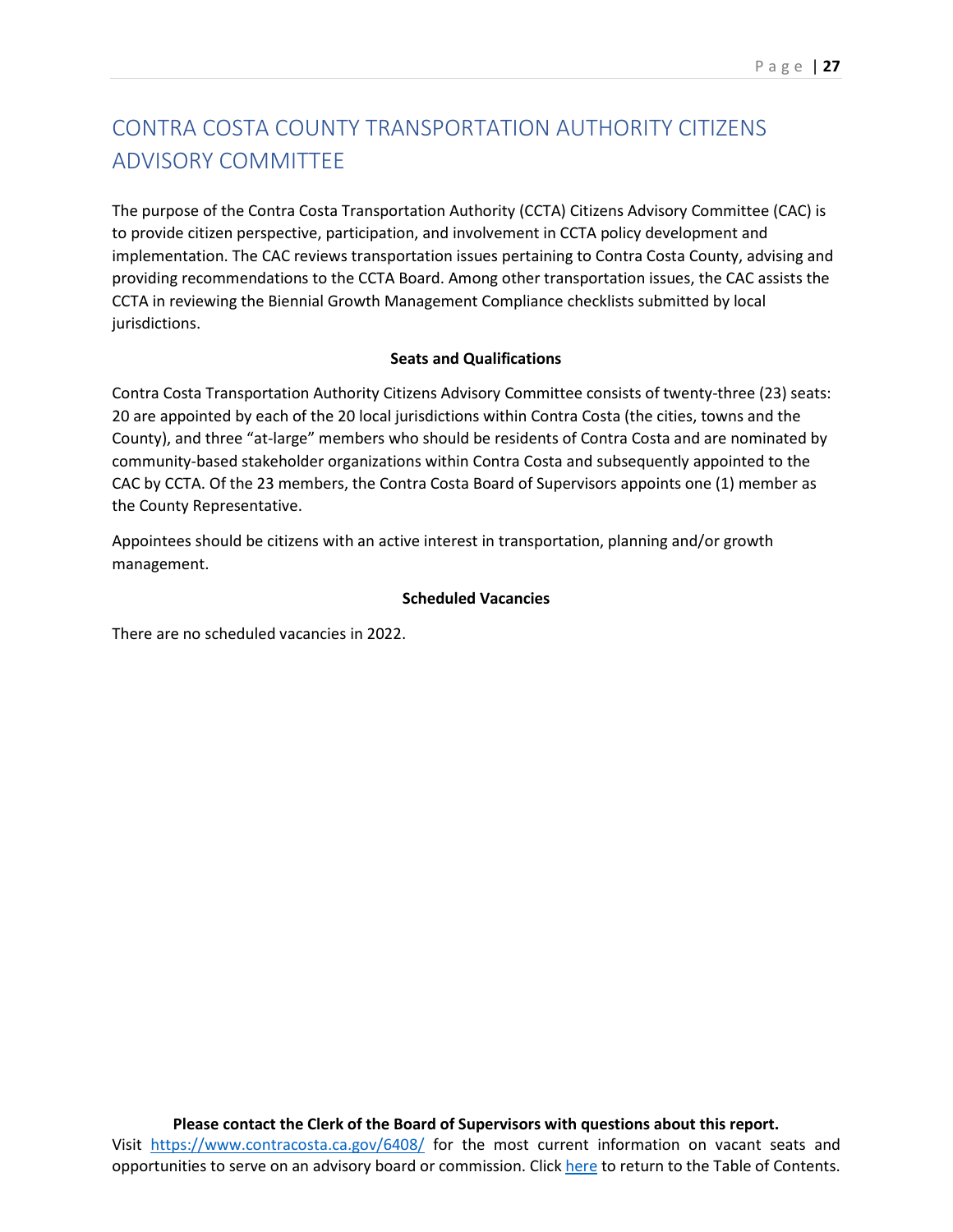# CONTRA COSTA COUNTY TRANSPORTATION AUTHORITY CITIZENS ADVISORY COMMITTEE

The purpose of the Contra Costa Transportation Authority (CCTA) Citizens Advisory Committee (CAC) is to provide citizen perspective, participation, and involvement in CCTA policy development and implementation. The CAC reviews transportation issues pertaining to Contra Costa County, advising and providing recommendations to the CCTA Board. Among other transportation issues, the CAC assists the CCTA in reviewing the Biennial Growth Management Compliance checklists submitted by local jurisdictions.

**Seats and Qualifications**

Contra Costa Transportation Authority Citizens Advisory Committee consists of twenty-three (23) seats: 20 are appointed by each of the 20 local jurisdictions within Contra Costa (the cities, towns and the County), and three "at-large" members who should be residents of Contra Costa and are nominated by community-based stakeholder organizations within Contra Costa and subsequently appointed to the CAC by CCTA. Of the 23 members, the Contra Costa Board of Supervisors appoints one (1) member as the County Representative.

Appointees should be citizens with an active interest in transportation, planning and/or growth management.

**Scheduled Vacancies**

There are no scheduled vacancies in 2022.

**Please contact the Clerk of the Board of Supervisors with questions about this report.**
Visit https://www.contracosta.ca.gov/6408/ for the most current information on vacant seats and opportunities to serve on an advisory board or commission. Click here to return to the Table of Contents.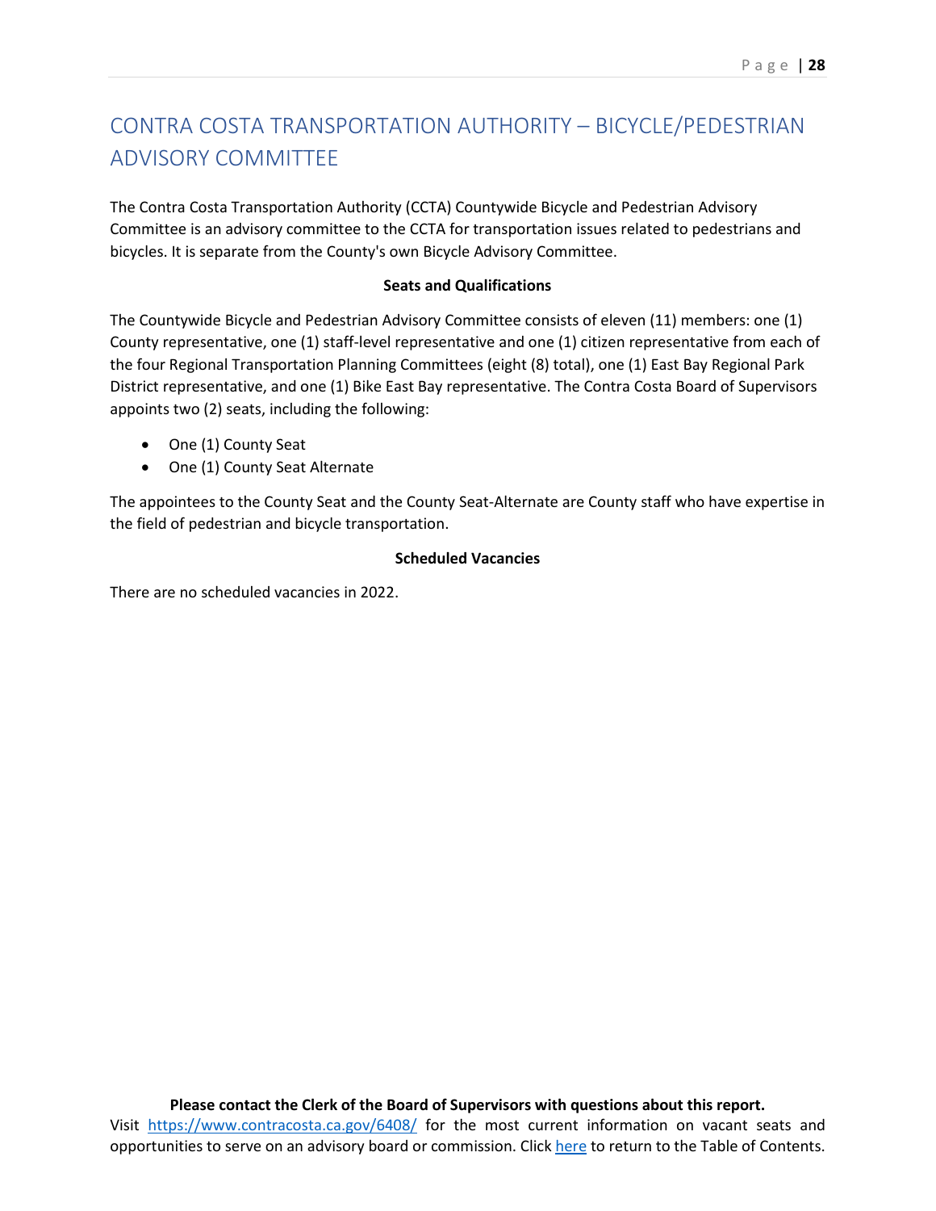# CONTRA COSTA TRANSPORTATION AUTHORITY – BICYCLE/PEDESTRIAN ADVISORY COMMITTEE

The Contra Costa Transportation Authority (CCTA) Countywide Bicycle and Pedestrian Advisory Committee is an advisory committee to the CCTA for transportation issues related to pedestrians and bicycles. It is separate from the County's own Bicycle Advisory Committee.

**Seats and Qualifications**

The Countywide Bicycle and Pedestrian Advisory Committee consists of eleven (11) members: one (1) County representative, one (1) staff-level representative and one (1) citizen representative from each of the four Regional Transportation Planning Committees (eight (8) total), one (1) East Bay Regional Park District representative, and one (1) Bike East Bay representative. The Contra Costa Board of Supervisors appoints two (2) seats, including the following:

- One (1) County Seat
- One (1) County Seat Alternate

The appointees to the County Seat and the County Seat-Alternate are County staff who have expertise in the field of pedestrian and bicycle transportation.

**Scheduled Vacancies**

There are no scheduled vacancies in 2022.

**Please contact the Clerk of the Board of Supervisors with questions about this report.**
Visit https://www.contracosta.ca.gov/6408/ for the most current information on vacant seats and opportunities to serve on an advisory board or commission. Click here to return to the Table of Contents.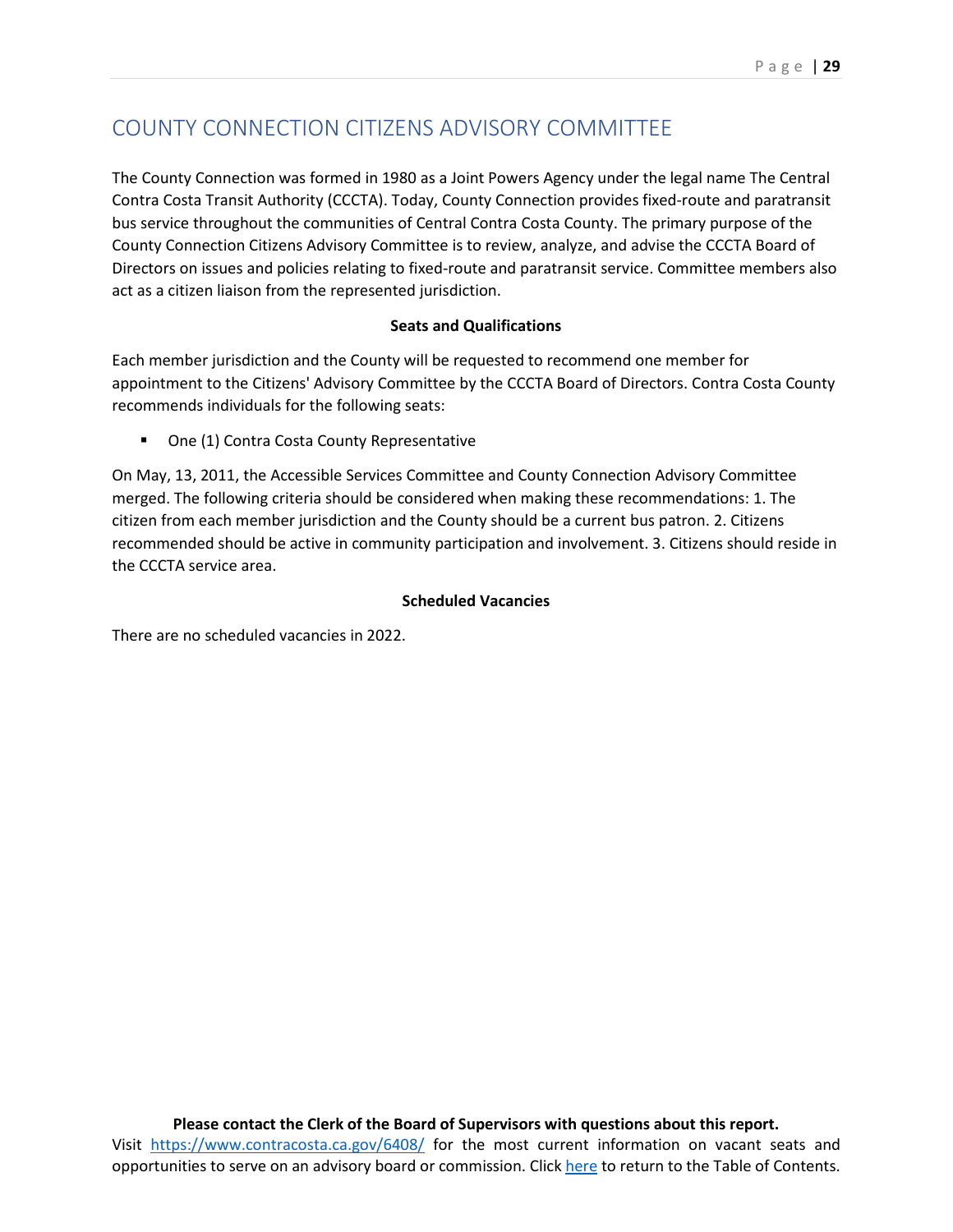# COUNTY CONNECTION CITIZENS ADVISORY COMMITTEE

The County Connection was formed in 1980 as a Joint Powers Agency under the legal name The Central Contra Costa Transit Authority (CCCTA). Today, County Connection provides fixed-route and paratransit bus service throughout the communities of Central Contra Costa County. The primary purpose of the County Connection Citizens Advisory Committee is to review, analyze, and advise the CCCTA Board of Directors on issues and policies relating to fixed-route and paratransit service. Committee members also act as a citizen liaison from the represented jurisdiction.

**Seats and Qualifications**

Each member jurisdiction and the County will be requested to recommend one member for appointment to the Citizens' Advisory Committee by the CCCTA Board of Directors. Contra Costa County recommends individuals for the following seats:

- One (1) Contra Costa County Representative

On May, 13, 2011, the Accessible Services Committee and County Connection Advisory Committee merged. The following criteria should be considered when making these recommendations: 1. The citizen from each member jurisdiction and the County should be a current bus patron. 2. Citizens recommended should be active in community participation and involvement. 3. Citizens should reside in the CCCTA service area.

**Scheduled Vacancies**

There are no scheduled vacancies in 2022.

**Please contact the Clerk of the Board of Supervisors with questions about this report.**
Visit https://www.contracosta.ca.gov/6408/ for the most current information on vacant seats and opportunities to serve on an advisory board or commission. Click here to return to the Table of Contents.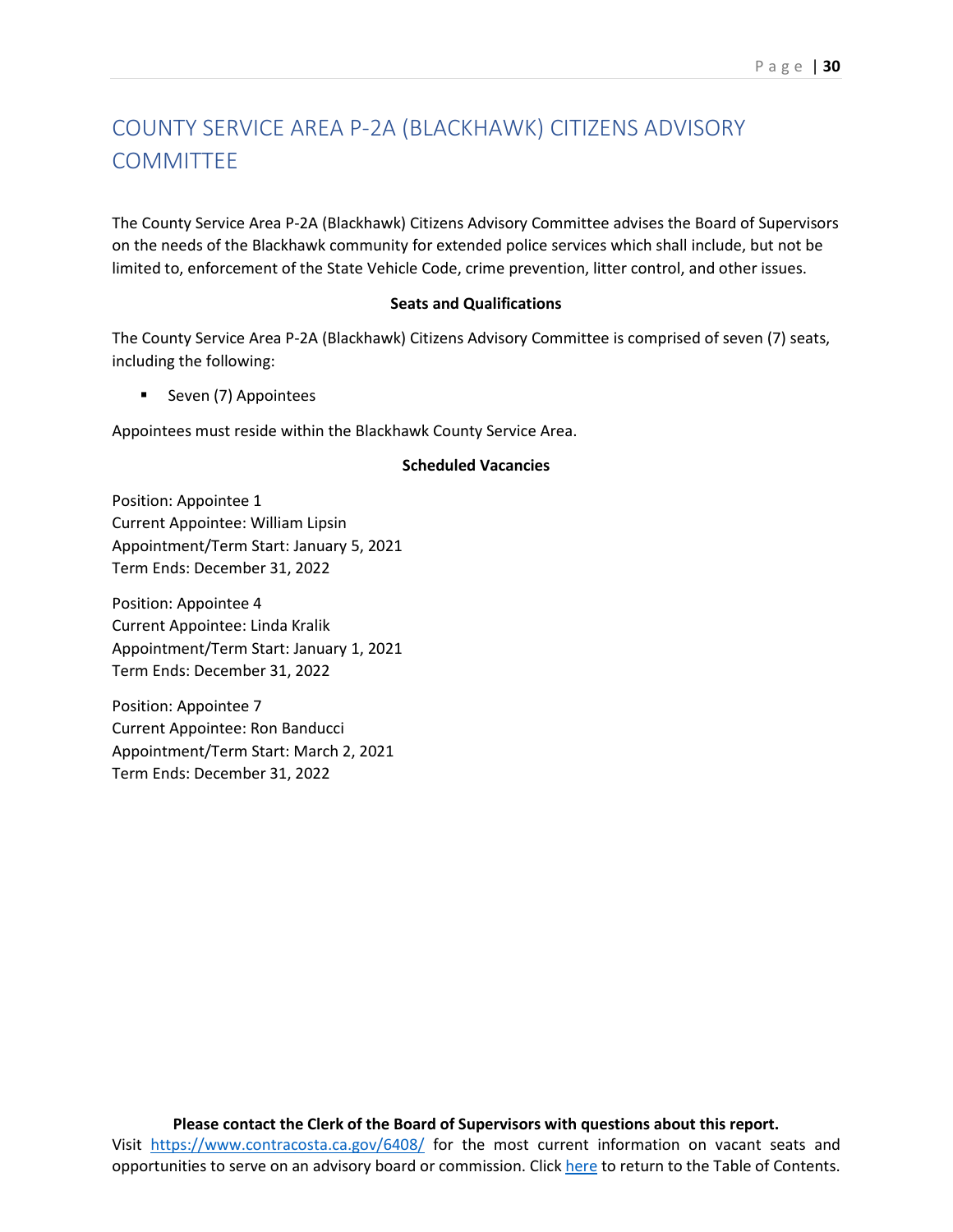# COUNTY SERVICE AREA P-2A (BLACKHAWK) CITIZENS ADVISORY COMMITTEE

The County Service Area P-2A (Blackhawk) Citizens Advisory Committee advises the Board of Supervisors on the needs of the Blackhawk community for extended police services which shall include, but not be limited to, enforcement of the State Vehicle Code, crime prevention, litter control, and other issues.

**Seats and Qualifications**

The County Service Area P-2A (Blackhawk) Citizens Advisory Committee is comprised of seven (7) seats, including the following:

- Seven (7) Appointees

Appointees must reside within the Blackhawk County Service Area.

**Scheduled Vacancies**

Position: Appointee 1
Current Appointee: William Lipsin
Appointment/Term Start: January 5, 2021
Term Ends: December 31, 2022

Position: Appointee 4
Current Appointee: Linda Kralik
Appointment/Term Start: January 1, 2021
Term Ends: December 31, 2022

Position: Appointee 7
Current Appointee: Ron Banducci
Appointment/Term Start: March 2, 2021
Term Ends: December 31, 2022

**Please contact the Clerk of the Board of Supervisors with questions about this report.**
Visit https://www.contracosta.ca.gov/6408/ for the most current information on vacant seats and opportunities to serve on an advisory board or commission. Click here to return to the Table of Contents.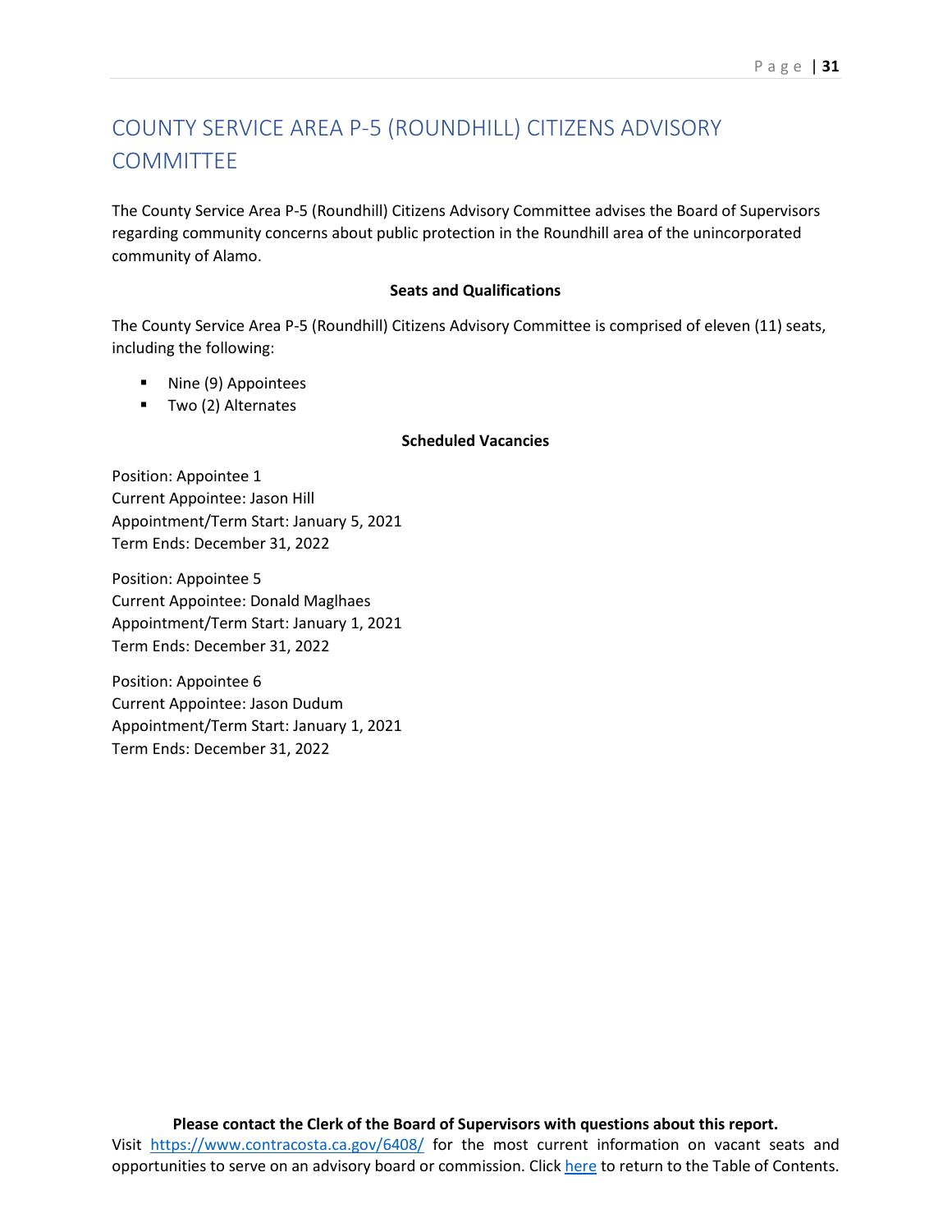# COUNTY SERVICE AREA P-5 (ROUNDHILL) CITIZENS ADVISORY COMMITTEE

The County Service Area P-5 (Roundhill) Citizens Advisory Committee advises the Board of Supervisors regarding community concerns about public protection in the Roundhill area of the unincorporated community of Alamo.

**Seats and Qualifications**

The County Service Area P-5 (Roundhill) Citizens Advisory Committee is comprised of eleven (11) seats, including the following:

- Nine (9) Appointees
- Two (2) Alternates

**Scheduled Vacancies**

Position: Appointee 1
Current Appointee: Jason Hill
Appointment/Term Start: January 5, 2021
Term Ends: December 31, 2022

Position: Appointee 5
Current Appointee: Donald Maglhaes
Appointment/Term Start: January 1, 2021
Term Ends: December 31, 2022

Position: Appointee 6
Current Appointee: Jason Dudum
Appointment/Term Start: January 1, 2021
Term Ends: December 31, 2022

**Please contact the Clerk of the Board of Supervisors with questions about this report.**
Visit https://www.contracosta.ca.gov/6408/ for the most current information on vacant seats and opportunities to serve on an advisory board or commission. Click here to return to the Table of Contents.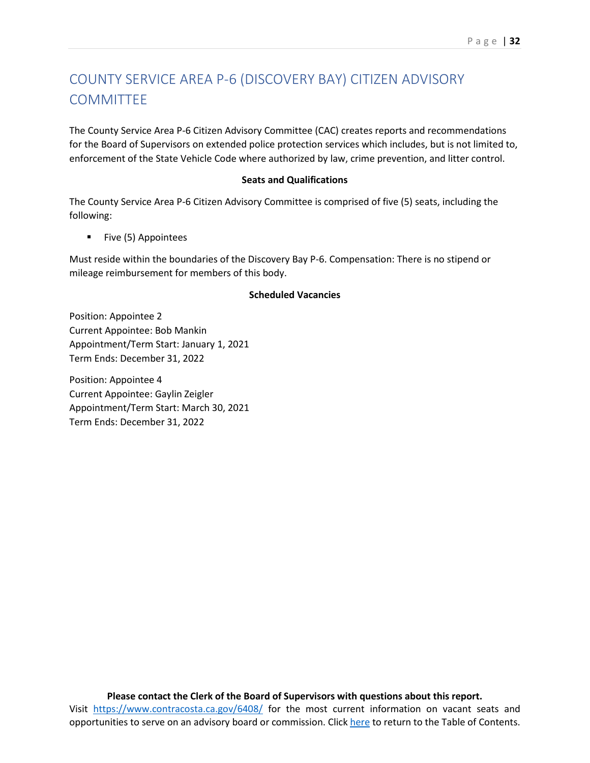# COUNTY SERVICE AREA P-6 (DISCOVERY BAY) CITIZEN ADVISORY COMMITTEE

The County Service Area P-6 Citizen Advisory Committee (CAC) creates reports and recommendations for the Board of Supervisors on extended police protection services which includes, but is not limited to, enforcement of the State Vehicle Code where authorized by law, crime prevention, and litter control.

**Seats and Qualifications**

The County Service Area P-6 Citizen Advisory Committee is comprised of five (5) seats, including the following:

- Five (5) Appointees

Must reside within the boundaries of the Discovery Bay P-6. Compensation: There is no stipend or mileage reimbursement for members of this body.

**Scheduled Vacancies**

Position: Appointee 2
Current Appointee: Bob Mankin
Appointment/Term Start: January 1, 2021
Term Ends: December 31, 2022

Position: Appointee 4
Current Appointee: Gaylin Zeigler
Appointment/Term Start: March 30, 2021
Term Ends: December 31, 2022

**Please contact the Clerk of the Board of Supervisors with questions about this report.**
Visit https://www.contracosta.ca.gov/6408/ for the most current information on vacant seats and opportunities to serve on an advisory board or commission. Click here to return to the Table of Contents.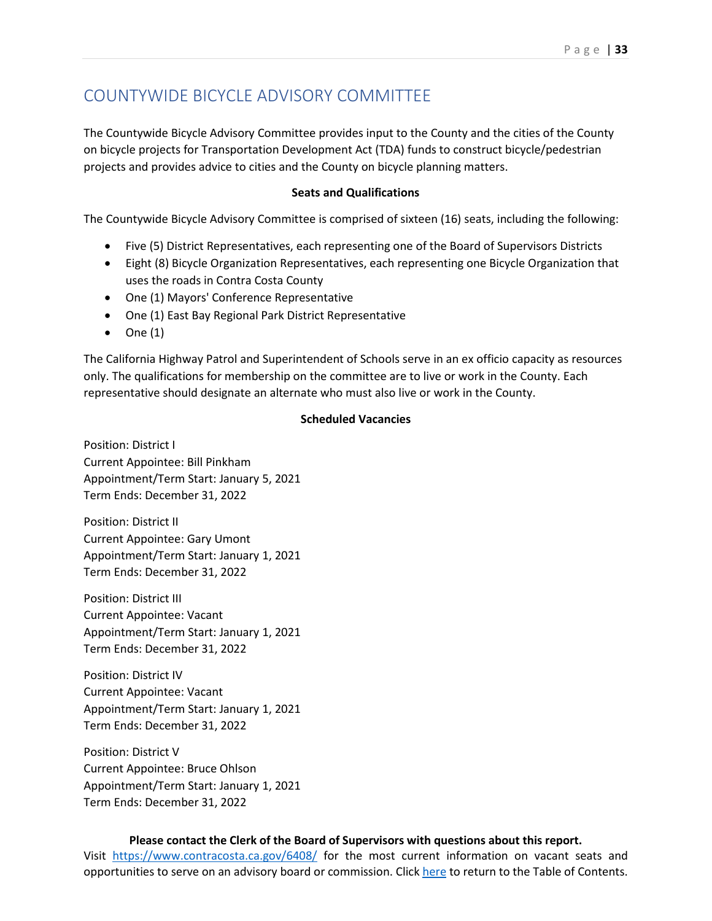# COUNTYWIDE BICYCLE ADVISORY COMMITTEE

The Countywide Bicycle Advisory Committee provides input to the County and the cities of the County on bicycle projects for Transportation Development Act (TDA) funds to construct bicycle/pedestrian projects and provides advice to cities and the County on bicycle planning matters.

**Seats and Qualifications**

The Countywide Bicycle Advisory Committee is comprised of sixteen (16) seats, including the following:

- Five (5) District Representatives, each representing one of the Board of Supervisors Districts
- Eight (8) Bicycle Organization Representatives, each representing one Bicycle Organization that uses the roads in Contra Costa County
- One (1) Mayors' Conference Representative
- One (1) East Bay Regional Park District Representative
- One (1)

The California Highway Patrol and Superintendent of Schools serve in an ex officio capacity as resources only. The qualifications for membership on the committee are to live or work in the County. Each representative should designate an alternate who must also live or work in the County.

**Scheduled Vacancies**

Position: District I
Current Appointee: Bill Pinkham
Appointment/Term Start: January 5, 2021
Term Ends: December 31, 2022

Position: District II
Current Appointee: Gary Umont
Appointment/Term Start: January 1, 2021
Term Ends: December 31, 2022

Position: District III
Current Appointee: Vacant
Appointment/Term Start: January 1, 2021
Term Ends: December 31, 2022

Position: District IV
Current Appointee: Vacant
Appointment/Term Start: January 1, 2021
Term Ends: December 31, 2022

Position: District V
Current Appointee: Bruce Ohlson
Appointment/Term Start: January 1, 2021
Term Ends: December 31, 2022

**Please contact the Clerk of the Board of Supervisors with questions about this report.**
Visit https://www.contracosta.ca.gov/6408/ for the most current information on vacant seats and opportunities to serve on an advisory board or commission. Click here to return to the Table of Contents.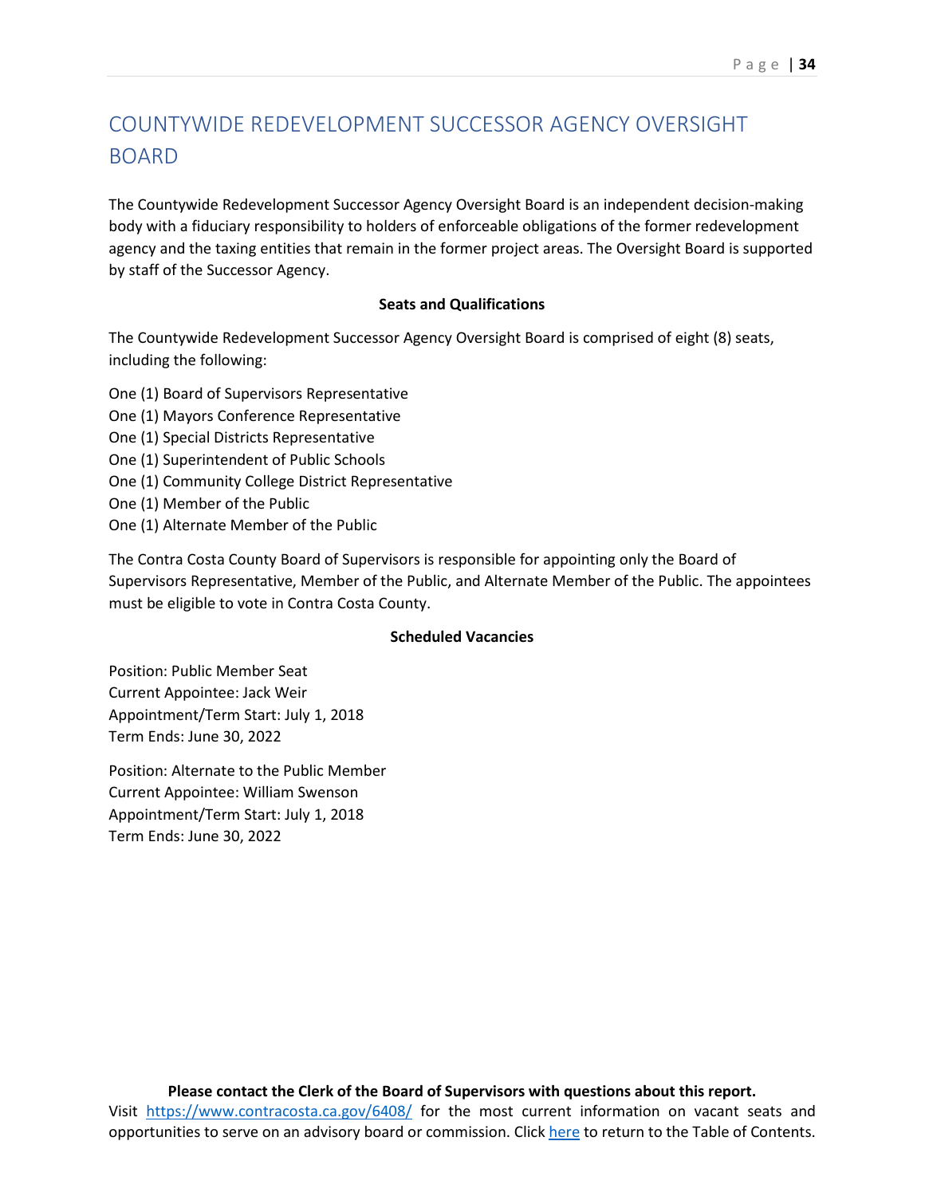# COUNTYWIDE REDEVELOPMENT SUCCESSOR AGENCY OVERSIGHT BOARD

The Countywide Redevelopment Successor Agency Oversight Board is an independent decision-making body with a fiduciary responsibility to holders of enforceable obligations of the former redevelopment agency and the taxing entities that remain in the former project areas. The Oversight Board is supported by staff of the Successor Agency.

**Seats and Qualifications**

The Countywide Redevelopment Successor Agency Oversight Board is comprised of eight (8) seats, including the following:

One (1) Board of Supervisors Representative
One (1) Mayors Conference Representative
One (1) Special Districts Representative
One (1) Superintendent of Public Schools
One (1) Community College District Representative
One (1) Member of the Public
One (1) Alternate Member of the Public

The Contra Costa County Board of Supervisors is responsible for appointing only the Board of Supervisors Representative, Member of the Public, and Alternate Member of the Public. The appointees must be eligible to vote in Contra Costa County.

**Scheduled Vacancies**

Position: Public Member Seat
Current Appointee: Jack Weir
Appointment/Term Start: July 1, 2018
Term Ends: June 30, 2022

Position: Alternate to the Public Member
Current Appointee: William Swenson
Appointment/Term Start: July 1, 2018
Term Ends: June 30, 2022

**Please contact the Clerk of the Board of Supervisors with questions about this report.**
Visit https://www.contracosta.ca.gov/6408/ for the most current information on vacant seats and opportunities to serve on an advisory board or commission. Click here to return to the Table of Contents.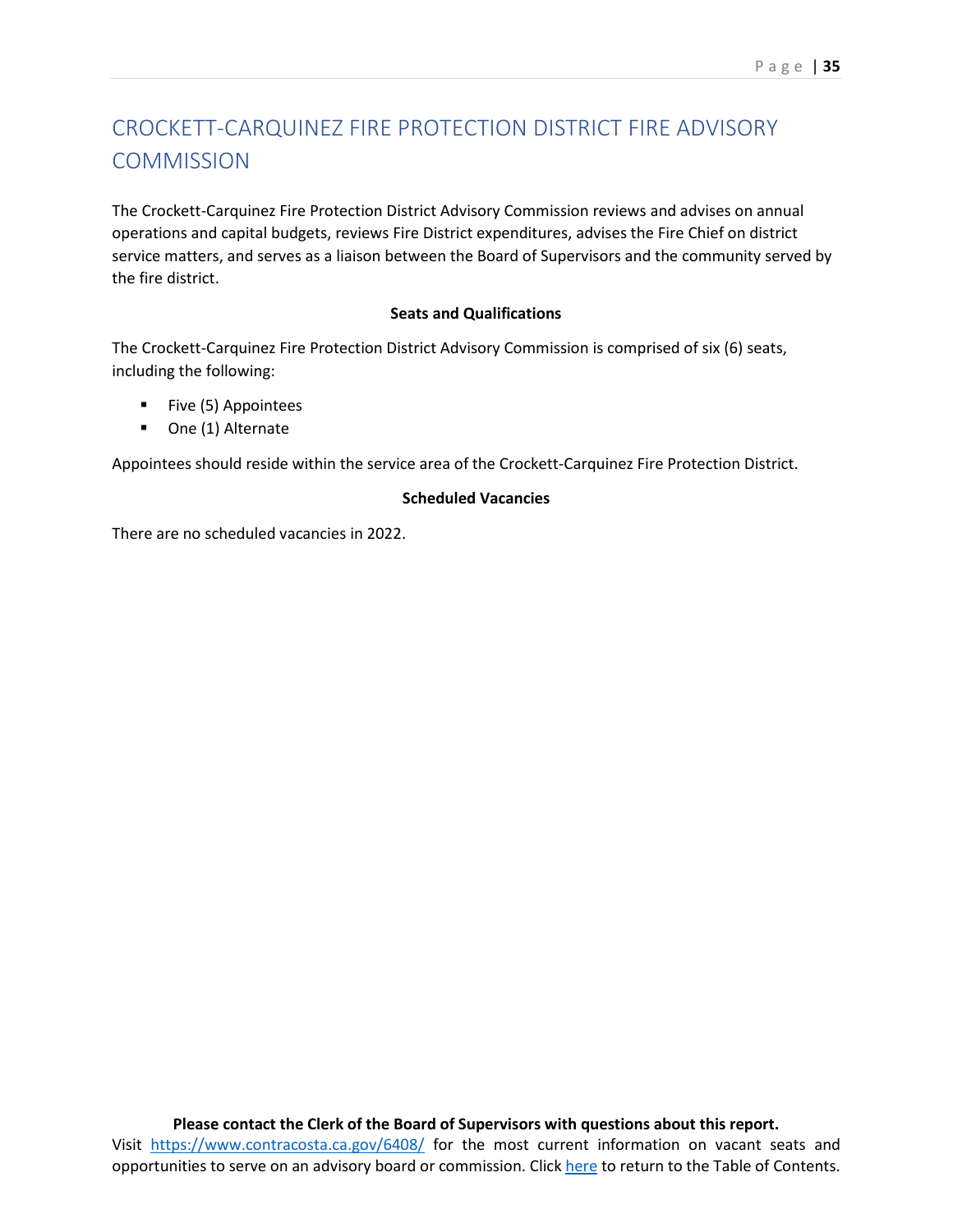# CROCKETT-CARQUINEZ FIRE PROTECTION DISTRICT FIRE ADVISORY COMMISSION

The Crockett-Carquinez Fire Protection District Advisory Commission reviews and advises on annual operations and capital budgets, reviews Fire District expenditures, advises the Fire Chief on district service matters, and serves as a liaison between the Board of Supervisors and the community served by the fire district.

**Seats and Qualifications**

The Crockett-Carquinez Fire Protection District Advisory Commission is comprised of six (6) seats, including the following:

- Five (5) Appointees
- One (1) Alternate

Appointees should reside within the service area of the Crockett-Carquinez Fire Protection District.

**Scheduled Vacancies**

There are no scheduled vacancies in 2022.

**Please contact the Clerk of the Board of Supervisors with questions about this report.**
Visit https://www.contracosta.ca.gov/6408/ for the most current information on vacant seats and opportunities to serve on an advisory board or commission. Click here to return to the Table of Contents.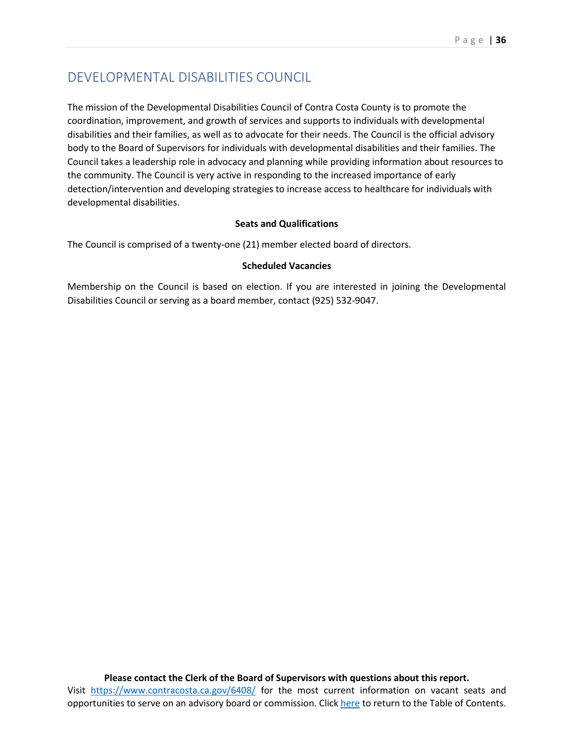# DEVELOPMENTAL DISABILITIES COUNCIL

The mission of the Developmental Disabilities Council of Contra Costa County is to promote the coordination, improvement, and growth of services and supports to individuals with developmental disabilities and their families, as well as to advocate for their needs. The Council is the official advisory body to the Board of Supervisors for individuals with developmental disabilities and their families. The Council takes a leadership role in advocacy and planning while providing information about resources to the community. The Council is very active in responding to the increased importance of early detection/intervention and developing strategies to increase access to healthcare for individuals with developmental disabilities.

**Seats and Qualifications**

The Council is comprised of a twenty-one (21) member elected board of directors.

**Scheduled Vacancies**

Membership on the Council is based on election. If you are interested in joining the Developmental Disabilities Council or serving as a board member, contact (925) 532-9047.

**Please contact the Clerk of the Board of Supervisors with questions about this report.**
Visit https://www.contracosta.ca.gov/6408/ for the most current information on vacant seats and opportunities to serve on an advisory board or commission. Click here to return to the Table of Contents.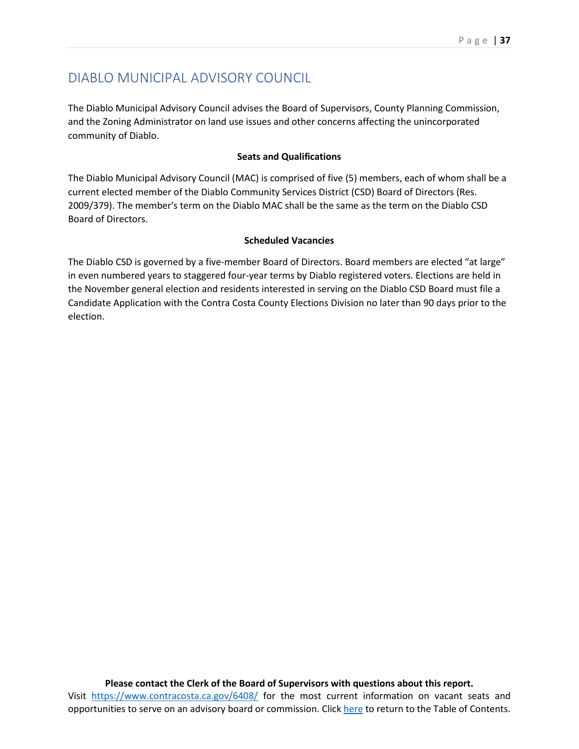# DIABLO MUNICIPAL ADVISORY COUNCIL

The Diablo Municipal Advisory Council advises the Board of Supervisors, County Planning Commission, and the Zoning Administrator on land use issues and other concerns affecting the unincorporated community of Diablo.

**Seats and Qualifications**

The Diablo Municipal Advisory Council (MAC) is comprised of five (5) members, each of whom shall be a current elected member of the Diablo Community Services District (CSD) Board of Directors (Res. 2009/379). The member's term on the Diablo MAC shall be the same as the term on the Diablo CSD Board of Directors.

**Scheduled Vacancies**

The Diablo CSD is governed by a five-member Board of Directors. Board members are elected "at large" in even numbered years to staggered four-year terms by Diablo registered voters. Elections are held in the November general election and residents interested in serving on the Diablo CSD Board must file a Candidate Application with the Contra Costa County Elections Division no later than 90 days prior to the election.

**Please contact the Clerk of the Board of Supervisors with questions about this report.**
Visit https://www.contracosta.ca.gov/6408/ for the most current information on vacant seats and opportunities to serve on an advisory board or commission. Click here to return to the Table of Contents.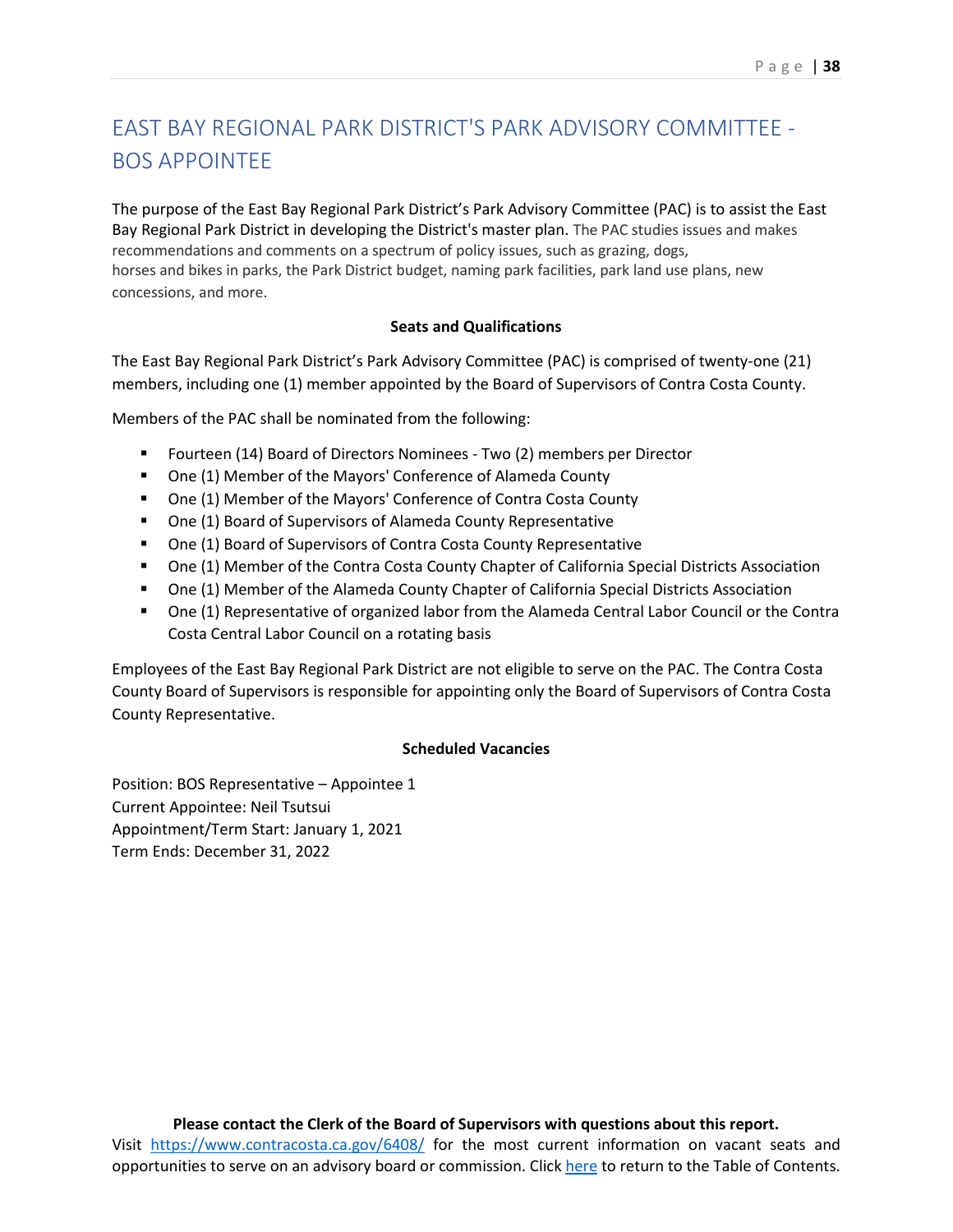# EAST BAY REGIONAL PARK DISTRICT'S PARK ADVISORY COMMITTEE - BOS APPOINTEE

The purpose of the East Bay Regional Park District's Park Advisory Committee (PAC) is to assist the East Bay Regional Park District in developing the District's master plan. The PAC studies issues and makes recommendations and comments on a spectrum of policy issues, such as grazing, dogs, horses and bikes in parks, the Park District budget, naming park facilities, park land use plans, new concessions, and more.

**Seats and Qualifications**

The East Bay Regional Park District's Park Advisory Committee (PAC) is comprised of twenty-one (21) members, including one (1) member appointed by the Board of Supervisors of Contra Costa County.

Members of the PAC shall be nominated from the following:

- Fourteen (14) Board of Directors Nominees - Two (2) members per Director
- One (1) Member of the Mayors' Conference of Alameda County
- One (1) Member of the Mayors' Conference of Contra Costa County
- One (1) Board of Supervisors of Alameda County Representative
- One (1) Board of Supervisors of Contra Costa County Representative
- One (1) Member of the Contra Costa County Chapter of California Special Districts Association
- One (1) Member of the Alameda County Chapter of California Special Districts Association
- One (1) Representative of organized labor from the Alameda Central Labor Council or the Contra Costa Central Labor Council on a rotating basis

Employees of the East Bay Regional Park District are not eligible to serve on the PAC. The Contra Costa County Board of Supervisors is responsible for appointing only the Board of Supervisors of Contra Costa County Representative.

**Scheduled Vacancies**

Position: BOS Representative – Appointee 1
Current Appointee: Neil Tsutsui
Appointment/Term Start: January 1, 2021
Term Ends: December 31, 2022

**Please contact the Clerk of the Board of Supervisors with questions about this report.**
Visit https://www.contracosta.ca.gov/6408/ for the most current information on vacant seats and opportunities to serve on an advisory board or commission. Click here to return to the Table of Contents.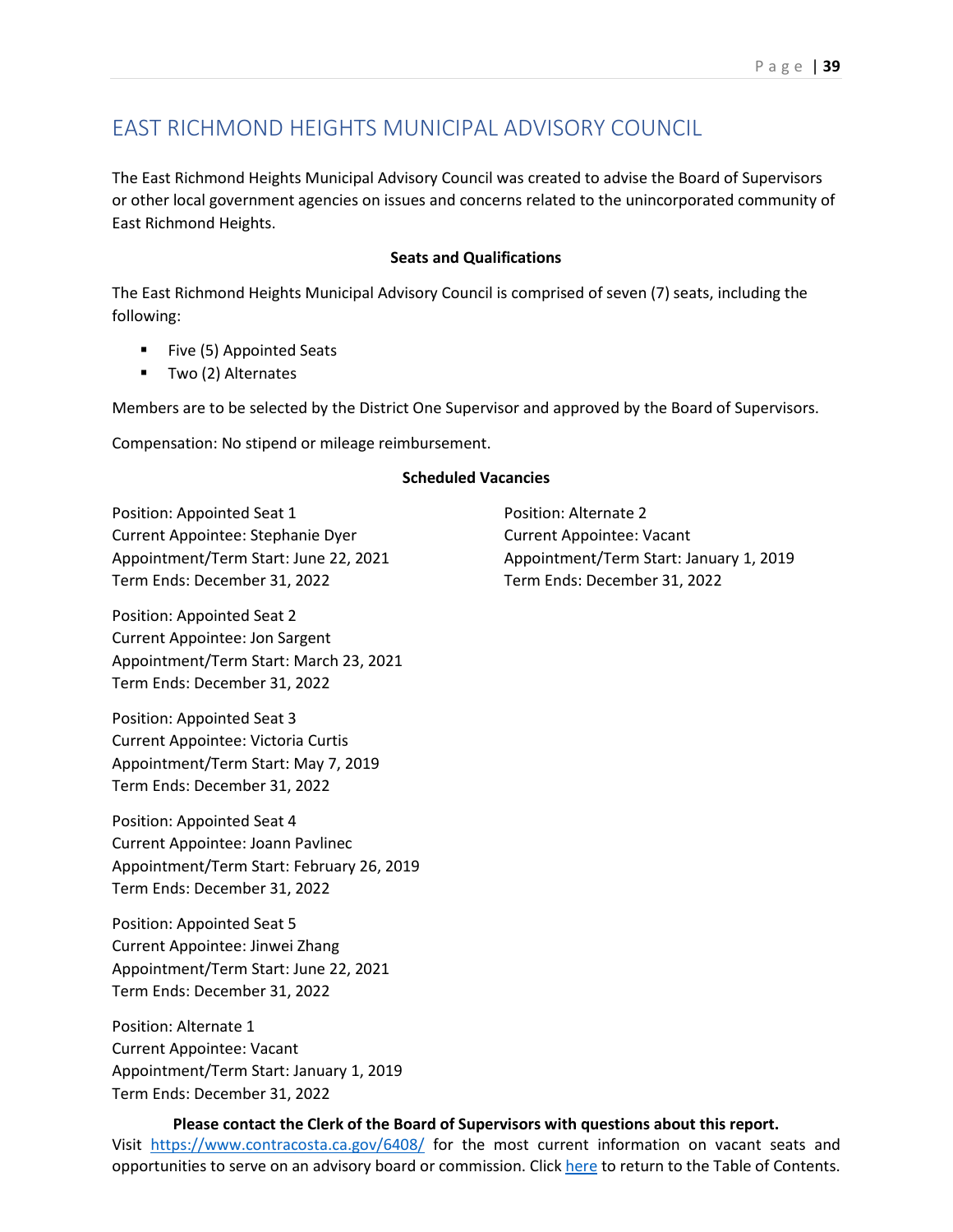# EAST RICHMOND HEIGHTS MUNICIPAL ADVISORY COUNCIL

The East Richmond Heights Municipal Advisory Council was created to advise the Board of Supervisors or other local government agencies on issues and concerns related to the unincorporated community of East Richmond Heights.

**Seats and Qualifications**

The East Richmond Heights Municipal Advisory Council is comprised of seven (7) seats, including the following:

- Five (5) Appointed Seats
- Two (2) Alternates

Members are to be selected by the District One Supervisor and approved by the Board of Supervisors.

Compensation: No stipend or mileage reimbursement.

**Scheduled Vacancies**

Position: Appointed Seat 1
Current Appointee: Stephanie Dyer
Appointment/Term Start: June 22, 2021
Term Ends: December 31, 2022

Position: Appointed Seat 2
Current Appointee: Jon Sargent
Appointment/Term Start: March 23, 2021
Term Ends: December 31, 2022

Position: Appointed Seat 3
Current Appointee: Victoria Curtis
Appointment/Term Start: May 7, 2019
Term Ends: December 31, 2022

Position: Appointed Seat 4
Current Appointee: Joann Pavlinec
Appointment/Term Start: February 26, 2019
Term Ends: December 31, 2022

Position: Appointed Seat 5
Current Appointee: Jinwei Zhang
Appointment/Term Start: June 22, 2021
Term Ends: December 31, 2022

Position: Alternate 1
Current Appointee: Vacant
Appointment/Term Start: January 1, 2019
Term Ends: December 31, 2022

Position: Alternate 2
Current Appointee: Vacant
Appointment/Term Start: January 1, 2019
Term Ends: December 31, 2022

**Please contact the Clerk of the Board of Supervisors with questions about this report.**
Visit https://www.contracosta.ca.gov/6408/ for the most current information on vacant seats and opportunities to serve on an advisory board or commission. Click here to return to the Table of Contents.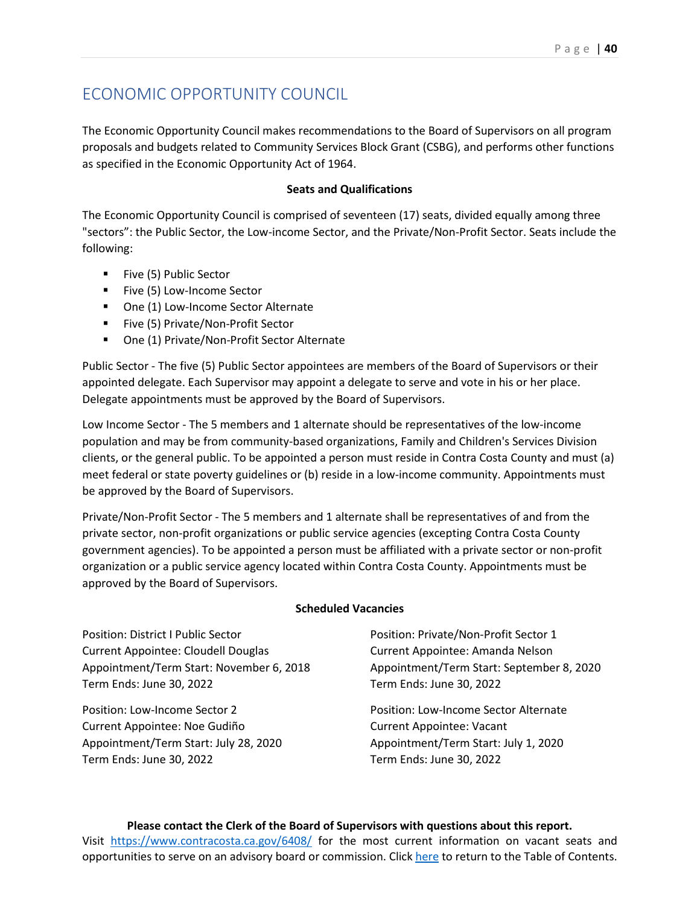# ECONOMIC OPPORTUNITY COUNCIL

The Economic Opportunity Council makes recommendations to the Board of Supervisors on all program proposals and budgets related to Community Services Block Grant (CSBG), and performs other functions as specified in the Economic Opportunity Act of 1964.

**Seats and Qualifications**

The Economic Opportunity Council is comprised of seventeen (17) seats, divided equally among three "sectors": the Public Sector, the Low-income Sector, and the Private/Non-Profit Sector. Seats include the following:

- Five (5) Public Sector
- Five (5) Low-Income Sector
- One (1) Low-Income Sector Alternate
- Five (5) Private/Non-Profit Sector
- One (1) Private/Non-Profit Sector Alternate

Public Sector - The five (5) Public Sector appointees are members of the Board of Supervisors or their appointed delegate. Each Supervisor may appoint a delegate to serve and vote in his or her place. Delegate appointments must be approved by the Board of Supervisors.

Low Income Sector - The 5 members and 1 alternate should be representatives of the low-income population and may be from community-based organizations, Family and Children's Services Division clients, or the general public. To be appointed a person must reside in Contra Costa County and must (a) meet federal or state poverty guidelines or (b) reside in a low-income community. Appointments must be approved by the Board of Supervisors.

Private/Non-Profit Sector - The 5 members and 1 alternate shall be representatives of and from the private sector, non-profit organizations or public service agencies (excepting Contra Costa County government agencies). To be appointed a person must be affiliated with a private sector or non-profit organization or a public service agency located within Contra Costa County. Appointments must be approved by the Board of Supervisors.

**Scheduled Vacancies**

Position: District I Public Sector
Current Appointee: Cloudell Douglas
Appointment/Term Start: November 6, 2018
Term Ends: June 30, 2022

Position: Low-Income Sector 2
Current Appointee: Noe Gudiño
Appointment/Term Start: July 28, 2020
Term Ends: June 30, 2022

Position: Private/Non-Profit Sector 1
Current Appointee: Amanda Nelson
Appointment/Term Start: September 8, 2020
Term Ends: June 30, 2022

Position: Low-Income Sector Alternate
Current Appointee: Vacant
Appointment/Term Start: July 1, 2020
Term Ends: June 30, 2022

**Please contact the Clerk of the Board of Supervisors with questions about this report.**
Visit https://www.contracosta.ca.gov/6408/ for the most current information on vacant seats and opportunities to serve on an advisory board or commission. Click here to return to the Table of Contents.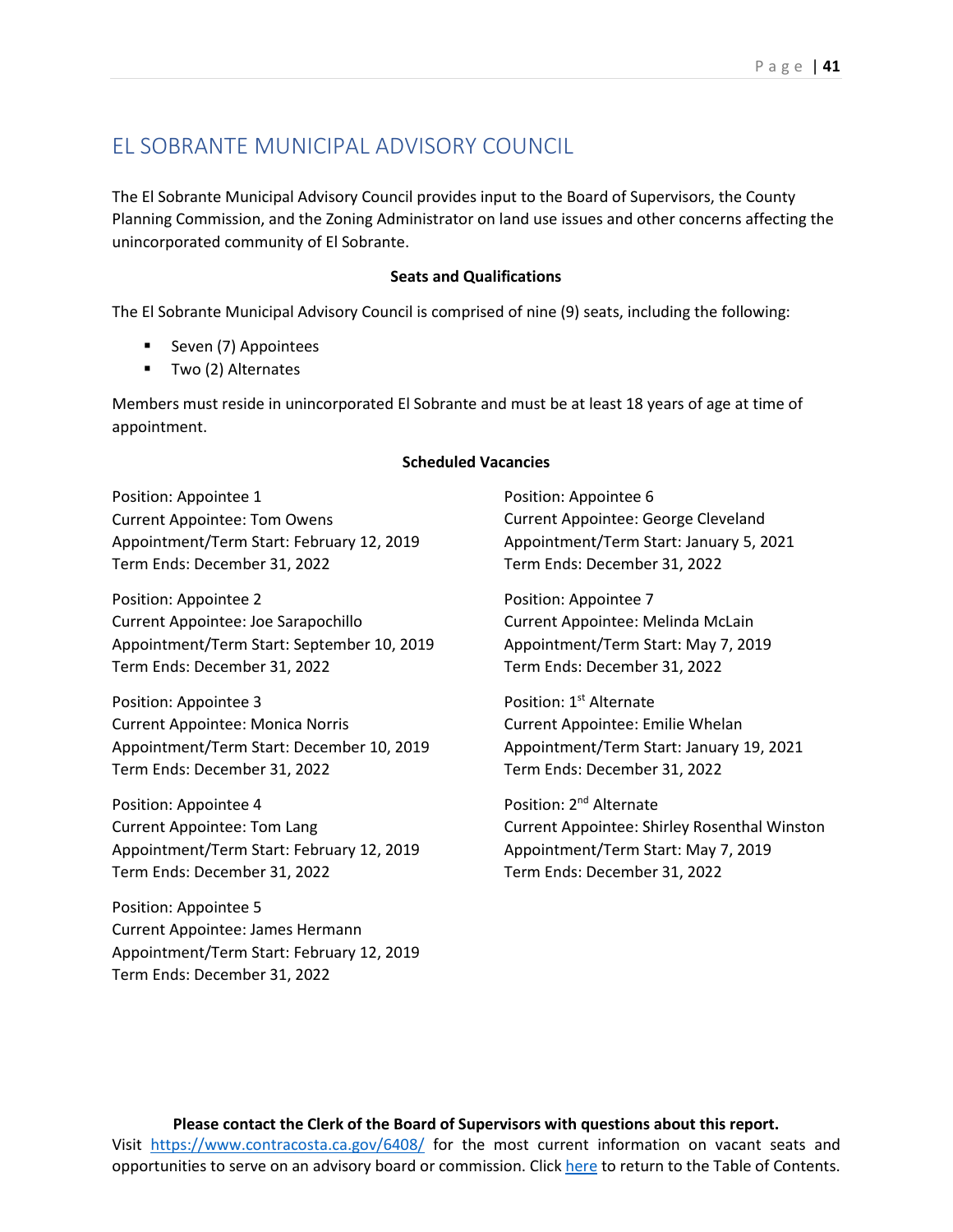# EL SOBRANTE MUNICIPAL ADVISORY COUNCIL

The El Sobrante Municipal Advisory Council provides input to the Board of Supervisors, the County Planning Commission, and the Zoning Administrator on land use issues and other concerns affecting the unincorporated community of El Sobrante.

**Seats and Qualifications**

The El Sobrante Municipal Advisory Council is comprised of nine (9) seats, including the following:

- Seven (7) Appointees
- Two (2) Alternates

Members must reside in unincorporated El Sobrante and must be at least 18 years of age at time of appointment.

**Scheduled Vacancies**

Position: Appointee 1
Current Appointee: Tom Owens
Appointment/Term Start: February 12, 2019
Term Ends: December 31, 2022

Position: Appointee 2
Current Appointee: Joe Sarapochillo
Appointment/Term Start: September 10, 2019
Term Ends: December 31, 2022

Position: Appointee 3
Current Appointee: Monica Norris
Appointment/Term Start: December 10, 2019
Term Ends: December 31, 2022

Position: Appointee 4
Current Appointee: Tom Lang
Appointment/Term Start: February 12, 2019
Term Ends: December 31, 2022

Position: Appointee 5
Current Appointee: James Hermann
Appointment/Term Start: February 12, 2019
Term Ends: December 31, 2022

Position: Appointee 6
Current Appointee: George Cleveland
Appointment/Term Start: January 5, 2021
Term Ends: December 31, 2022

Position: Appointee 7
Current Appointee: Melinda McLain
Appointment/Term Start: May 7, 2019
Term Ends: December 31, 2022

Position: 1st Alternate
Current Appointee: Emilie Whelan
Appointment/Term Start: January 19, 2021
Term Ends: December 31, 2022

Position: 2nd Alternate
Current Appointee: Shirley Rosenthal Winston
Appointment/Term Start: May 7, 2019
Term Ends: December 31, 2022

**Please contact the Clerk of the Board of Supervisors with questions about this report.**
Visit https://www.contracosta.ca.gov/6408/ for the most current information on vacant seats and opportunities to serve on an advisory board or commission. Click here to return to the Table of Contents.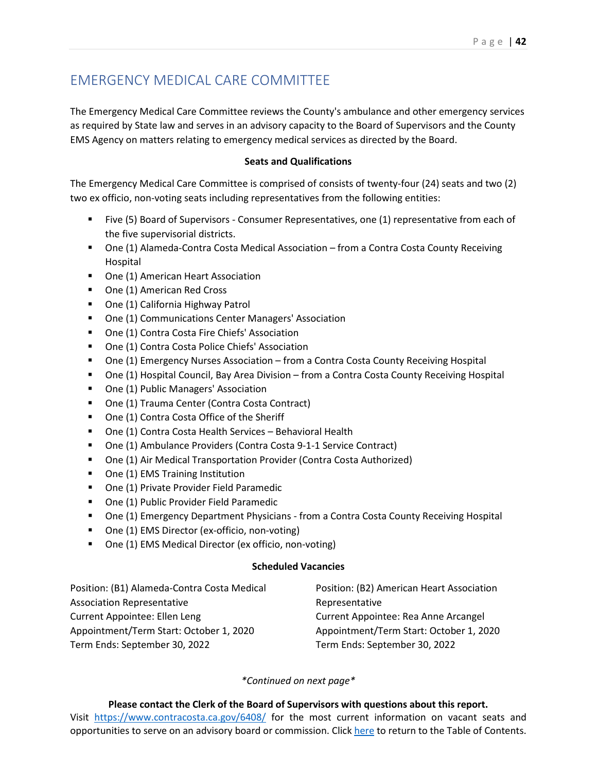# EMERGENCY MEDICAL CARE COMMITTEE

The Emergency Medical Care Committee reviews the County's ambulance and other emergency services as required by State law and serves in an advisory capacity to the Board of Supervisors and the County EMS Agency on matters relating to emergency medical services as directed by the Board.

**Seats and Qualifications**

The Emergency Medical Care Committee is comprised of consists of twenty-four (24) seats and two (2) two ex officio, non-voting seats including representatives from the following entities:

- Five (5) Board of Supervisors - Consumer Representatives, one (1) representative from each of the five supervisorial districts.
- One (1) Alameda-Contra Costa Medical Association – from a Contra Costa County Receiving Hospital
- One (1) American Heart Association
- One (1) American Red Cross
- One (1) California Highway Patrol
- One (1) Communications Center Managers' Association
- One (1) Contra Costa Fire Chiefs' Association
- One (1) Contra Costa Police Chiefs' Association
- One (1) Emergency Nurses Association – from a Contra Costa County Receiving Hospital
- One (1) Hospital Council, Bay Area Division – from a Contra Costa County Receiving Hospital
- One (1) Public Managers' Association
- One (1) Trauma Center (Contra Costa Contract)
- One (1) Contra Costa Office of the Sheriff
- One (1) Contra Costa Health Services – Behavioral Health
- One (1) Ambulance Providers (Contra Costa 9-1-1 Service Contract)
- One (1) Air Medical Transportation Provider (Contra Costa Authorized)
- One (1) EMS Training Institution
- One (1) Private Provider Field Paramedic
- One (1) Public Provider Field Paramedic
- One (1) Emergency Department Physicians - from a Contra Costa County Receiving Hospital
- One (1) EMS Director (ex-officio, non-voting)
- One (1) EMS Medical Director (ex officio, non-voting)

**Scheduled Vacancies**

Position: (B1) Alameda-Contra Costa Medical Association Representative
Current Appointee: Ellen Leng
Appointment/Term Start: October 1, 2020
Term Ends: September 30, 2022

Position: (B2) American Heart Association Representative
Current Appointee: Rea Anne Arcangel
Appointment/Term Start: October 1, 2020
Term Ends: September 30, 2022

*\*Continued on next page\**

**Please contact the Clerk of the Board of Supervisors with questions about this report.**
Visit https://www.contracosta.ca.gov/6408/ for the most current information on vacant seats and opportunities to serve on an advisory board or commission. Click here to return to the Table of Contents.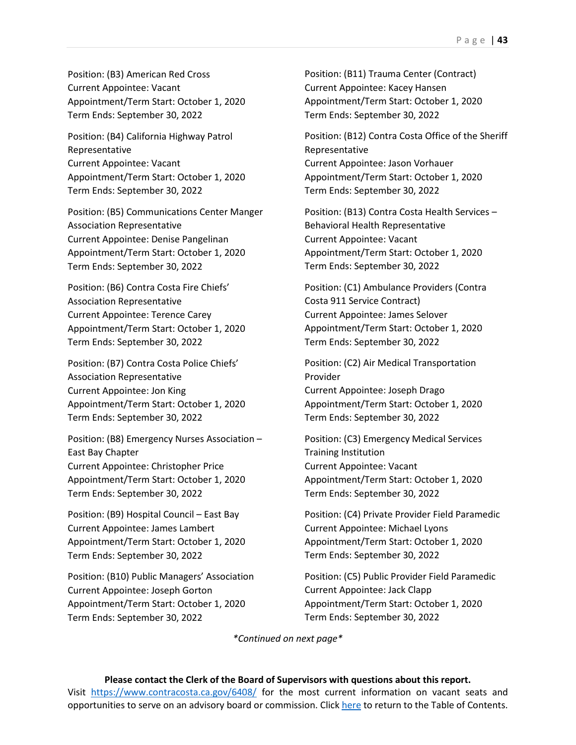Position: (B3) American Red Cross
Current Appointee: Vacant
Appointment/Term Start: October 1, 2020
Term Ends: September 30, 2022

Position: (B4) California Highway Patrol Representative
Current Appointee: Vacant
Appointment/Term Start: October 1, 2020
Term Ends: September 30, 2022

Position: (B5) Communications Center Manger Association Representative
Current Appointee: Denise Pangelinan
Appointment/Term Start: October 1, 2020
Term Ends: September 30, 2022

Position: (B6) Contra Costa Fire Chiefs' Association Representative
Current Appointee: Terence Carey
Appointment/Term Start: October 1, 2020
Term Ends: September 30, 2022

Position: (B7) Contra Costa Police Chiefs' Association Representative
Current Appointee: Jon King
Appointment/Term Start: October 1, 2020
Term Ends: September 30, 2022

Position: (B8) Emergency Nurses Association – East Bay Chapter
Current Appointee: Christopher Price
Appointment/Term Start: October 1, 2020
Term Ends: September 30, 2022

Position: (B9) Hospital Council – East Bay
Current Appointee: James Lambert
Appointment/Term Start: October 1, 2020
Term Ends: September 30, 2022

Position: (B10) Public Managers' Association
Current Appointee: Joseph Gorton
Appointment/Term Start: October 1, 2020
Term Ends: September 30, 2022

Position: (B11) Trauma Center (Contract)
Current Appointee: Kacey Hansen
Appointment/Term Start: October 1, 2020
Term Ends: September 30, 2022

Position: (B12) Contra Costa Office of the Sheriff Representative
Current Appointee: Jason Vorhauer
Appointment/Term Start: October 1, 2020
Term Ends: September 30, 2022

Position: (B13) Contra Costa Health Services – Behavioral Health Representative
Current Appointee: Vacant
Appointment/Term Start: October 1, 2020
Term Ends: September 30, 2022

Position: (C1) Ambulance Providers (Contra Costa 911 Service Contract)
Current Appointee: James Selover
Appointment/Term Start: October 1, 2020
Term Ends: September 30, 2022

Position: (C2) Air Medical Transportation Provider
Current Appointee: Joseph Drago
Appointment/Term Start: October 1, 2020
Term Ends: September 30, 2022

Position: (C3) Emergency Medical Services Training Institution
Current Appointee: Vacant
Appointment/Term Start: October 1, 2020
Term Ends: September 30, 2022

Position: (C4) Private Provider Field Paramedic
Current Appointee: Michael Lyons
Appointment/Term Start: October 1, 2020
Term Ends: September 30, 2022

Position: (C5) Public Provider Field Paramedic
Current Appointee: Jack Clapp
Appointment/Term Start: October 1, 2020
Term Ends: September 30, 2022

*Continued on next page*

**Please contact the Clerk of the Board of Supervisors with questions about this report.**
Visit https://www.contracosta.ca.gov/6408/ for the most current information on vacant seats and opportunities to serve on an advisory board or commission. Click here to return to the Table of Contents.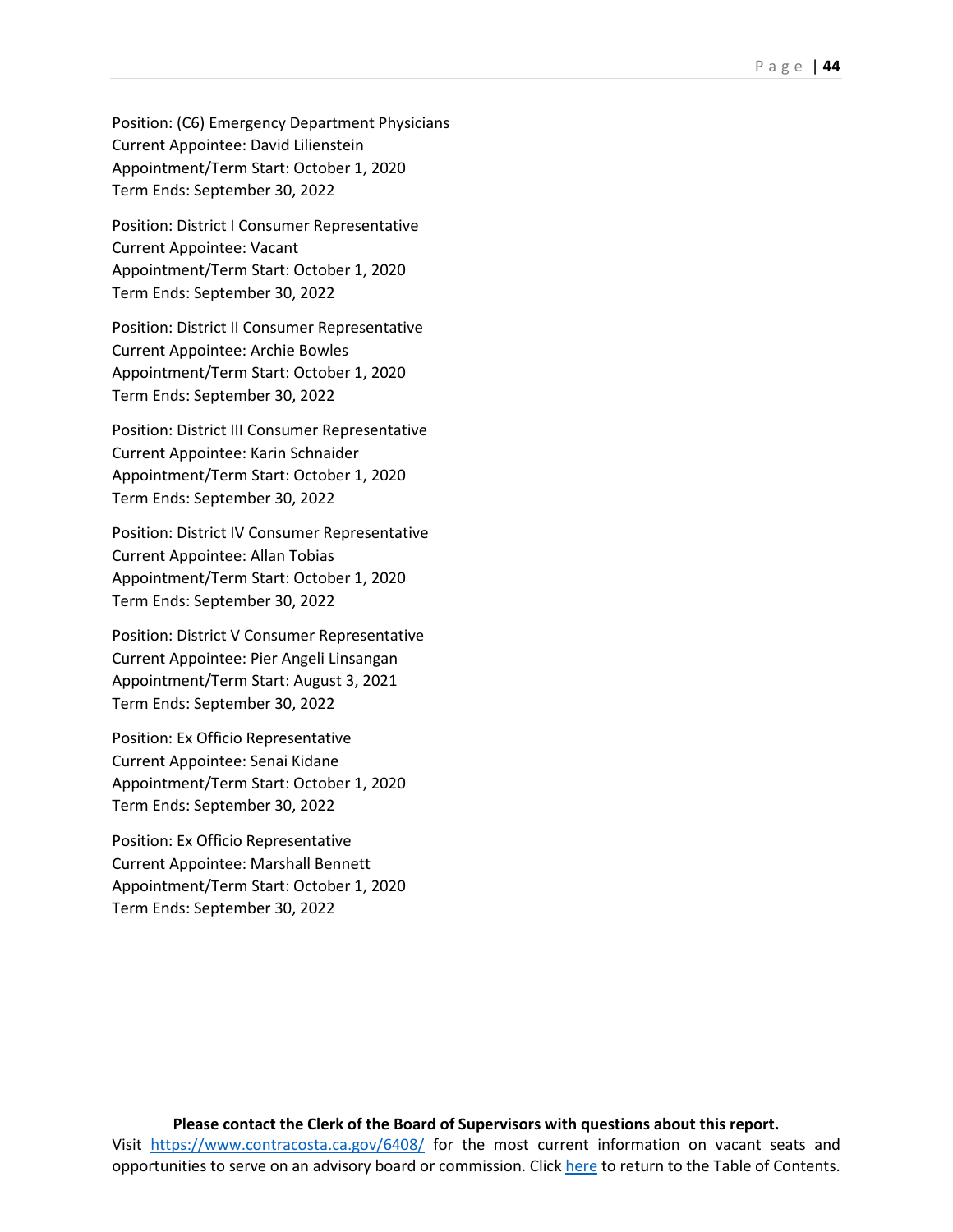Position: (C6) Emergency Department Physicians
Current Appointee: David Lilienstein
Appointment/Term Start: October 1, 2020
Term Ends: September 30, 2022

Position: District I Consumer Representative
Current Appointee: Vacant
Appointment/Term Start: October 1, 2020
Term Ends: September 30, 2022

Position: District II Consumer Representative
Current Appointee: Archie Bowles
Appointment/Term Start: October 1, 2020
Term Ends: September 30, 2022

Position: District III Consumer Representative
Current Appointee: Karin Schnaider
Appointment/Term Start: October 1, 2020
Term Ends: September 30, 2022

Position: District IV Consumer Representative
Current Appointee: Allan Tobias
Appointment/Term Start: October 1, 2020
Term Ends: September 30, 2022

Position: District V Consumer Representative
Current Appointee: Pier Angeli Linsangan
Appointment/Term Start: August 3, 2021
Term Ends: September 30, 2022

Position: Ex Officio Representative
Current Appointee: Senai Kidane
Appointment/Term Start: October 1, 2020
Term Ends: September 30, 2022

Position: Ex Officio Representative
Current Appointee: Marshall Bennett
Appointment/Term Start: October 1, 2020
Term Ends: September 30, 2022

**Please contact the Clerk of the Board of Supervisors with questions about this report.**
Visit [https://www.contracosta.ca.gov/6408/](https://www.contracosta.ca.gov/6408/) for the most current information on vacant seats and opportunities to serve on an advisory board or commission. Click here to return to the Table of Contents.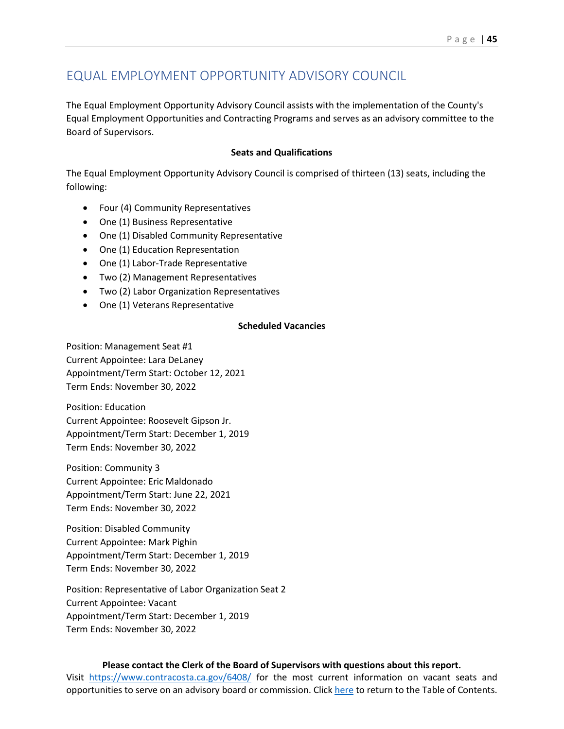# EQUAL EMPLOYMENT OPPORTUNITY ADVISORY COUNCIL

The Equal Employment Opportunity Advisory Council assists with the implementation of the County's Equal Employment Opportunities and Contracting Programs and serves as an advisory committee to the Board of Supervisors.

**Seats and Qualifications**

The Equal Employment Opportunity Advisory Council is comprised of thirteen (13) seats, including the following:

- Four (4) Community Representatives
- One (1) Business Representative
- One (1) Disabled Community Representative
- One (1) Education Representation
- One (1) Labor-Trade Representative
- Two (2) Management Representatives
- Two (2) Labor Organization Representatives
- One (1) Veterans Representative

**Scheduled Vacancies**

Position: Management Seat #1
Current Appointee: Lara DeLaney
Appointment/Term Start: October 12, 2021
Term Ends: November 30, 2022

Position: Education
Current Appointee: Roosevelt Gipson Jr.
Appointment/Term Start: December 1, 2019
Term Ends: November 30, 2022

Position: Community 3
Current Appointee: Eric Maldonado
Appointment/Term Start: June 22, 2021
Term Ends: November 30, 2022

Position: Disabled Community
Current Appointee: Mark Pighin
Appointment/Term Start: December 1, 2019
Term Ends: November 30, 2022

Position: Representative of Labor Organization Seat 2
Current Appointee: Vacant
Appointment/Term Start: December 1, 2019
Term Ends: November 30, 2022

**Please contact the Clerk of the Board of Supervisors with questions about this report.**
Visit [https://www.contracosta.ca.gov/6408/](https://www.contracosta.ca.gov/6408/) for the most current information on vacant seats and opportunities to serve on an advisory board or commission. Click here to return to the Table of Contents.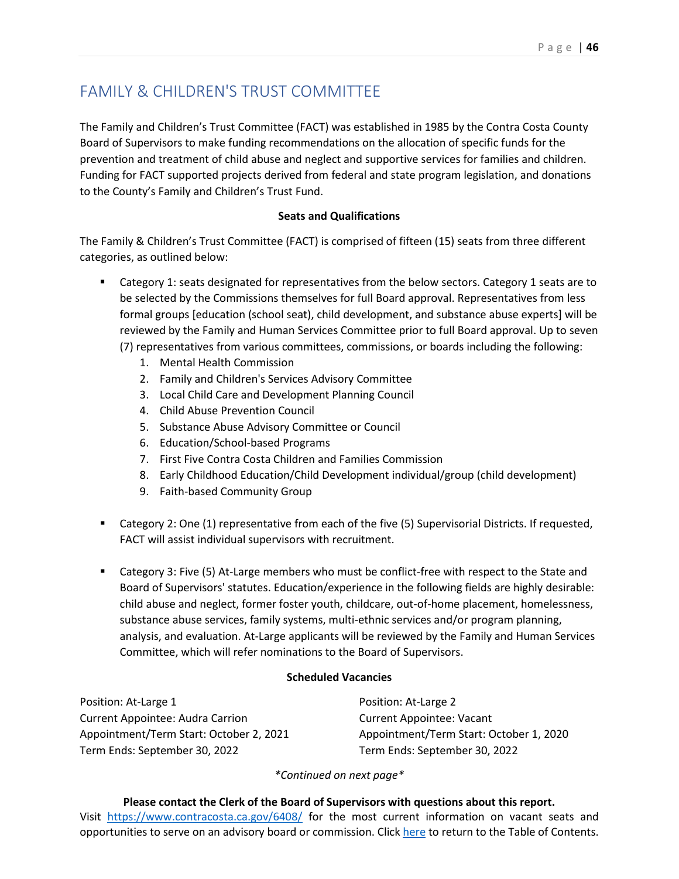# FAMILY & CHILDREN'S TRUST COMMITTEE

The Family and Children's Trust Committee (FACT) was established in 1985 by the Contra Costa County Board of Supervisors to make funding recommendations on the allocation of specific funds for the prevention and treatment of child abuse and neglect and supportive services for families and children. Funding for FACT supported projects derived from federal and state program legislation, and donations to the County's Family and Children's Trust Fund.

**Seats and Qualifications**

The Family & Children's Trust Committee (FACT) is comprised of fifteen (15) seats from three different categories, as outlined below:

- Category 1: seats designated for representatives from the below sectors. Category 1 seats are to be selected by the Commissions themselves for full Board approval. Representatives from less formal groups [education (school seat), child development, and substance abuse experts] will be reviewed by the Family and Human Services Committee prior to full Board approval. Up to seven (7) representatives from various committees, commissions, or boards including the following:
  1. Mental Health Commission
  2. Family and Children's Services Advisory Committee
  3. Local Child Care and Development Planning Council
  4. Child Abuse Prevention Council
  5. Substance Abuse Advisory Committee or Council
  6. Education/School-based Programs
  7. First Five Contra Costa Children and Families Commission
  8. Early Childhood Education/Child Development individual/group (child development)
  9. Faith-based Community Group

- Category 2: One (1) representative from each of the five (5) Supervisorial Districts. If requested, FACT will assist individual supervisors with recruitment.

- Category 3: Five (5) At-Large members who must be conflict-free with respect to the State and Board of Supervisors' statutes. Education/experience in the following fields are highly desirable: child abuse and neglect, former foster youth, childcare, out-of-home placement, homelessness, substance abuse services, family systems, multi-ethnic services and/or program planning, analysis, and evaluation. At-Large applicants will be reviewed by the Family and Human Services Committee, which will refer nominations to the Board of Supervisors.

**Scheduled Vacancies**

Position: At-Large 1
Current Appointee: Audra Carrion
Appointment/Term Start: October 2, 2021
Term Ends: September 30, 2022

Position: At-Large 2
Current Appointee: Vacant
Appointment/Term Start: October 1, 2020
Term Ends: September 30, 2022

*\*Continued on next page\**

**Please contact the Clerk of the Board of Supervisors with questions about this report.**
Visit https://www.contracosta.ca.gov/6408/ for the most current information on vacant seats and opportunities to serve on an advisory board or commission. Click here to return to the Table of Contents.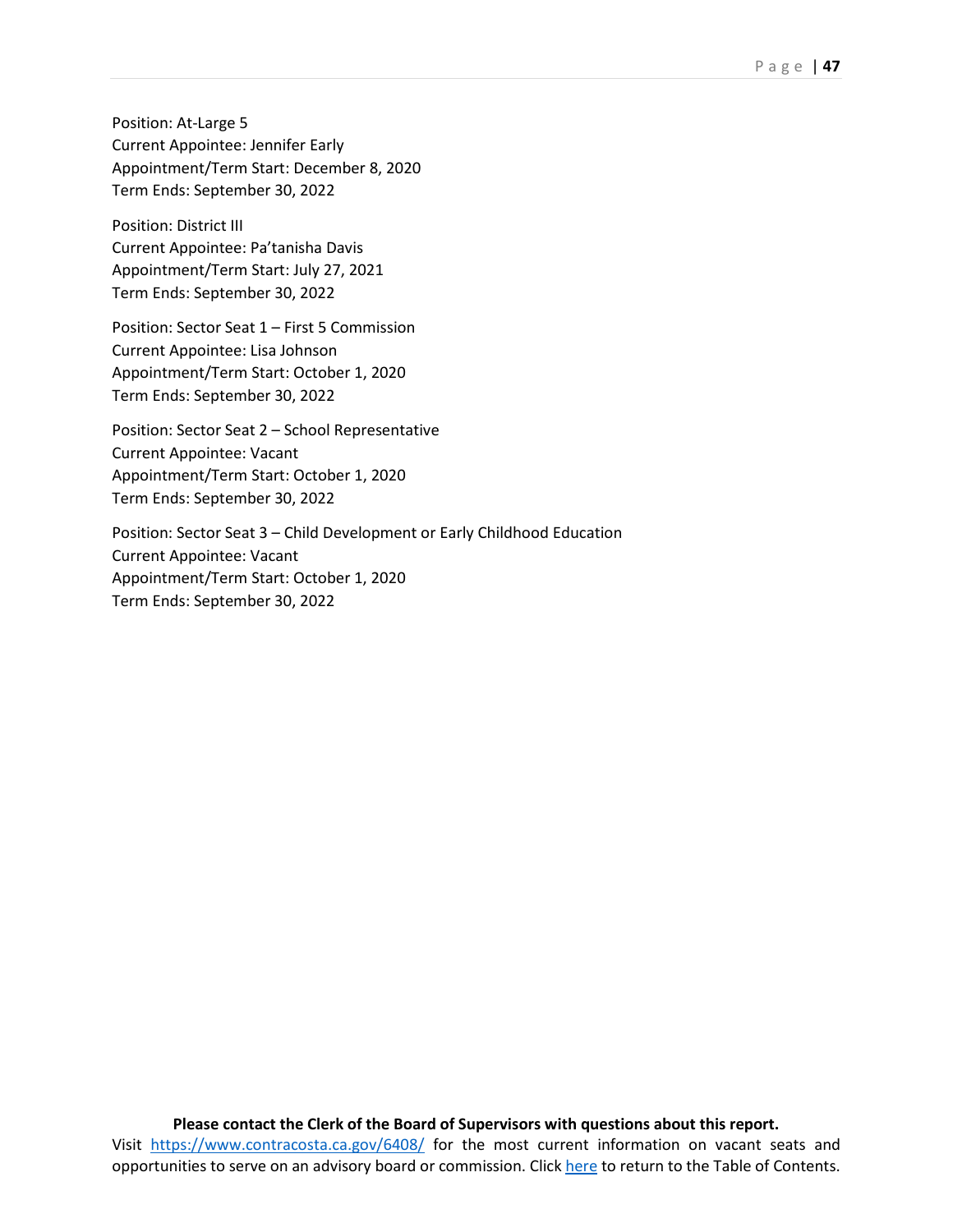Position: At-Large 5
Current Appointee: Jennifer Early
Appointment/Term Start: December 8, 2020
Term Ends: September 30, 2022

Position: District III
Current Appointee: Pa'tanisha Davis
Appointment/Term Start: July 27, 2021
Term Ends: September 30, 2022

Position: Sector Seat 1 – First 5 Commission
Current Appointee: Lisa Johnson
Appointment/Term Start: October 1, 2020
Term Ends: September 30, 2022

Position: Sector Seat 2 – School Representative
Current Appointee: Vacant
Appointment/Term Start: October 1, 2020
Term Ends: September 30, 2022

Position: Sector Seat 3 – Child Development or Early Childhood Education
Current Appointee: Vacant
Appointment/Term Start: October 1, 2020
Term Ends: September 30, 2022

**Please contact the Clerk of the Board of Supervisors with questions about this report.**
Visit [https://www.contracosta.ca.gov/6408/](https://www.contracosta.ca.gov/6408/) for the most current information on vacant seats and opportunities to serve on an advisory board or commission. Click here to return to the Table of Contents.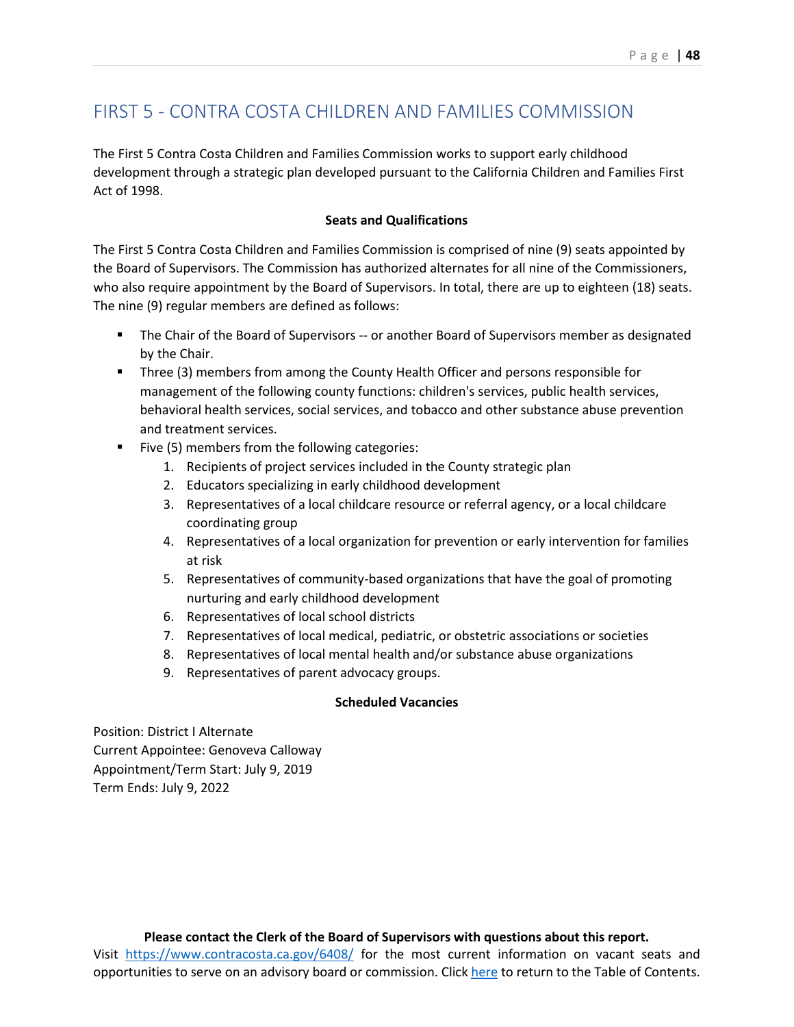# FIRST 5 - CONTRA COSTA CHILDREN AND FAMILIES COMMISSION

The First 5 Contra Costa Children and Families Commission works to support early childhood development through a strategic plan developed pursuant to the California Children and Families First Act of 1998.

**Seats and Qualifications**

The First 5 Contra Costa Children and Families Commission is comprised of nine (9) seats appointed by the Board of Supervisors. The Commission has authorized alternates for all nine of the Commissioners, who also require appointment by the Board of Supervisors. In total, there are up to eighteen (18) seats. The nine (9) regular members are defined as follows:

- The Chair of the Board of Supervisors -- or another Board of Supervisors member as designated by the Chair.
- Three (3) members from among the County Health Officer and persons responsible for management of the following county functions: children's services, public health services, behavioral health services, social services, and tobacco and other substance abuse prevention and treatment services.
- Five (5) members from the following categories:
  1. Recipients of project services included in the County strategic plan
  2. Educators specializing in early childhood development
  3. Representatives of a local childcare resource or referral agency, or a local childcare coordinating group
  4. Representatives of a local organization for prevention or early intervention for families at risk
  5. Representatives of community-based organizations that have the goal of promoting nurturing and early childhood development
  6. Representatives of local school districts
  7. Representatives of local medical, pediatric, or obstetric associations or societies
  8. Representatives of local mental health and/or substance abuse organizations
  9. Representatives of parent advocacy groups.

**Scheduled Vacancies**

Position: District I Alternate
Current Appointee: Genoveva Calloway
Appointment/Term Start: July 9, 2019
Term Ends: July 9, 2022

**Please contact the Clerk of the Board of Supervisors with questions about this report.**
Visit https://www.contracosta.ca.gov/6408/ for the most current information on vacant seats and opportunities to serve on an advisory board or commission. Click here to return to the Table of Contents.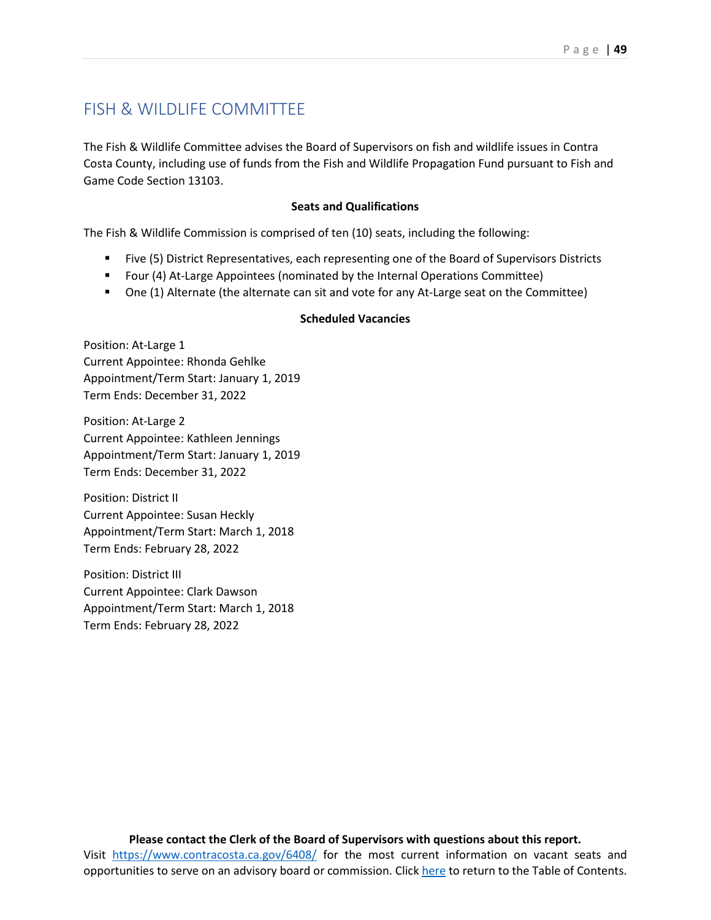# FISH & WILDLIFE COMMITTEE

The Fish & Wildlife Committee advises the Board of Supervisors on fish and wildlife issues in Contra Costa County, including use of funds from the Fish and Wildlife Propagation Fund pursuant to Fish and Game Code Section 13103.

**Seats and Qualifications**

The Fish & Wildlife Commission is comprised of ten (10) seats, including the following:

- Five (5) District Representatives, each representing one of the Board of Supervisors Districts
- Four (4) At-Large Appointees (nominated by the Internal Operations Committee)
- One (1) Alternate (the alternate can sit and vote for any At-Large seat on the Committee)

**Scheduled Vacancies**

Position: At-Large 1
Current Appointee: Rhonda Gehlke
Appointment/Term Start: January 1, 2019
Term Ends: December 31, 2022

Position: At-Large 2
Current Appointee: Kathleen Jennings
Appointment/Term Start: January 1, 2019
Term Ends: December 31, 2022

Position: District II
Current Appointee: Susan Heckly
Appointment/Term Start: March 1, 2018
Term Ends: February 28, 2022

Position: District III
Current Appointee: Clark Dawson
Appointment/Term Start: March 1, 2018
Term Ends: February 28, 2022

**Please contact the Clerk of the Board of Supervisors with questions about this report.**
Visit [https://www.contracosta.ca.gov/6408/](https://www.contracosta.ca.gov/6408/) for the most current information on vacant seats and opportunities to serve on an advisory board or commission. Click here to return to the Table of Contents.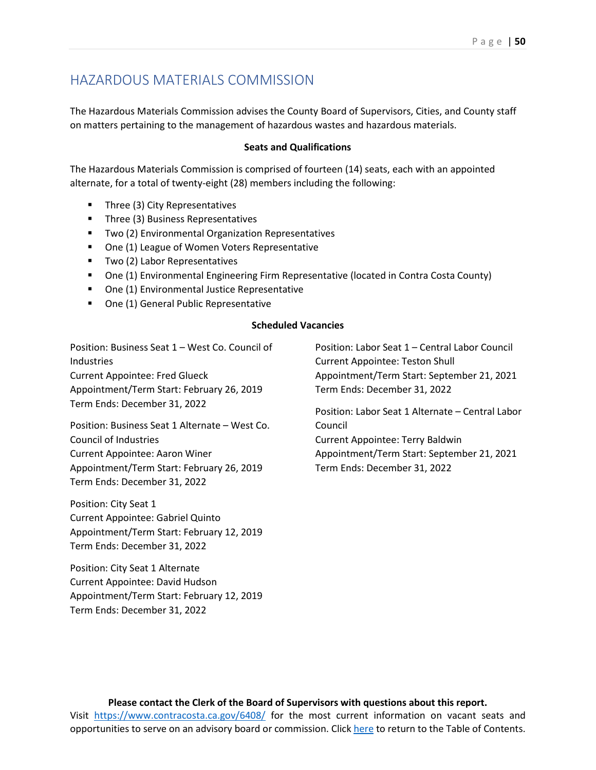# HAZARDOUS MATERIALS COMMISSION

The Hazardous Materials Commission advises the County Board of Supervisors, Cities, and County staff on matters pertaining to the management of hazardous wastes and hazardous materials.

**Seats and Qualifications**

The Hazardous Materials Commission is comprised of fourteen (14) seats, each with an appointed alternate, for a total of twenty-eight (28) members including the following:

- Three (3) City Representatives
- Three (3) Business Representatives
- Two (2) Environmental Organization Representatives
- One (1) League of Women Voters Representative
- Two (2) Labor Representatives
- One (1) Environmental Engineering Firm Representative (located in Contra Costa County)
- One (1) Environmental Justice Representative
- One (1) General Public Representative

**Scheduled Vacancies**

Position: Business Seat 1 – West Co. Council of Industries
Current Appointee: Fred Glueck
Appointment/Term Start: February 26, 2019
Term Ends: December 31, 2022

Position: Business Seat 1 Alternate – West Co. Council of Industries
Current Appointee: Aaron Winer
Appointment/Term Start: February 26, 2019
Term Ends: December 31, 2022

Position: City Seat 1
Current Appointee: Gabriel Quinto
Appointment/Term Start: February 12, 2019
Term Ends: December 31, 2022

Position: City Seat 1 Alternate
Current Appointee: David Hudson
Appointment/Term Start: February 12, 2019
Term Ends: December 31, 2022

Position: Labor Seat 1 – Central Labor Council
Current Appointee: Teston Shull
Appointment/Term Start: September 21, 2021
Term Ends: December 31, 2022

Position: Labor Seat 1 Alternate – Central Labor Council
Current Appointee: Terry Baldwin
Appointment/Term Start: September 21, 2021
Term Ends: December 31, 2022

**Please contact the Clerk of the Board of Supervisors with questions about this report.**
Visit https://www.contracosta.ca.gov/6408/ for the most current information on vacant seats and opportunities to serve on an advisory board or commission. Click here to return to the Table of Contents.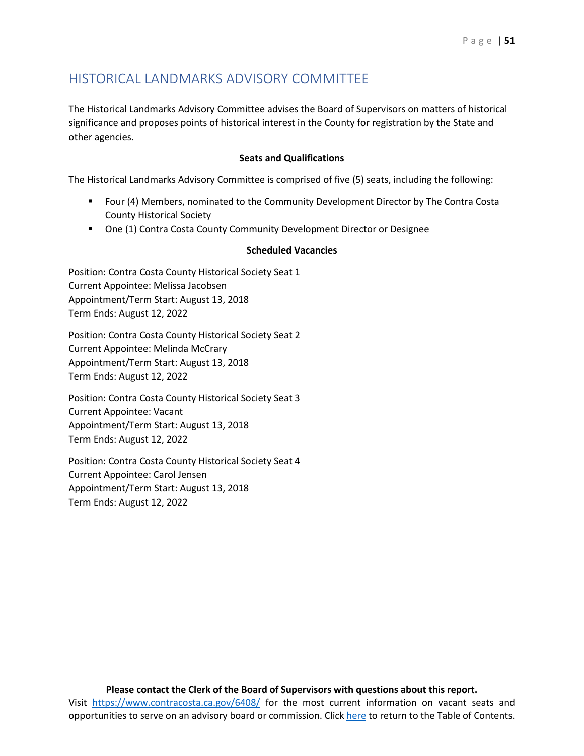# HISTORICAL LANDMARKS ADVISORY COMMITTEE

The Historical Landmarks Advisory Committee advises the Board of Supervisors on matters of historical significance and proposes points of historical interest in the County for registration by the State and other agencies.

**Seats and Qualifications**

The Historical Landmarks Advisory Committee is comprised of five (5) seats, including the following:

- Four (4) Members, nominated to the Community Development Director by The Contra Costa County Historical Society
- One (1) Contra Costa County Community Development Director or Designee

**Scheduled Vacancies**

Position: Contra Costa County Historical Society Seat 1
Current Appointee: Melissa Jacobsen
Appointment/Term Start: August 13, 2018
Term Ends: August 12, 2022

Position: Contra Costa County Historical Society Seat 2
Current Appointee: Melinda McCrary
Appointment/Term Start: August 13, 2018
Term Ends: August 12, 2022

Position: Contra Costa County Historical Society Seat 3
Current Appointee: Vacant
Appointment/Term Start: August 13, 2018
Term Ends: August 12, 2022

Position: Contra Costa County Historical Society Seat 4
Current Appointee: Carol Jensen
Appointment/Term Start: August 13, 2018
Term Ends: August 12, 2022

**Please contact the Clerk of the Board of Supervisors with questions about this report.**
Visit [https://www.contracosta.ca.gov/6408/](https://www.contracosta.ca.gov/6408/) for the most current information on vacant seats and opportunities to serve on an advisory board or commission. Click here to return to the Table of Contents.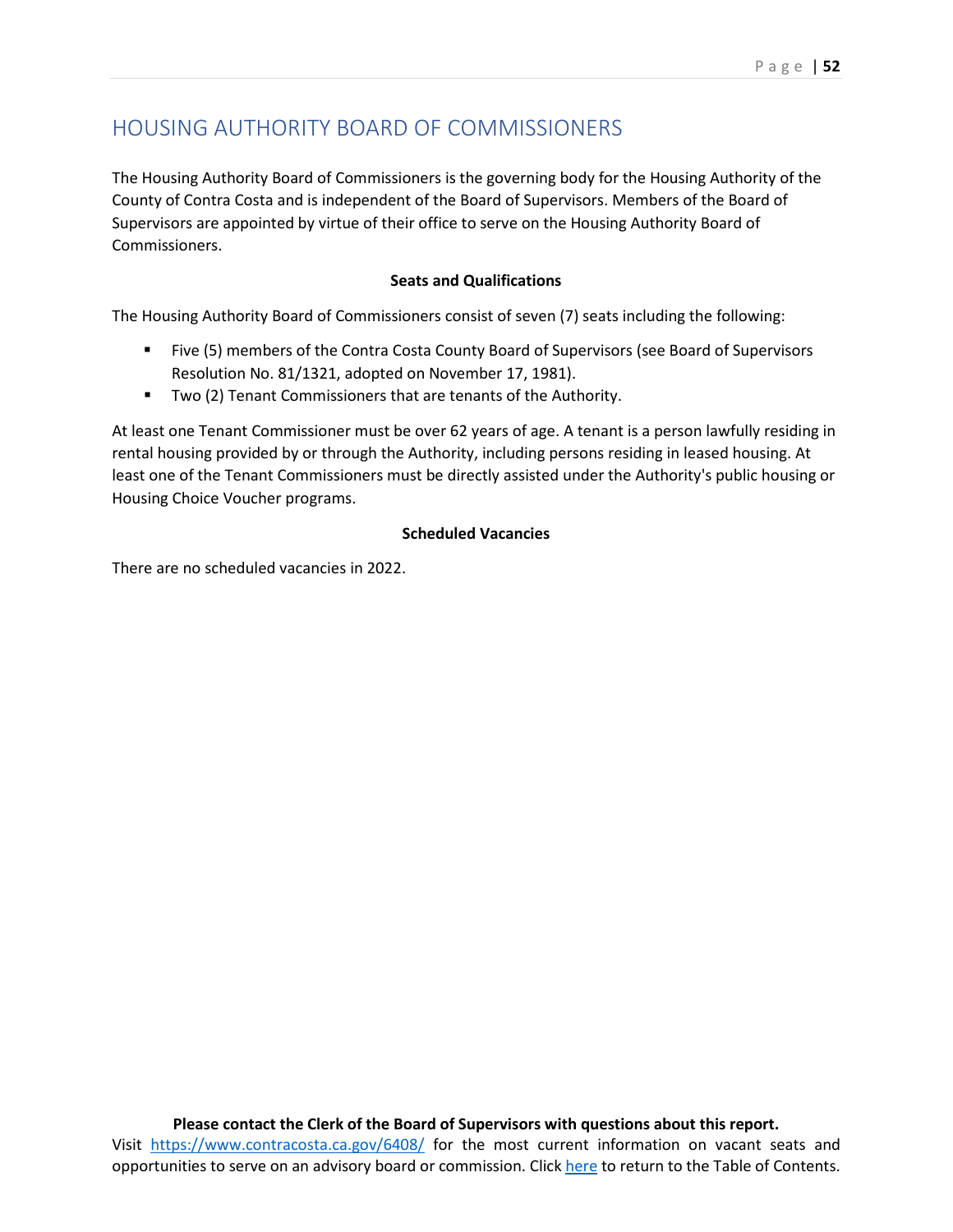# HOUSING AUTHORITY BOARD OF COMMISSIONERS

The Housing Authority Board of Commissioners is the governing body for the Housing Authority of the County of Contra Costa and is independent of the Board of Supervisors. Members of the Board of Supervisors are appointed by virtue of their office to serve on the Housing Authority Board of Commissioners.

**Seats and Qualifications**

The Housing Authority Board of Commissioners consist of seven (7) seats including the following:

- Five (5) members of the Contra Costa County Board of Supervisors (see Board of Supervisors Resolution No. 81/1321, adopted on November 17, 1981).
- Two (2) Tenant Commissioners that are tenants of the Authority.

At least one Tenant Commissioner must be over 62 years of age. A tenant is a person lawfully residing in rental housing provided by or through the Authority, including persons residing in leased housing. At least one of the Tenant Commissioners must be directly assisted under the Authority's public housing or Housing Choice Voucher programs.

**Scheduled Vacancies**

There are no scheduled vacancies in 2022.

**Please contact the Clerk of the Board of Supervisors with questions about this report.**

Visit https://www.contracosta.ca.gov/6408/ for the most current information on vacant seats and opportunities to serve on an advisory board or commission. Click here to return to the Table of Contents.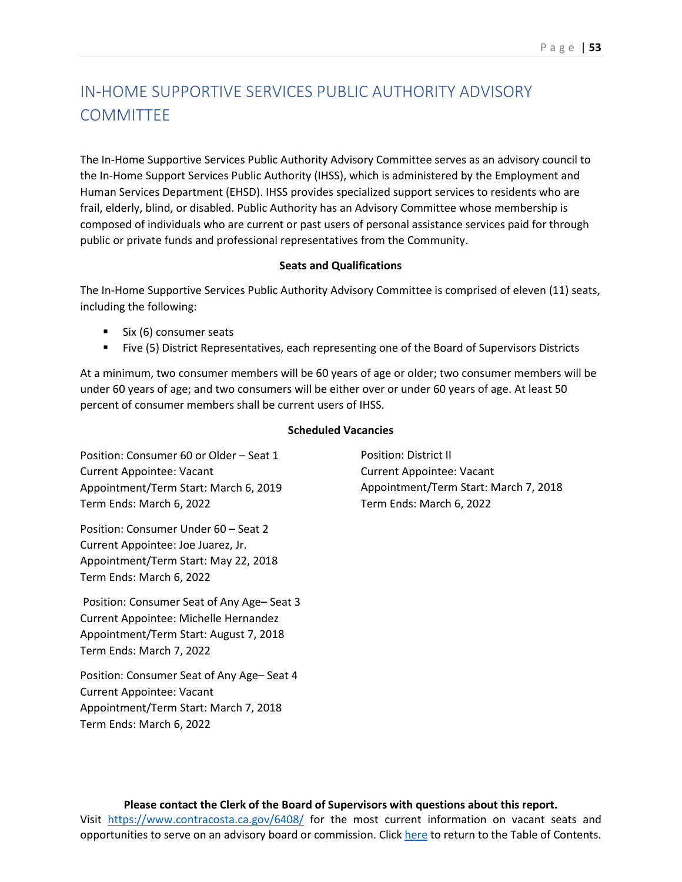# IN-HOME SUPPORTIVE SERVICES PUBLIC AUTHORITY ADVISORY COMMITTEE

The In-Home Supportive Services Public Authority Advisory Committee serves as an advisory council to the In-Home Support Services Public Authority (IHSS), which is administered by the Employment and Human Services Department (EHSD). IHSS provides specialized support services to residents who are frail, elderly, blind, or disabled. Public Authority has an Advisory Committee whose membership is composed of individuals who are current or past users of personal assistance services paid for through public or private funds and professional representatives from the Community.

**Seats and Qualifications**

The In-Home Supportive Services Public Authority Advisory Committee is comprised of eleven (11) seats, including the following:

- Six (6) consumer seats
- Five (5) District Representatives, each representing one of the Board of Supervisors Districts

At a minimum, two consumer members will be 60 years of age or older; two consumer members will be under 60 years of age; and two consumers will be either over or under 60 years of age. At least 50 percent of consumer members shall be current users of IHSS.

**Scheduled Vacancies**

Position: Consumer 60 or Older – Seat 1
Current Appointee: Vacant
Appointment/Term Start: March 6, 2019
Term Ends: March 6, 2022

Position: Consumer Under 60 – Seat 2
Current Appointee: Joe Juarez, Jr.
Appointment/Term Start: May 22, 2018
Term Ends: March 6, 2022

Position: Consumer Seat of Any Age– Seat 3
Current Appointee: Michelle Hernandez
Appointment/Term Start: August 7, 2018
Term Ends: March 7, 2022

Position: Consumer Seat of Any Age– Seat 4
Current Appointee: Vacant
Appointment/Term Start: March 7, 2018
Term Ends: March 6, 2022

Position: District II
Current Appointee: Vacant
Appointment/Term Start: March 7, 2018
Term Ends: March 6, 2022

**Please contact the Clerk of the Board of Supervisors with questions about this report.**
Visit https://www.contracosta.ca.gov/6408/ for the most current information on vacant seats and opportunities to serve on an advisory board or commission. Click here to return to the Table of Contents.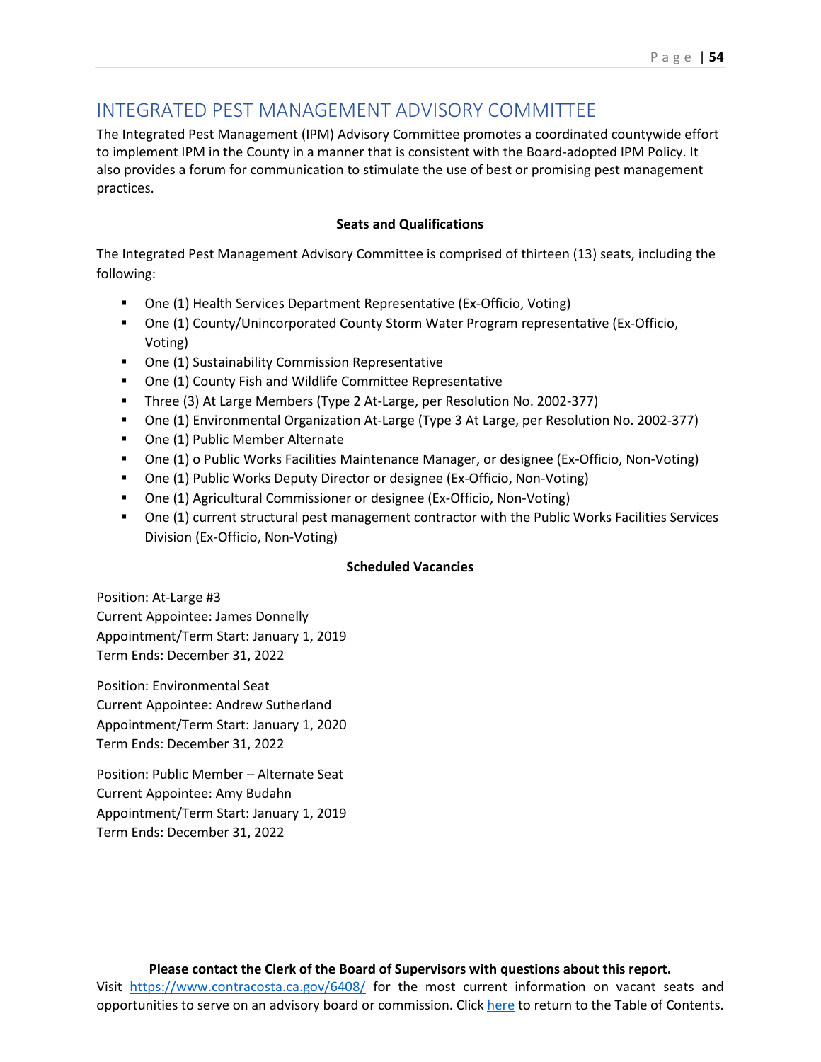## INTEGRATED PEST MANAGEMENT ADVISORY COMMITTEE

The Integrated Pest Management (IPM) Advisory Committee promotes a coordinated countywide effort to implement IPM in the County in a manner that is consistent with the Board-adopted IPM Policy. It also provides a forum for communication to stimulate the use of best or promising pest management practices.

**Seats and Qualifications**

The Integrated Pest Management Advisory Committee is comprised of thirteen (13) seats, including the following:

- One (1) Health Services Department Representative (Ex-Officio, Voting)
- One (1) County/Unincorporated County Storm Water Program representative (Ex-Officio, Voting)
- One (1) Sustainability Commission Representative
- One (1) County Fish and Wildlife Committee Representative
- Three (3) At Large Members (Type 2 At-Large, per Resolution No. 2002-377)
- One (1) Environmental Organization At-Large (Type 3 At Large, per Resolution No. 2002-377)
- One (1) Public Member Alternate
- One (1) o Public Works Facilities Maintenance Manager, or designee (Ex-Officio, Non-Voting)
- One (1) Public Works Deputy Director or designee (Ex-Officio, Non-Voting)
- One (1) Agricultural Commissioner or designee (Ex-Officio, Non-Voting)
- One (1) current structural pest management contractor with the Public Works Facilities Services Division (Ex-Officio, Non-Voting)

**Scheduled Vacancies**

Position: At-Large #3
Current Appointee: James Donnelly
Appointment/Term Start: January 1, 2019
Term Ends: December 31, 2022

Position: Environmental Seat
Current Appointee: Andrew Sutherland
Appointment/Term Start: January 1, 2020
Term Ends: December 31, 2022

Position: Public Member – Alternate Seat
Current Appointee: Amy Budahn
Appointment/Term Start: January 1, 2019
Term Ends: December 31, 2022

**Please contact the Clerk of the Board of Supervisors with questions about this report.**
Visit https://www.contracosta.ca.gov/6408/ for the most current information on vacant seats and opportunities to serve on an advisory board or commission. Click here to return to the Table of Contents.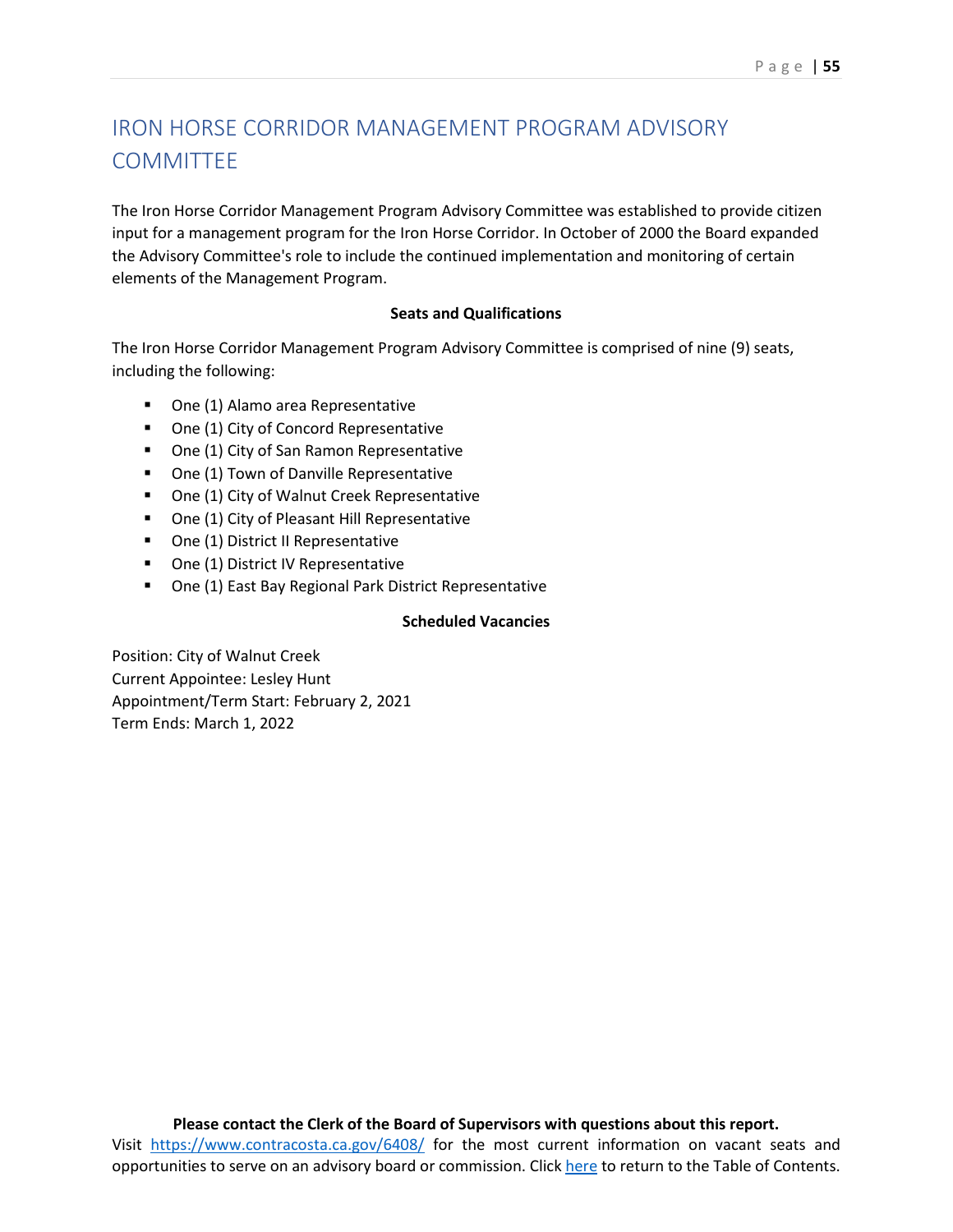# IRON HORSE CORRIDOR MANAGEMENT PROGRAM ADVISORY COMMITTEE

The Iron Horse Corridor Management Program Advisory Committee was established to provide citizen input for a management program for the Iron Horse Corridor. In October of 2000 the Board expanded the Advisory Committee's role to include the continued implementation and monitoring of certain elements of the Management Program.

**Seats and Qualifications**

The Iron Horse Corridor Management Program Advisory Committee is comprised of nine (9) seats, including the following:

- One (1) Alamo area Representative
- One (1) City of Concord Representative
- One (1) City of San Ramon Representative
- One (1) Town of Danville Representative
- One (1) City of Walnut Creek Representative
- One (1) City of Pleasant Hill Representative
- One (1) District II Representative
- One (1) District IV Representative
- One (1) East Bay Regional Park District Representative

**Scheduled Vacancies**

Position: City of Walnut Creek
Current Appointee: Lesley Hunt
Appointment/Term Start: February 2, 2021
Term Ends: March 1, 2022

**Please contact the Clerk of the Board of Supervisors with questions about this report.**
Visit https://www.contracosta.ca.gov/6408/ for the most current information on vacant seats and opportunities to serve on an advisory board or commission. Click here to return to the Table of Contents.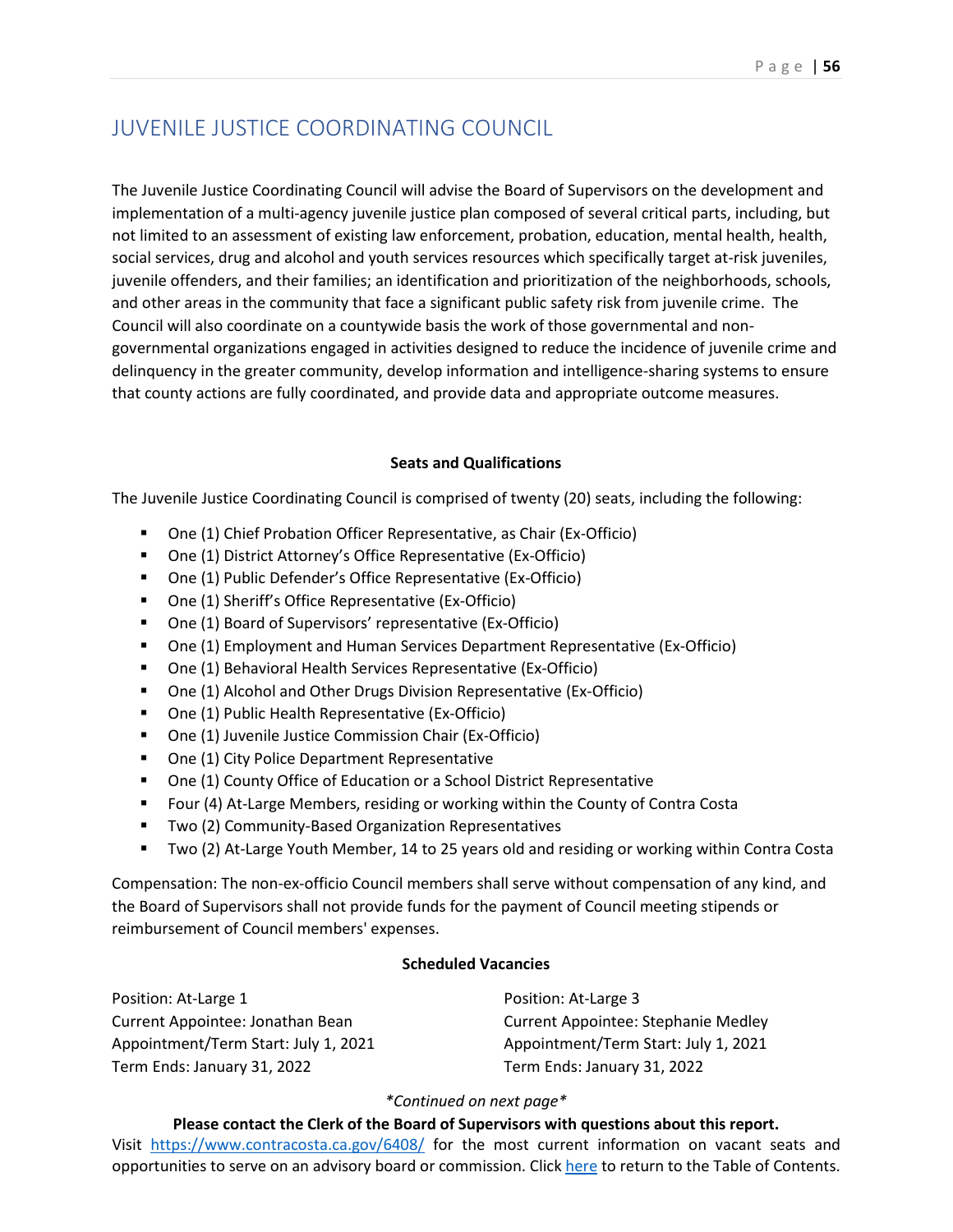# JUVENILE JUSTICE COORDINATING COUNCIL

The Juvenile Justice Coordinating Council will advise the Board of Supervisors on the development and implementation of a multi-agency juvenile justice plan composed of several critical parts, including, but not limited to an assessment of existing law enforcement, probation, education, mental health, health, social services, drug and alcohol and youth services resources which specifically target at-risk juveniles, juvenile offenders, and their families; an identification and prioritization of the neighborhoods, schools, and other areas in the community that face a significant public safety risk from juvenile crime. The Council will also coordinate on a countywide basis the work of those governmental and non-governmental organizations engaged in activities designed to reduce the incidence of juvenile crime and delinquency in the greater community, develop information and intelligence-sharing systems to ensure that county actions are fully coordinated, and provide data and appropriate outcome measures.

**Seats and Qualifications**

The Juvenile Justice Coordinating Council is comprised of twenty (20) seats, including the following:

- One (1) Chief Probation Officer Representative, as Chair (Ex-Officio)
- One (1) District Attorney's Office Representative (Ex-Officio)
- One (1) Public Defender's Office Representative (Ex-Officio)
- One (1) Sheriff's Office Representative (Ex-Officio)
- One (1) Board of Supervisors' representative (Ex-Officio)
- One (1) Employment and Human Services Department Representative (Ex-Officio)
- One (1) Behavioral Health Services Representative (Ex-Officio)
- One (1) Alcohol and Other Drugs Division Representative (Ex-Officio)
- One (1) Public Health Representative (Ex-Officio)
- One (1) Juvenile Justice Commission Chair (Ex-Officio)
- One (1) City Police Department Representative
- One (1) County Office of Education or a School District Representative
- Four (4) At-Large Members, residing or working within the County of Contra Costa
- Two (2) Community-Based Organization Representatives
- Two (2) At-Large Youth Member, 14 to 25 years old and residing or working within Contra Costa

Compensation: The non-ex-officio Council members shall serve without compensation of any kind, and the Board of Supervisors shall not provide funds for the payment of Council meeting stipends or reimbursement of Council members' expenses.

**Scheduled Vacancies**

Position: At-Large 1
Current Appointee: Jonathan Bean
Appointment/Term Start: July 1, 2021
Term Ends: January 31, 2022

Position: At-Large 3
Current Appointee: Stephanie Medley
Appointment/Term Start: July 1, 2021
Term Ends: January 31, 2022

*\*Continued on next page\**

**Please contact the Clerk of the Board of Supervisors with questions about this report.**
Visit https://www.contracosta.ca.gov/6408/ for the most current information on vacant seats and opportunities to serve on an advisory board or commission. Click here to return to the Table of Contents.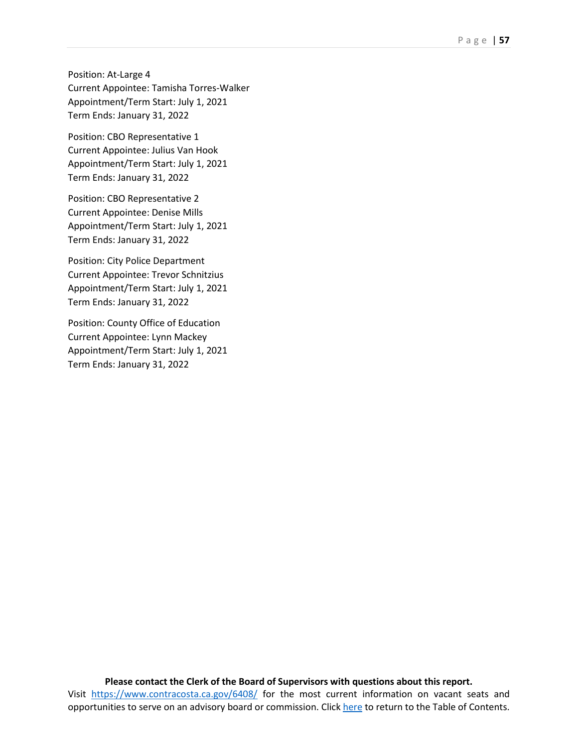Position: At-Large 4
Current Appointee: Tamisha Torres-Walker
Appointment/Term Start: July 1, 2021
Term Ends: January 31, 2022

Position: CBO Representative 1
Current Appointee: Julius Van Hook
Appointment/Term Start: July 1, 2021
Term Ends: January 31, 2022

Position: CBO Representative 2
Current Appointee: Denise Mills
Appointment/Term Start: July 1, 2021
Term Ends: January 31, 2022

Position: City Police Department
Current Appointee: Trevor Schnitzius
Appointment/Term Start: July 1, 2021
Term Ends: January 31, 2022

Position: County Office of Education
Current Appointee: Lynn Mackey
Appointment/Term Start: July 1, 2021
Term Ends: January 31, 2022

**Please contact the Clerk of the Board of Supervisors with questions about this report.**
Visit [https://www.contracosta.ca.gov/6408/](https://www.contracosta.ca.gov/6408/) for the most current information on vacant seats and opportunities to serve on an advisory board or commission. Click [here]() to return to the Table of Contents.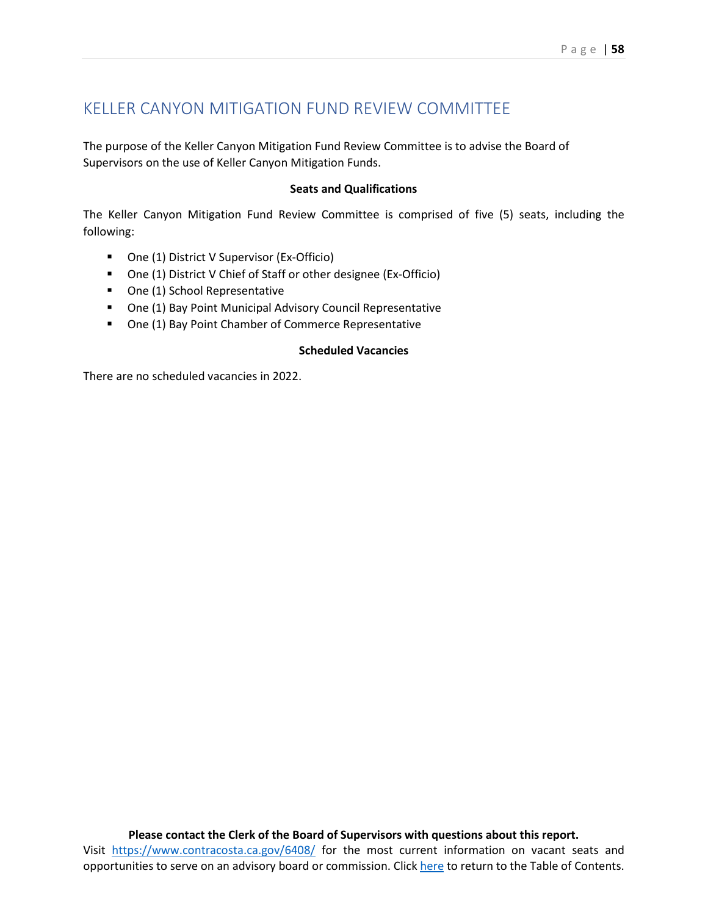# KELLER CANYON MITIGATION FUND REVIEW COMMITTEE

The purpose of the Keller Canyon Mitigation Fund Review Committee is to advise the Board of Supervisors on the use of Keller Canyon Mitigation Funds.

**Seats and Qualifications**

The Keller Canyon Mitigation Fund Review Committee is comprised of five (5) seats, including the following:

- One (1) District V Supervisor (Ex-Officio)
- One (1) District V Chief of Staff or other designee (Ex-Officio)
- One (1) School Representative
- One (1) Bay Point Municipal Advisory Council Representative
- One (1) Bay Point Chamber of Commerce Representative

**Scheduled Vacancies**

There are no scheduled vacancies in 2022.

**Please contact the Clerk of the Board of Supervisors with questions about this report.**
Visit [https://www.contracosta.ca.gov/6408/](https://www.contracosta.ca.gov/6408/) for the most current information on vacant seats and opportunities to serve on an advisory board or commission. Click here to return to the Table of Contents.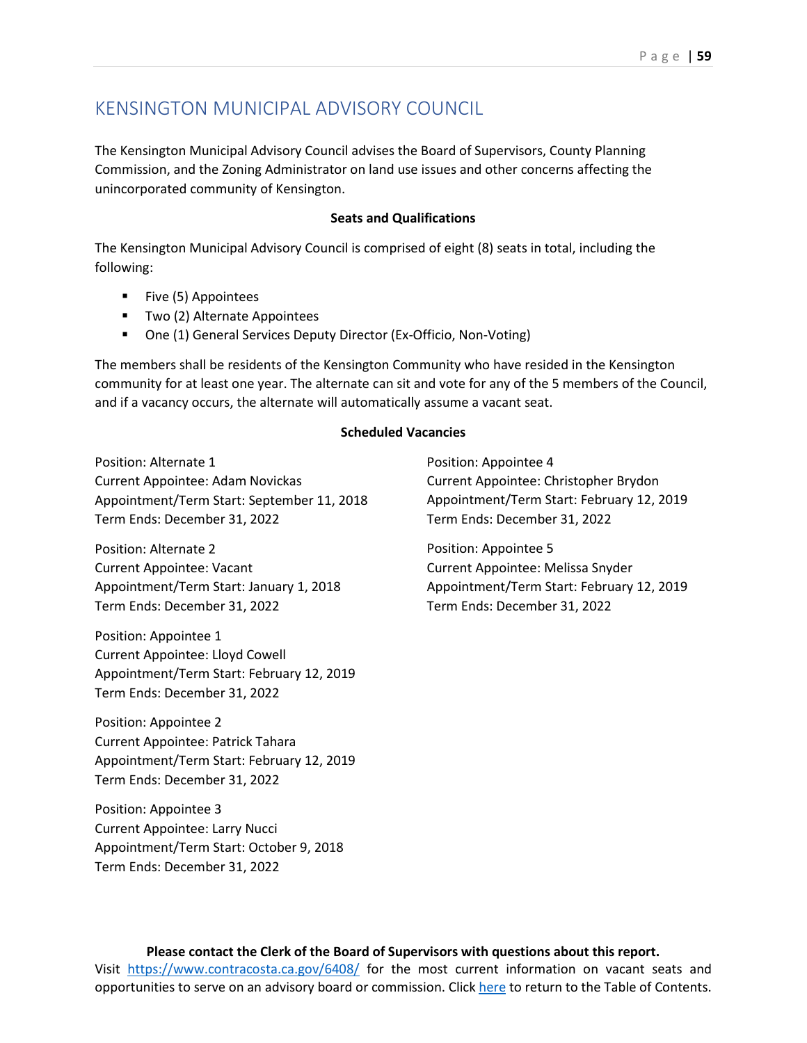# KENSINGTON MUNICIPAL ADVISORY COUNCIL

The Kensington Municipal Advisory Council advises the Board of Supervisors, County Planning Commission, and the Zoning Administrator on land use issues and other concerns affecting the unincorporated community of Kensington.

**Seats and Qualifications**

The Kensington Municipal Advisory Council is comprised of eight (8) seats in total, including the following:

- Five (5) Appointees
- Two (2) Alternate Appointees
- One (1) General Services Deputy Director (Ex-Officio, Non-Voting)

The members shall be residents of the Kensington Community who have resided in the Kensington community for at least one year. The alternate can sit and vote for any of the 5 members of the Council, and if a vacancy occurs, the alternate will automatically assume a vacant seat.

**Scheduled Vacancies**

Position: Alternate 1
Current Appointee: Adam Novickas
Appointment/Term Start: September 11, 2018
Term Ends: December 31, 2022

Position: Alternate 2
Current Appointee: Vacant
Appointment/Term Start: January 1, 2018
Term Ends: December 31, 2022

Position: Appointee 1
Current Appointee: Lloyd Cowell
Appointment/Term Start: February 12, 2019
Term Ends: December 31, 2022

Position: Appointee 2
Current Appointee: Patrick Tahara
Appointment/Term Start: February 12, 2019
Term Ends: December 31, 2022

Position: Appointee 3
Current Appointee: Larry Nucci
Appointment/Term Start: October 9, 2018
Term Ends: December 31, 2022

Position: Appointee 4
Current Appointee: Christopher Brydon
Appointment/Term Start: February 12, 2019
Term Ends: December 31, 2022

Position: Appointee 5
Current Appointee: Melissa Snyder
Appointment/Term Start: February 12, 2019
Term Ends: December 31, 2022

**Please contact the Clerk of the Board of Supervisors with questions about this report.**
Visit https://www.contracosta.ca.gov/6408/ for the most current information on vacant seats and opportunities to serve on an advisory board or commission. Click here to return to the Table of Contents.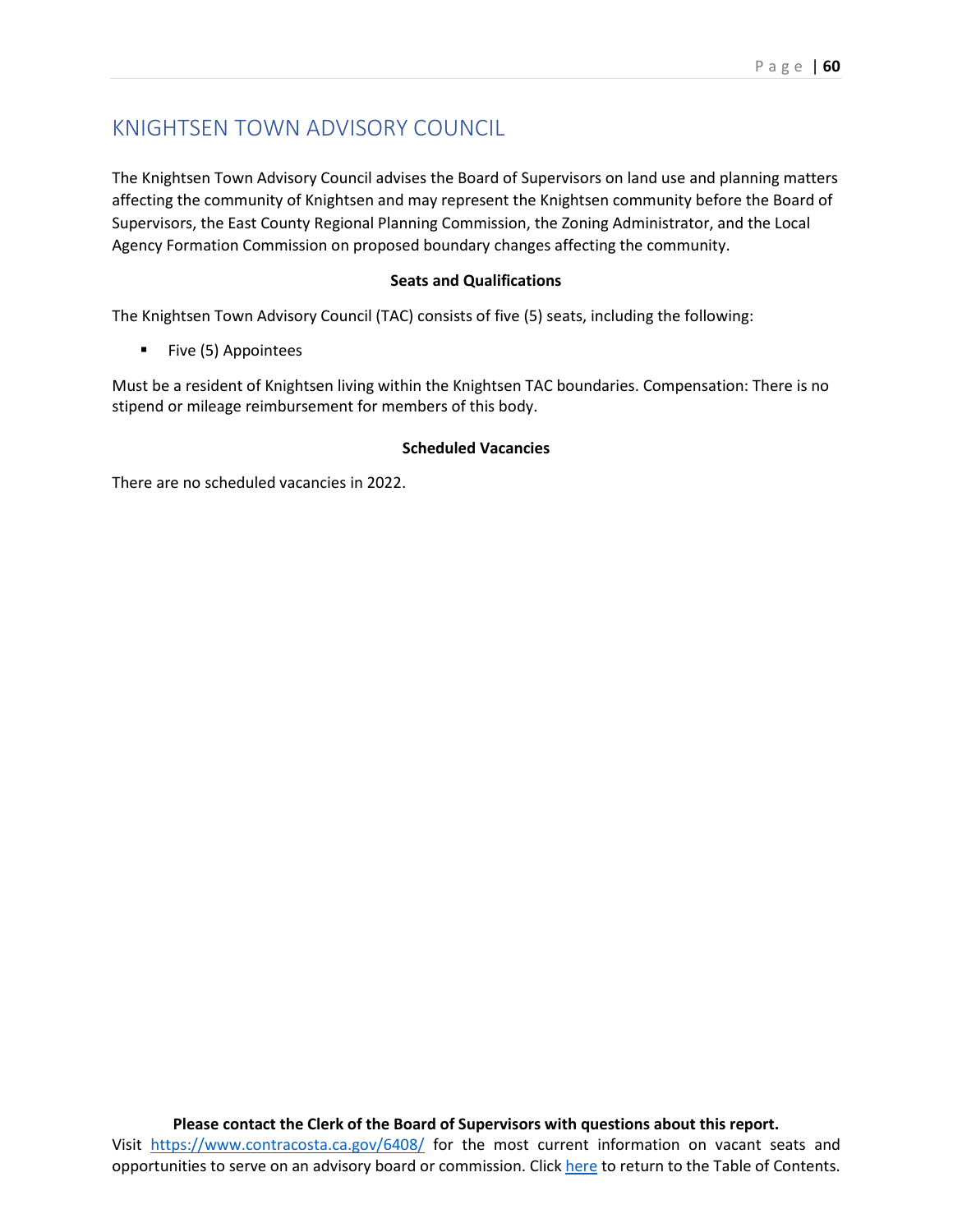# KNIGHTSEN TOWN ADVISORY COUNCIL

The Knightsen Town Advisory Council advises the Board of Supervisors on land use and planning matters affecting the community of Knightsen and may represent the Knightsen community before the Board of Supervisors, the East County Regional Planning Commission, the Zoning Administrator, and the Local Agency Formation Commission on proposed boundary changes affecting the community.

**Seats and Qualifications**

The Knightsen Town Advisory Council (TAC) consists of five (5) seats, including the following:

- Five (5) Appointees

Must be a resident of Knightsen living within the Knightsen TAC boundaries. Compensation: There is no stipend or mileage reimbursement for members of this body.

**Scheduled Vacancies**

There are no scheduled vacancies in 2022.

**Please contact the Clerk of the Board of Supervisors with questions about this report.**

Visit https://www.contracosta.ca.gov/6408/ for the most current information on vacant seats and opportunities to serve on an advisory board or commission. Click here to return to the Table of Contents.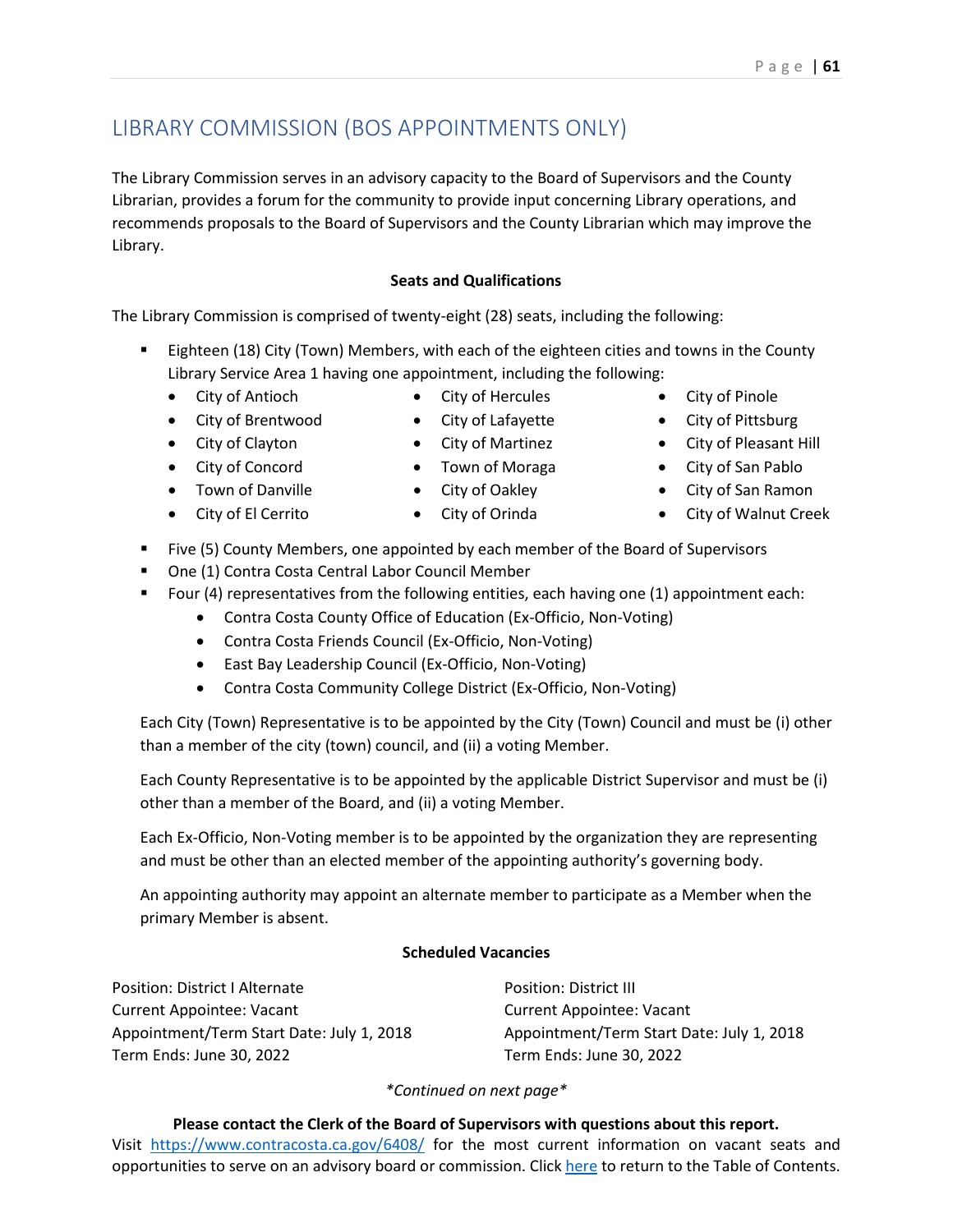# LIBRARY COMMISSION (BOS APPOINTMENTS ONLY)

The Library Commission serves in an advisory capacity to the Board of Supervisors and the County Librarian, provides a forum for the community to provide input concerning Library operations, and recommends proposals to the Board of Supervisors and the County Librarian which may improve the Library.

**Seats and Qualifications**

The Library Commission is comprised of twenty-eight (28) seats, including the following:

- Eighteen (18) City (Town) Members, with each of the eighteen cities and towns in the County Library Service Area 1 having one appointment, including the following:
  - City of Antioch
  - City of Brentwood
  - City of Clayton
  - City of Concord
  - Town of Danville
  - City of El Cerrito
  - City of Hercules
  - City of Lafayette
  - City of Martinez
  - Town of Moraga
  - City of Oakley
  - City of Orinda
  - City of Pinole
  - City of Pittsburg
  - City of Pleasant Hill
  - City of San Pablo
  - City of San Ramon
  - City of Walnut Creek
- Five (5) County Members, one appointed by each member of the Board of Supervisors
- One (1) Contra Costa Central Labor Council Member
- Four (4) representatives from the following entities, each having one (1) appointment each:
  - Contra Costa County Office of Education (Ex-Officio, Non-Voting)
  - Contra Costa Friends Council (Ex-Officio, Non-Voting)
  - East Bay Leadership Council (Ex-Officio, Non-Voting)
  - Contra Costa Community College District (Ex-Officio, Non-Voting)

Each City (Town) Representative is to be appointed by the City (Town) Council and must be (i) other than a member of the city (town) council, and (ii) a voting Member.

Each County Representative is to be appointed by the applicable District Supervisor and must be (i) other than a member of the Board, and (ii) a voting Member.

Each Ex-Officio, Non-Voting member is to be appointed by the organization they are representing and must be other than an elected member of the appointing authority's governing body.

An appointing authority may appoint an alternate member to participate as a Member when the primary Member is absent.

**Scheduled Vacancies**

Position: District I Alternate
Current Appointee: Vacant
Appointment/Term Start Date: July 1, 2018
Term Ends: June 30, 2022

Position: District III
Current Appointee: Vacant
Appointment/Term Start Date: July 1, 2018
Term Ends: June 30, 2022

*\*Continued on next page\**

**Please contact the Clerk of the Board of Supervisors with questions about this report.**
Visit https://www.contracosta.ca.gov/6408/ for the most current information on vacant seats and opportunities to serve on an advisory board or commission. Click here to return to the Table of Contents.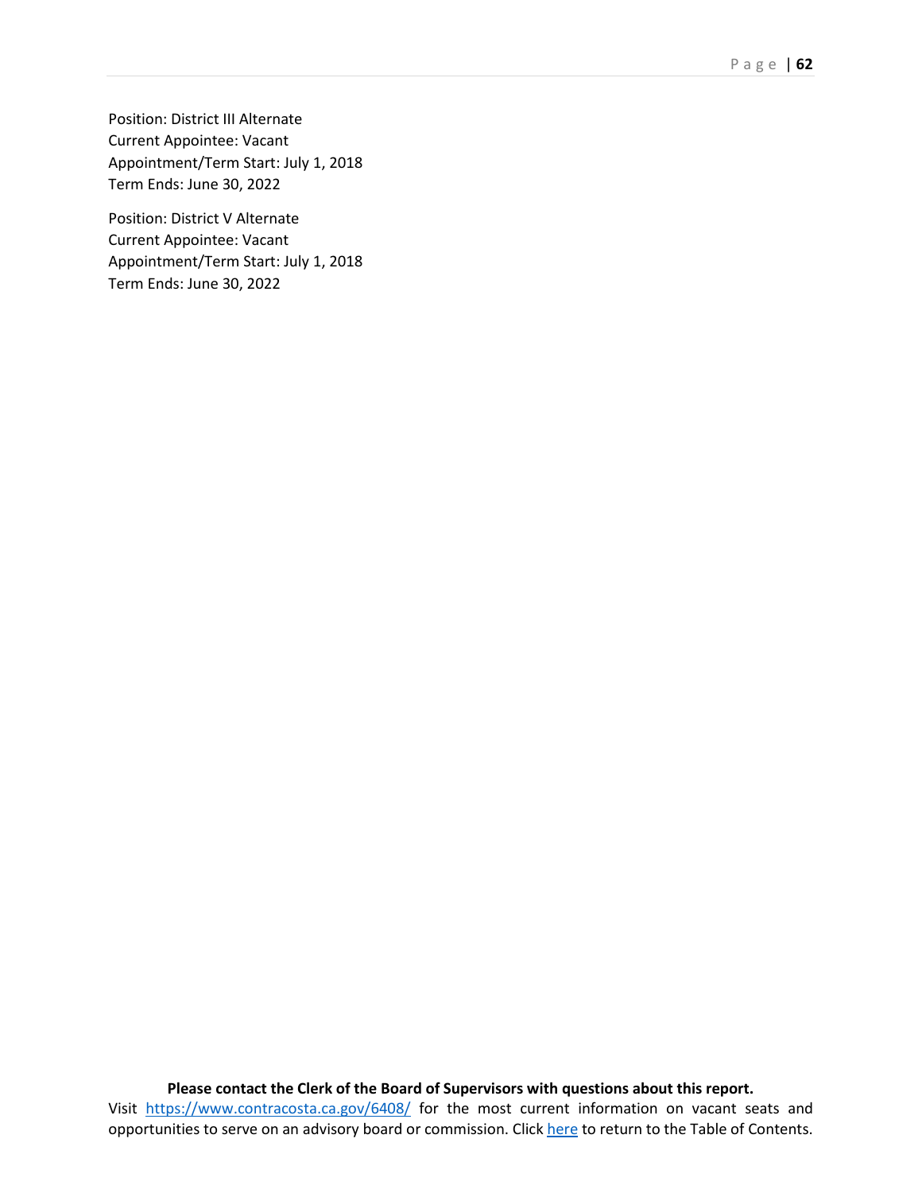Position: District III Alternate
Current Appointee: Vacant
Appointment/Term Start: July 1, 2018
Term Ends: June 30, 2022

Position: District V Alternate
Current Appointee: Vacant
Appointment/Term Start: July 1, 2018
Term Ends: June 30, 2022

**Please contact the Clerk of the Board of Supervisors with questions about this report.**
Visit https://www.contracosta.ca.gov/6408/ for the most current information on vacant seats and opportunities to serve on an advisory board or commission. Click here to return to the Table of Contents.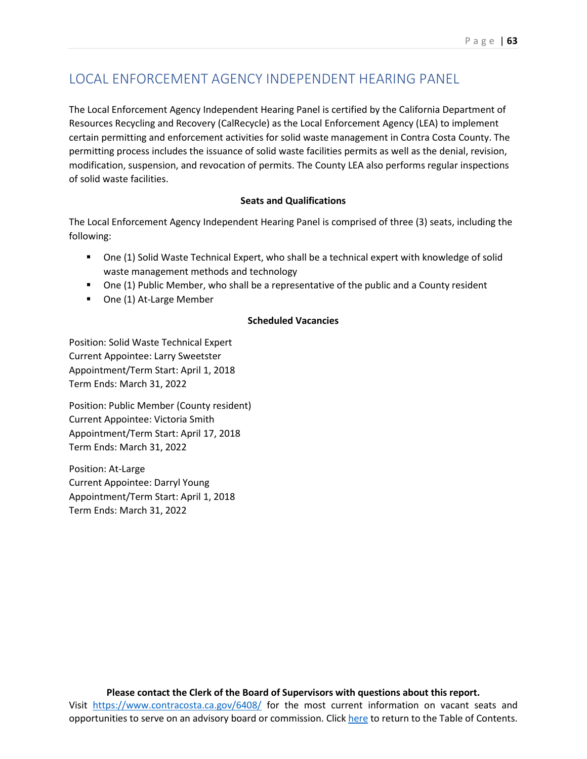# LOCAL ENFORCEMENT AGENCY INDEPENDENT HEARING PANEL

The Local Enforcement Agency Independent Hearing Panel is certified by the California Department of Resources Recycling and Recovery (CalRecycle) as the Local Enforcement Agency (LEA) to implement certain permitting and enforcement activities for solid waste management in Contra Costa County. The permitting process includes the issuance of solid waste facilities permits as well as the denial, revision, modification, suspension, and revocation of permits. The County LEA also performs regular inspections of solid waste facilities.

**Seats and Qualifications**

The Local Enforcement Agency Independent Hearing Panel is comprised of three (3) seats, including the following:

- One (1) Solid Waste Technical Expert, who shall be a technical expert with knowledge of solid waste management methods and technology
- One (1) Public Member, who shall be a representative of the public and a County resident
- One (1) At-Large Member

**Scheduled Vacancies**

Position: Solid Waste Technical Expert
Current Appointee: Larry Sweetster
Appointment/Term Start: April 1, 2018
Term Ends: March 31, 2022

Position: Public Member (County resident)
Current Appointee: Victoria Smith
Appointment/Term Start: April 17, 2018
Term Ends: March 31, 2022

Position: At-Large
Current Appointee: Darryl Young
Appointment/Term Start: April 1, 2018
Term Ends: March 31, 2022

**Please contact the Clerk of the Board of Supervisors with questions about this report.**
Visit [https://www.contracosta.ca.gov/6408/](https://www.contracosta.ca.gov/6408/) for the most current information on vacant seats and opportunities to serve on an advisory board or commission. Click here to return to the Table of Contents.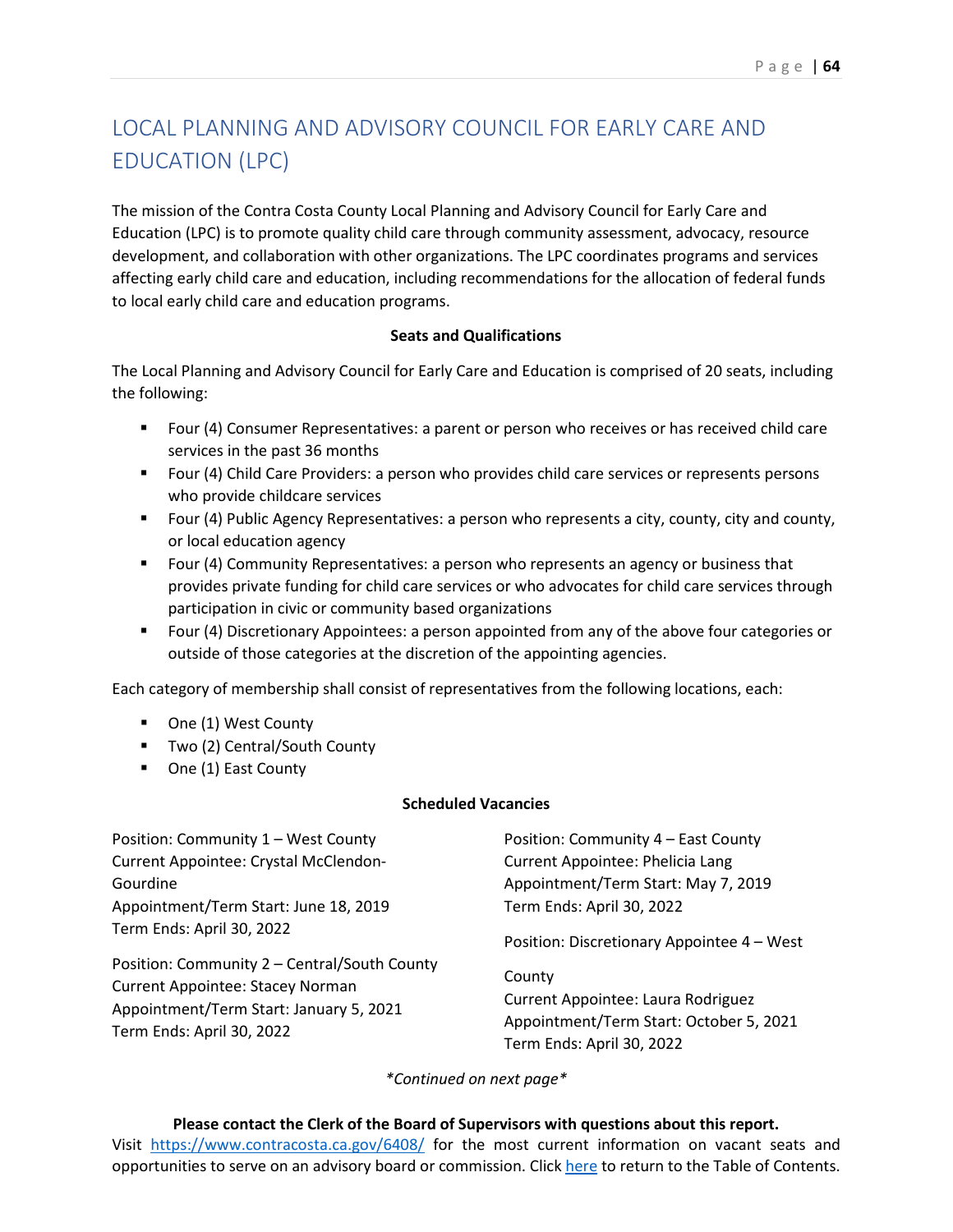# LOCAL PLANNING AND ADVISORY COUNCIL FOR EARLY CARE AND EDUCATION (LPC)

The mission of the Contra Costa County Local Planning and Advisory Council for Early Care and Education (LPC) is to promote quality child care through community assessment, advocacy, resource development, and collaboration with other organizations. The LPC coordinates programs and services affecting early child care and education, including recommendations for the allocation of federal funds to local early child care and education programs.

**Seats and Qualifications**

The Local Planning and Advisory Council for Early Care and Education is comprised of 20 seats, including the following:

- Four (4) Consumer Representatives: a parent or person who receives or has received child care services in the past 36 months
- Four (4) Child Care Providers: a person who provides child care services or represents persons who provide childcare services
- Four (4) Public Agency Representatives: a person who represents a city, county, city and county, or local education agency
- Four (4) Community Representatives: a person who represents an agency or business that provides private funding for child care services or who advocates for child care services through participation in civic or community based organizations
- Four (4) Discretionary Appointees: a person appointed from any of the above four categories or outside of those categories at the discretion of the appointing agencies.

Each category of membership shall consist of representatives from the following locations, each:

- One (1) West County
- Two (2) Central/South County
- One (1) East County

**Scheduled Vacancies**

Position: Community 1 – West County
Current Appointee: Crystal McClendon-Gourdine
Appointment/Term Start: June 18, 2019
Term Ends: April 30, 2022

Position: Community 2 – Central/South County
Current Appointee: Stacey Norman
Appointment/Term Start: January 5, 2021
Term Ends: April 30, 2022

Position: Community 4 – East County
Current Appointee: Phelicia Lang
Appointment/Term Start: May 7, 2019
Term Ends: April 30, 2022

Position: Discretionary Appointee 4 – West County
Current Appointee: Laura Rodriguez
Appointment/Term Start: October 5, 2021
Term Ends: April 30, 2022

*\*Continued on next page\**

**Please contact the Clerk of the Board of Supervisors with questions about this report.**
Visit https://www.contracosta.ca.gov/6408/ for the most current information on vacant seats and opportunities to serve on an advisory board or commission. Click here to return to the Table of Contents.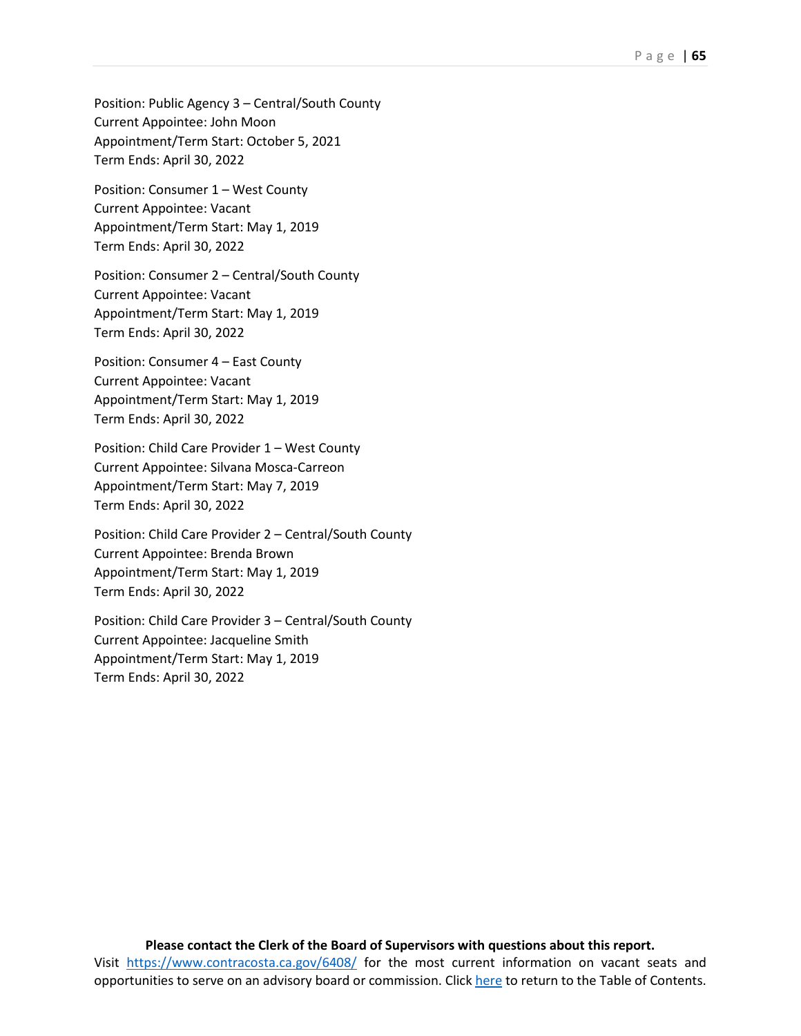Position: Public Agency 3 – Central/South County
Current Appointee: John Moon
Appointment/Term Start: October 5, 2021
Term Ends: April 30, 2022

Position: Consumer 1 – West County
Current Appointee: Vacant
Appointment/Term Start: May 1, 2019
Term Ends: April 30, 2022

Position: Consumer 2 – Central/South County
Current Appointee: Vacant
Appointment/Term Start: May 1, 2019
Term Ends: April 30, 2022

Position: Consumer 4 – East County
Current Appointee: Vacant
Appointment/Term Start: May 1, 2019
Term Ends: April 30, 2022

Position: Child Care Provider 1 – West County
Current Appointee: Silvana Mosca-Carreon
Appointment/Term Start: May 7, 2019
Term Ends: April 30, 2022

Position: Child Care Provider 2 – Central/South County
Current Appointee: Brenda Brown
Appointment/Term Start: May 1, 2019
Term Ends: April 30, 2022

Position: Child Care Provider 3 – Central/South County
Current Appointee: Jacqueline Smith
Appointment/Term Start: May 1, 2019
Term Ends: April 30, 2022

**Please contact the Clerk of the Board of Supervisors with questions about this report.**
Visit https://www.contracosta.ca.gov/6408/ for the most current information on vacant seats and opportunities to serve on an advisory board or commission. Click here to return to the Table of Contents.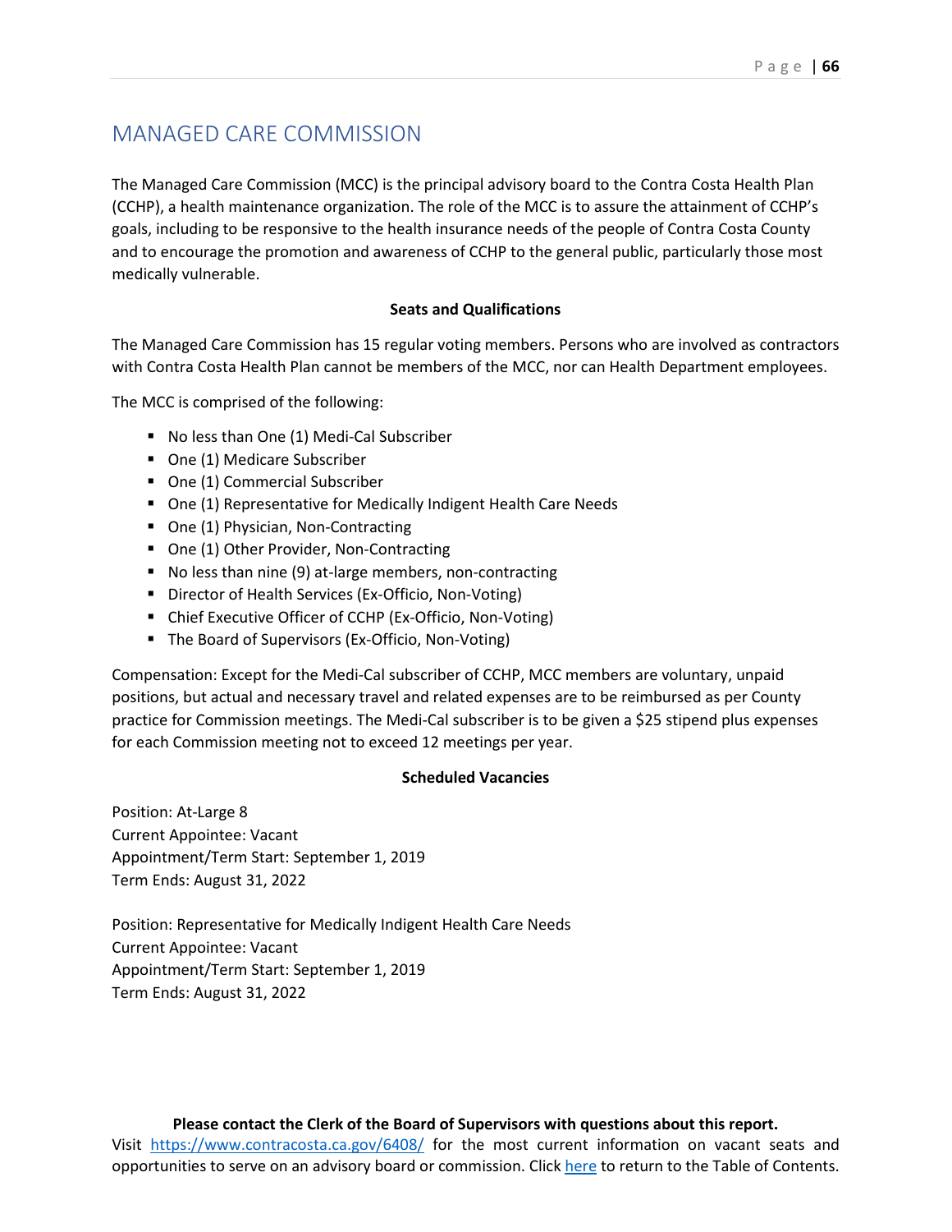# MANAGED CARE COMMISSION

The Managed Care Commission (MCC) is the principal advisory board to the Contra Costa Health Plan (CCHP), a health maintenance organization. The role of the MCC is to assure the attainment of CCHP's goals, including to be responsive to the health insurance needs of the people of Contra Costa County and to encourage the promotion and awareness of CCHP to the general public, particularly those most medically vulnerable.

**Seats and Qualifications**

The Managed Care Commission has 15 regular voting members. Persons who are involved as contractors with Contra Costa Health Plan cannot be members of the MCC, nor can Health Department employees.

The MCC is comprised of the following:

- No less than One (1) Medi-Cal Subscriber
- One (1) Medicare Subscriber
- One (1) Commercial Subscriber
- One (1) Representative for Medically Indigent Health Care Needs
- One (1) Physician, Non-Contracting
- One (1) Other Provider, Non-Contracting
- No less than nine (9) at-large members, non-contracting
- Director of Health Services (Ex-Officio, Non-Voting)
- Chief Executive Officer of CCHP (Ex-Officio, Non-Voting)
- The Board of Supervisors (Ex-Officio, Non-Voting)

Compensation: Except for the Medi-Cal subscriber of CCHP, MCC members are voluntary, unpaid positions, but actual and necessary travel and related expenses are to be reimbursed as per County practice for Commission meetings. The Medi-Cal subscriber is to be given a $25 stipend plus expenses for each Commission meeting not to exceed 12 meetings per year.

**Scheduled Vacancies**

Position: At-Large 8
Current Appointee: Vacant
Appointment/Term Start: September 1, 2019
Term Ends: August 31, 2022

Position: Representative for Medically Indigent Health Care Needs
Current Appointee: Vacant
Appointment/Term Start: September 1, 2019
Term Ends: August 31, 2022

**Please contact the Clerk of the Board of Supervisors with questions about this report.**
Visit https://www.contracosta.ca.gov/6408/ for the most current information on vacant seats and opportunities to serve on an advisory board or commission. Click here to return to the Table of Contents.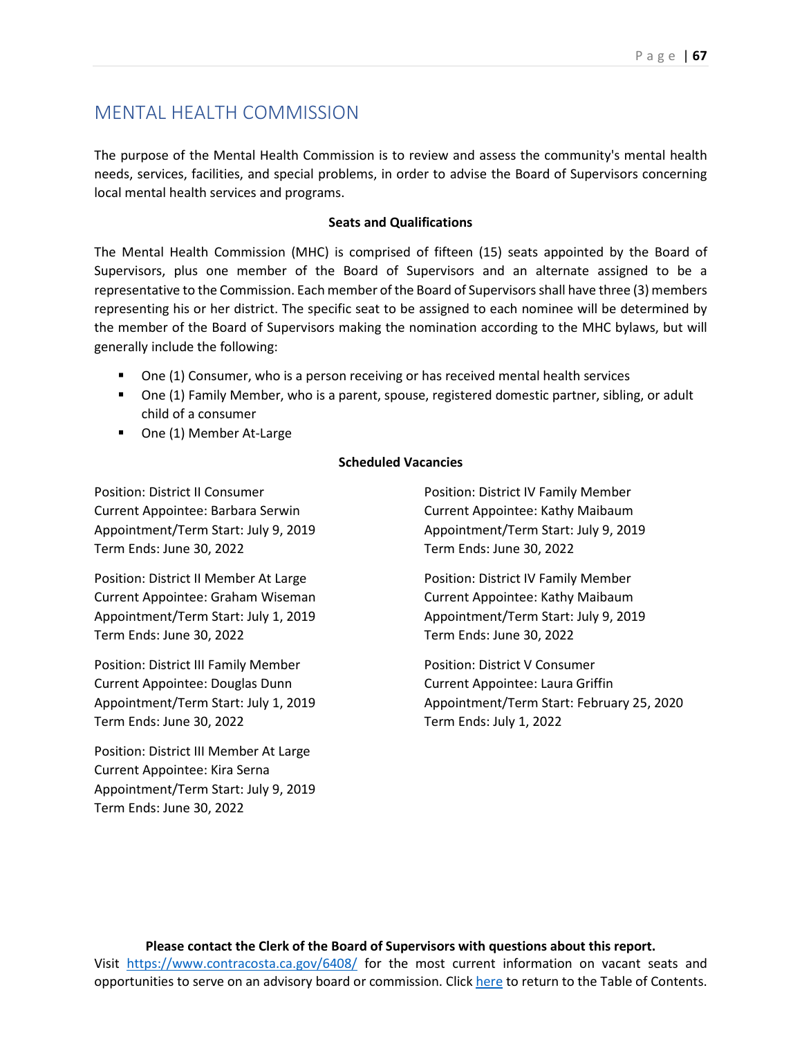# MENTAL HEALTH COMMISSION

The purpose of the Mental Health Commission is to review and assess the community's mental health needs, services, facilities, and special problems, in order to advise the Board of Supervisors concerning local mental health services and programs.

**Seats and Qualifications**

The Mental Health Commission (MHC) is comprised of fifteen (15) seats appointed by the Board of Supervisors, plus one member of the Board of Supervisors and an alternate assigned to be a representative to the Commission. Each member of the Board of Supervisors shall have three (3) members representing his or her district. The specific seat to be assigned to each nominee will be determined by the member of the Board of Supervisors making the nomination according to the MHC bylaws, but will generally include the following:

- One (1) Consumer, who is a person receiving or has received mental health services
- One (1) Family Member, who is a parent, spouse, registered domestic partner, sibling, or adult child of a consumer
- One (1) Member At-Large

**Scheduled Vacancies**

Position: District II Consumer
Current Appointee: Barbara Serwin
Appointment/Term Start: July 9, 2019
Term Ends: June 30, 2022

Position: District II Member At Large
Current Appointee: Graham Wiseman
Appointment/Term Start: July 1, 2019
Term Ends: June 30, 2022

Position: District III Family Member
Current Appointee: Douglas Dunn
Appointment/Term Start: July 1, 2019
Term Ends: June 30, 2022

Position: District III Member At Large
Current Appointee: Kira Serna
Appointment/Term Start: July 9, 2019
Term Ends: June 30, 2022

Position: District IV Family Member
Current Appointee: Kathy Maibaum
Appointment/Term Start: July 9, 2019
Term Ends: June 30, 2022

Position: District IV Family Member
Current Appointee: Kathy Maibaum
Appointment/Term Start: July 9, 2019
Term Ends: June 30, 2022

Position: District V Consumer
Current Appointee: Laura Griffin
Appointment/Term Start: February 25, 2020
Term Ends: July 1, 2022

**Please contact the Clerk of the Board of Supervisors with questions about this report.**
Visit https://www.contracosta.ca.gov/6408/ for the most current information on vacant seats and opportunities to serve on an advisory board or commission. Click here to return to the Table of Contents.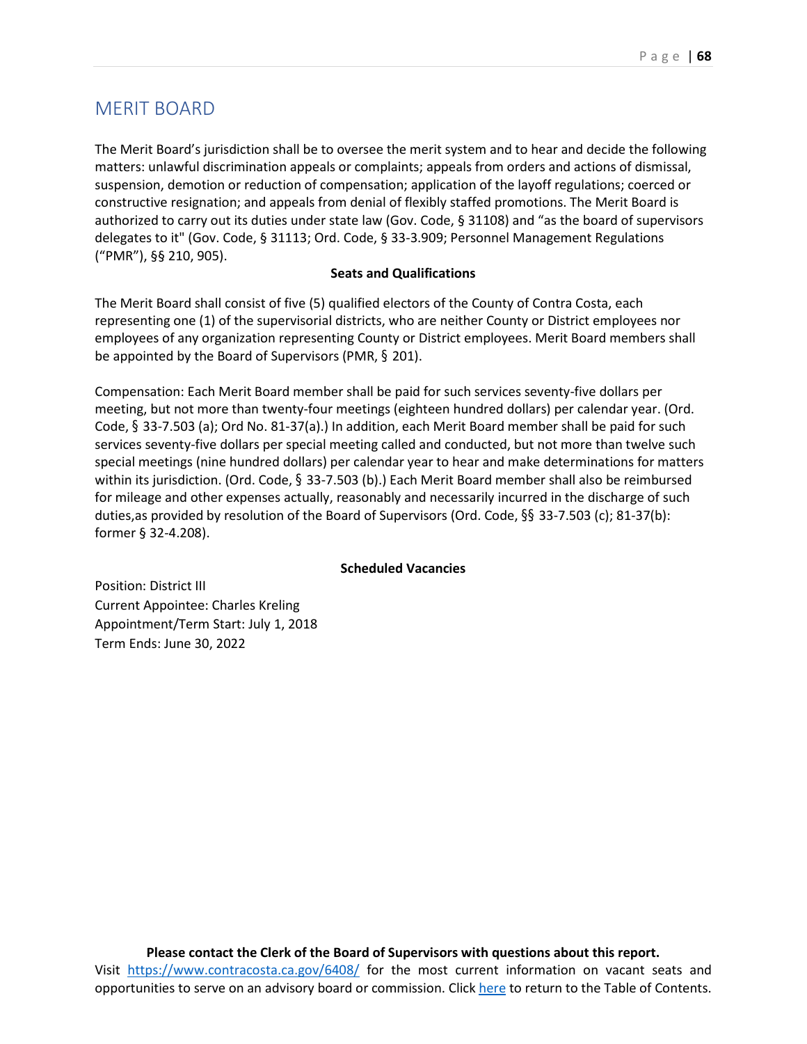## MERIT BOARD

The Merit Board's jurisdiction shall be to oversee the merit system and to hear and decide the following matters: unlawful discrimination appeals or complaints; appeals from orders and actions of dismissal, suspension, demotion or reduction of compensation; application of the layoff regulations; coerced or constructive resignation; and appeals from denial of flexibly staffed promotions. The Merit Board is authorized to carry out its duties under state law (Gov. Code, § 31108) and "as the board of supervisors delegates to it" (Gov. Code, § 31113; Ord. Code, § 33-3.909; Personnel Management Regulations ("PMR"), §§ 210, 905).

**Seats and Qualifications**

The Merit Board shall consist of five (5) qualified electors of the County of Contra Costa, each representing one (1) of the supervisorial districts, who are neither County or District employees nor employees of any organization representing County or District employees. Merit Board members shall be appointed by the Board of Supervisors (PMR, § 201).

Compensation: Each Merit Board member shall be paid for such services seventy-five dollars per meeting, but not more than twenty-four meetings (eighteen hundred dollars) per calendar year. (Ord. Code, § 33-7.503 (a); Ord No. 81-37(a).) In addition, each Merit Board member shall be paid for such services seventy-five dollars per special meeting called and conducted, but not more than twelve such special meetings (nine hundred dollars) per calendar year to hear and make determinations for matters within its jurisdiction. (Ord. Code, § 33-7.503 (b).) Each Merit Board member shall also be reimbursed for mileage and other expenses actually, reasonably and necessarily incurred in the discharge of such duties,as provided by resolution of the Board of Supervisors (Ord. Code, §§ 33-7.503 (c); 81-37(b): former § 32-4.208).

**Scheduled Vacancies**

Position: District III
Current Appointee: Charles Kreling
Appointment/Term Start: July 1, 2018
Term Ends: June 30, 2022

**Please contact the Clerk of the Board of Supervisors with questions about this report.**
Visit https://www.contracosta.ca.gov/6408/ for the most current information on vacant seats and opportunities to serve on an advisory board or commission. Click here to return to the Table of Contents.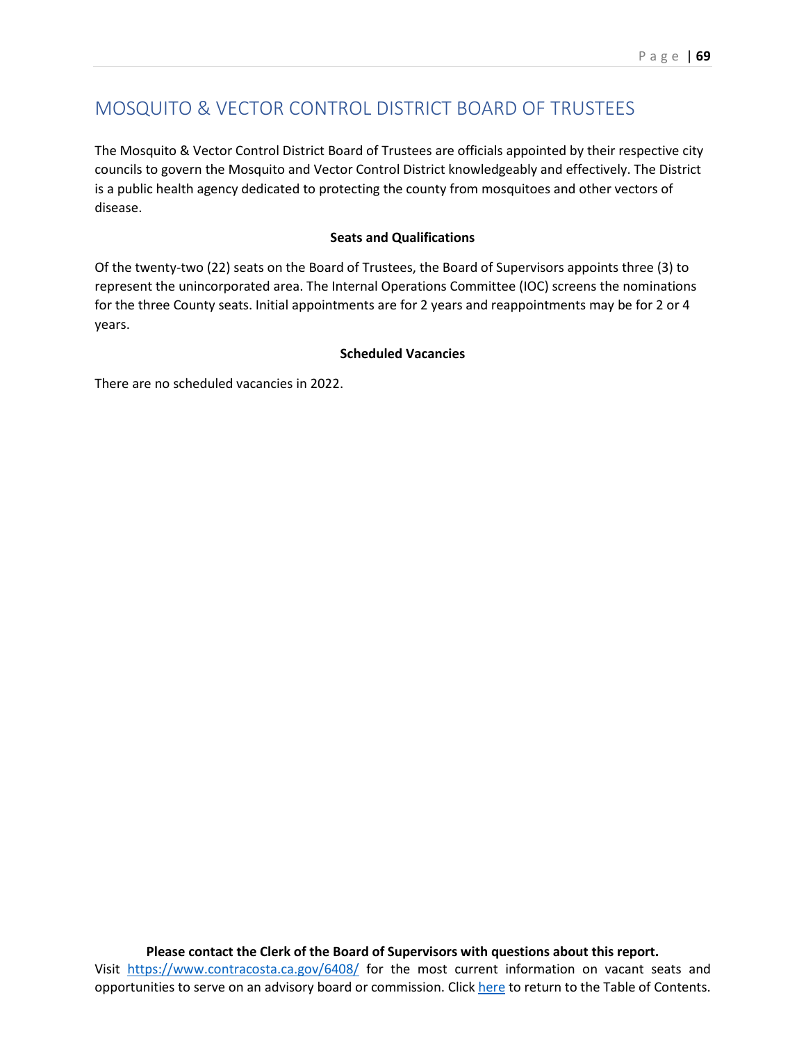# MOSQUITO & VECTOR CONTROL DISTRICT BOARD OF TRUSTEES

The Mosquito & Vector Control District Board of Trustees are officials appointed by their respective city councils to govern the Mosquito and Vector Control District knowledgeably and effectively. The District is a public health agency dedicated to protecting the county from mosquitoes and other vectors of disease.

**Seats and Qualifications**

Of the twenty-two (22) seats on the Board of Trustees, the Board of Supervisors appoints three (3) to represent the unincorporated area. The Internal Operations Committee (IOC) screens the nominations for the three County seats. Initial appointments are for 2 years and reappointments may be for 2 or 4 years.

**Scheduled Vacancies**

There are no scheduled vacancies in 2022.

**Please contact the Clerk of the Board of Supervisors with questions about this report.**
Visit https://www.contracosta.ca.gov/6408/ for the most current information on vacant seats and opportunities to serve on an advisory board or commission. Click here to return to the Table of Contents.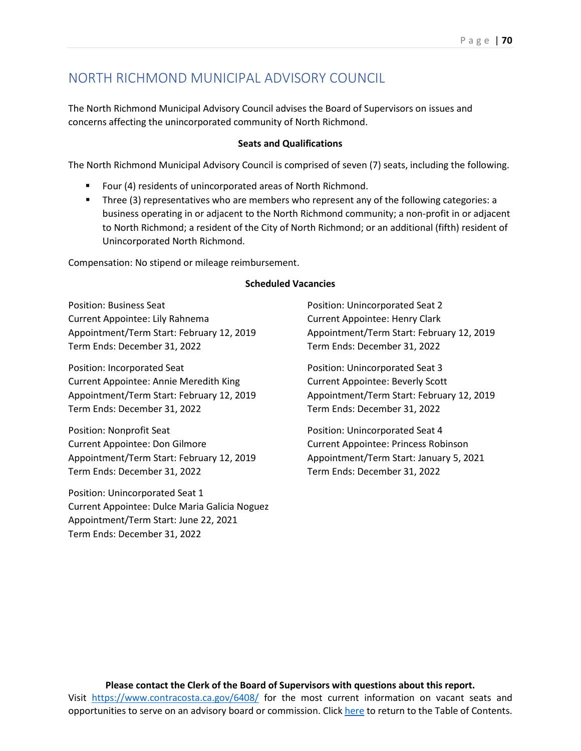# NORTH RICHMOND MUNICIPAL ADVISORY COUNCIL

The North Richmond Municipal Advisory Council advises the Board of Supervisors on issues and concerns affecting the unincorporated community of North Richmond.

**Seats and Qualifications**

The North Richmond Municipal Advisory Council is comprised of seven (7) seats, including the following.

- Four (4) residents of unincorporated areas of North Richmond.
- Three (3) representatives who are members who represent any of the following categories: a business operating in or adjacent to the North Richmond community; a non-profit in or adjacent to North Richmond; a resident of the City of North Richmond; or an additional (fifth) resident of Unincorporated North Richmond.

Compensation: No stipend or mileage reimbursement.

**Scheduled Vacancies**

Position: Business Seat
Current Appointee: Lily Rahnema
Appointment/Term Start: February 12, 2019
Term Ends: December 31, 2022

Position: Incorporated Seat
Current Appointee: Annie Meredith King
Appointment/Term Start: February 12, 2019
Term Ends: December 31, 2022

Position: Nonprofit Seat
Current Appointee: Don Gilmore
Appointment/Term Start: February 12, 2019
Term Ends: December 31, 2022

Position: Unincorporated Seat 1
Current Appointee: Dulce Maria Galicia Noguez
Appointment/Term Start: June 22, 2021
Term Ends: December 31, 2022

Position: Unincorporated Seat 2
Current Appointee: Henry Clark
Appointment/Term Start: February 12, 2019
Term Ends: December 31, 2022

Position: Unincorporated Seat 3
Current Appointee: Beverly Scott
Appointment/Term Start: February 12, 2019
Term Ends: December 31, 2022

Position: Unincorporated Seat 4
Current Appointee: Princess Robinson
Appointment/Term Start: January 5, 2021
Term Ends: December 31, 2022

**Please contact the Clerk of the Board of Supervisors with questions about this report.**
Visit https://www.contracosta.ca.gov/6408/ for the most current information on vacant seats and opportunities to serve on an advisory board or commission. Click here to return to the Table of Contents.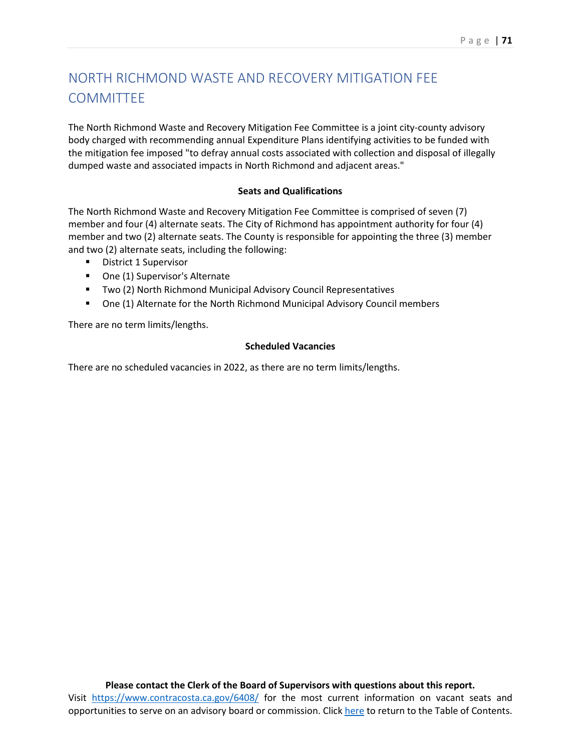# NORTH RICHMOND WASTE AND RECOVERY MITIGATION FEE COMMITTEE

The North Richmond Waste and Recovery Mitigation Fee Committee is a joint city-county advisory body charged with recommending annual Expenditure Plans identifying activities to be funded with the mitigation fee imposed "to defray annual costs associated with collection and disposal of illegally dumped waste and associated impacts in North Richmond and adjacent areas."

**Seats and Qualifications**

The North Richmond Waste and Recovery Mitigation Fee Committee is comprised of seven (7) member and four (4) alternate seats. The City of Richmond has appointment authority for four (4) member and two (2) alternate seats. The County is responsible for appointing the three (3) member and two (2) alternate seats, including the following:

- District 1 Supervisor
- One (1) Supervisor's Alternate
- Two (2) North Richmond Municipal Advisory Council Representatives
- One (1) Alternate for the North Richmond Municipal Advisory Council members

There are no term limits/lengths.

**Scheduled Vacancies**

There are no scheduled vacancies in 2022, as there are no term limits/lengths.

**Please contact the Clerk of the Board of Supervisors with questions about this report.**
Visit https://www.contracosta.ca.gov/6408/ for the most current information on vacant seats and opportunities to serve on an advisory board or commission. Click here to return to the Table of Contents.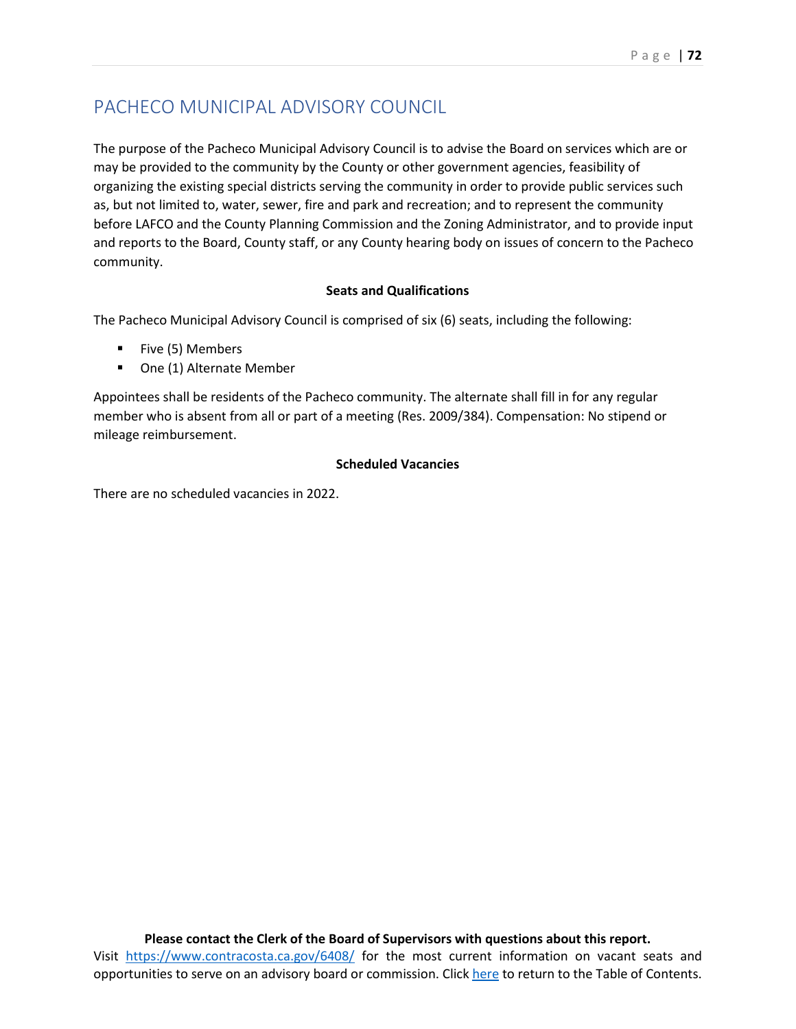# PACHECO MUNICIPAL ADVISORY COUNCIL

The purpose of the Pacheco Municipal Advisory Council is to advise the Board on services which are or may be provided to the community by the County or other government agencies, feasibility of organizing the existing special districts serving the community in order to provide public services such as, but not limited to, water, sewer, fire and park and recreation; and to represent the community before LAFCO and the County Planning Commission and the Zoning Administrator, and to provide input and reports to the Board, County staff, or any County hearing body on issues of concern to the Pacheco community.

**Seats and Qualifications**

The Pacheco Municipal Advisory Council is comprised of six (6) seats, including the following:

- Five (5) Members
- One (1) Alternate Member

Appointees shall be residents of the Pacheco community. The alternate shall fill in for any regular member who is absent from all or part of a meeting (Res. 2009/384). Compensation: No stipend or mileage reimbursement.

**Scheduled Vacancies**

There are no scheduled vacancies in 2022.

**Please contact the Clerk of the Board of Supervisors with questions about this report.**
Visit [https://www.contracosta.ca.gov/6408/](https://www.contracosta.ca.gov/6408/) for the most current information on vacant seats and opportunities to serve on an advisory board or commission. Click here to return to the Table of Contents.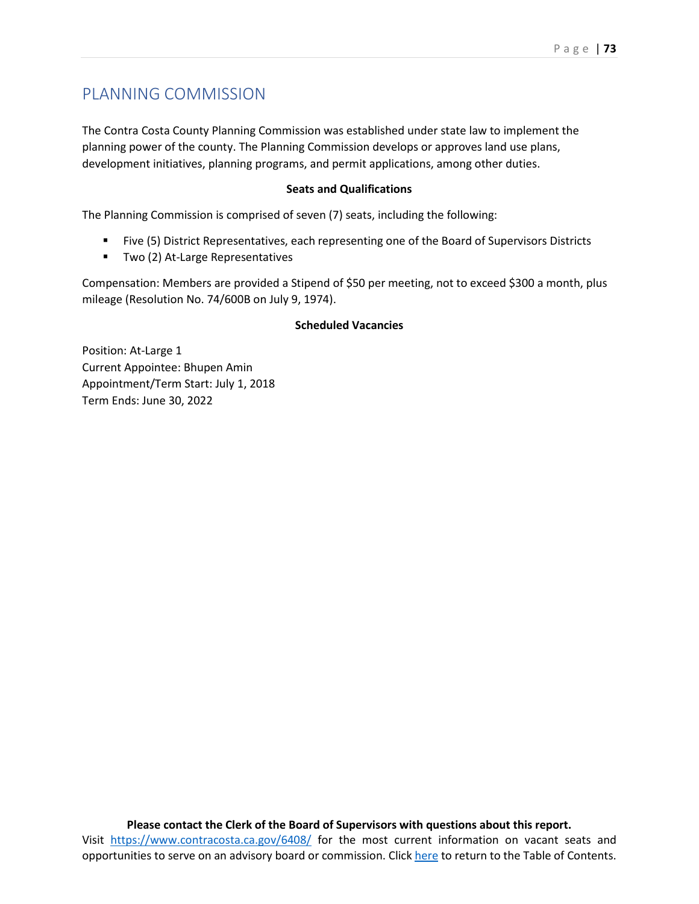# PLANNING COMMISSION

The Contra Costa County Planning Commission was established under state law to implement the planning power of the county. The Planning Commission develops or approves land use plans, development initiatives, planning programs, and permit applications, among other duties.

**Seats and Qualifications**

The Planning Commission is comprised of seven (7) seats, including the following:

- Five (5) District Representatives, each representing one of the Board of Supervisors Districts
- Two (2) At-Large Representatives

Compensation: Members are provided a Stipend of $50 per meeting, not to exceed $300 a month, plus mileage (Resolution No. 74/600B on July 9, 1974).

**Scheduled Vacancies**

Position: At-Large 1
Current Appointee: Bhupen Amin
Appointment/Term Start: July 1, 2018
Term Ends: June 30, 2022

**Please contact the Clerk of the Board of Supervisors with questions about this report.**
Visit https://www.contracosta.ca.gov/6408/ for the most current information on vacant seats and opportunities to serve on an advisory board or commission. Click here to return to the Table of Contents.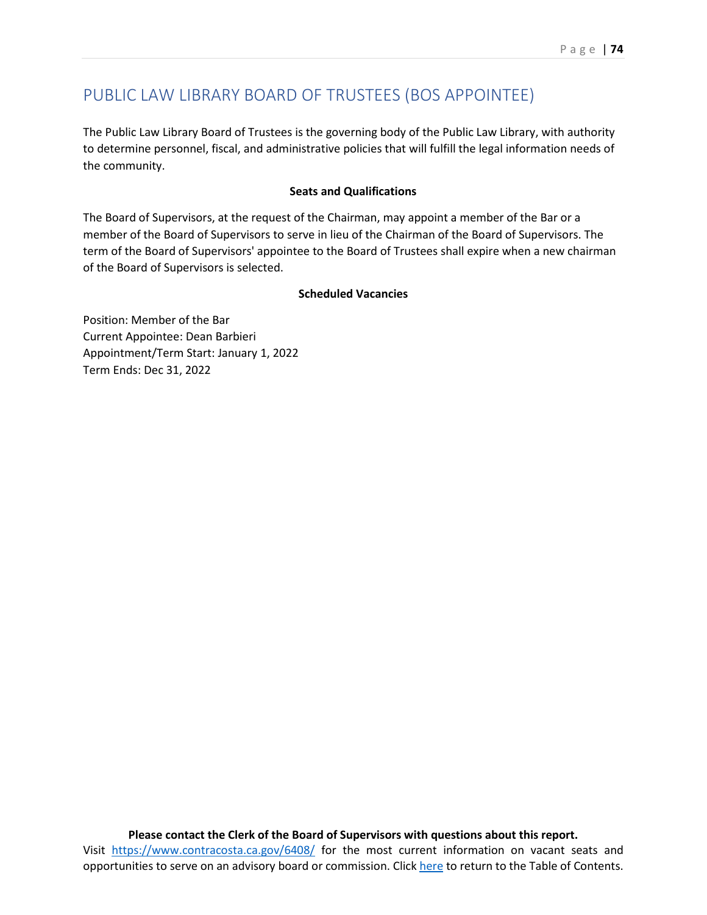# PUBLIC LAW LIBRARY BOARD OF TRUSTEES (BOS APPOINTEE)

The Public Law Library Board of Trustees is the governing body of the Public Law Library, with authority to determine personnel, fiscal, and administrative policies that will fulfill the legal information needs of the community.

**Seats and Qualifications**

The Board of Supervisors, at the request of the Chairman, may appoint a member of the Bar or a member of the Board of Supervisors to serve in lieu of the Chairman of the Board of Supervisors. The term of the Board of Supervisors' appointee to the Board of Trustees shall expire when a new chairman of the Board of Supervisors is selected.

**Scheduled Vacancies**

Position: Member of the Bar
Current Appointee: Dean Barbieri
Appointment/Term Start: January 1, 2022
Term Ends: Dec 31, 2022

**Please contact the Clerk of the Board of Supervisors with questions about this report.**
Visit https://www.contracosta.ca.gov/6408/ for the most current information on vacant seats and opportunities to serve on an advisory board or commission. Click here to return to the Table of Contents.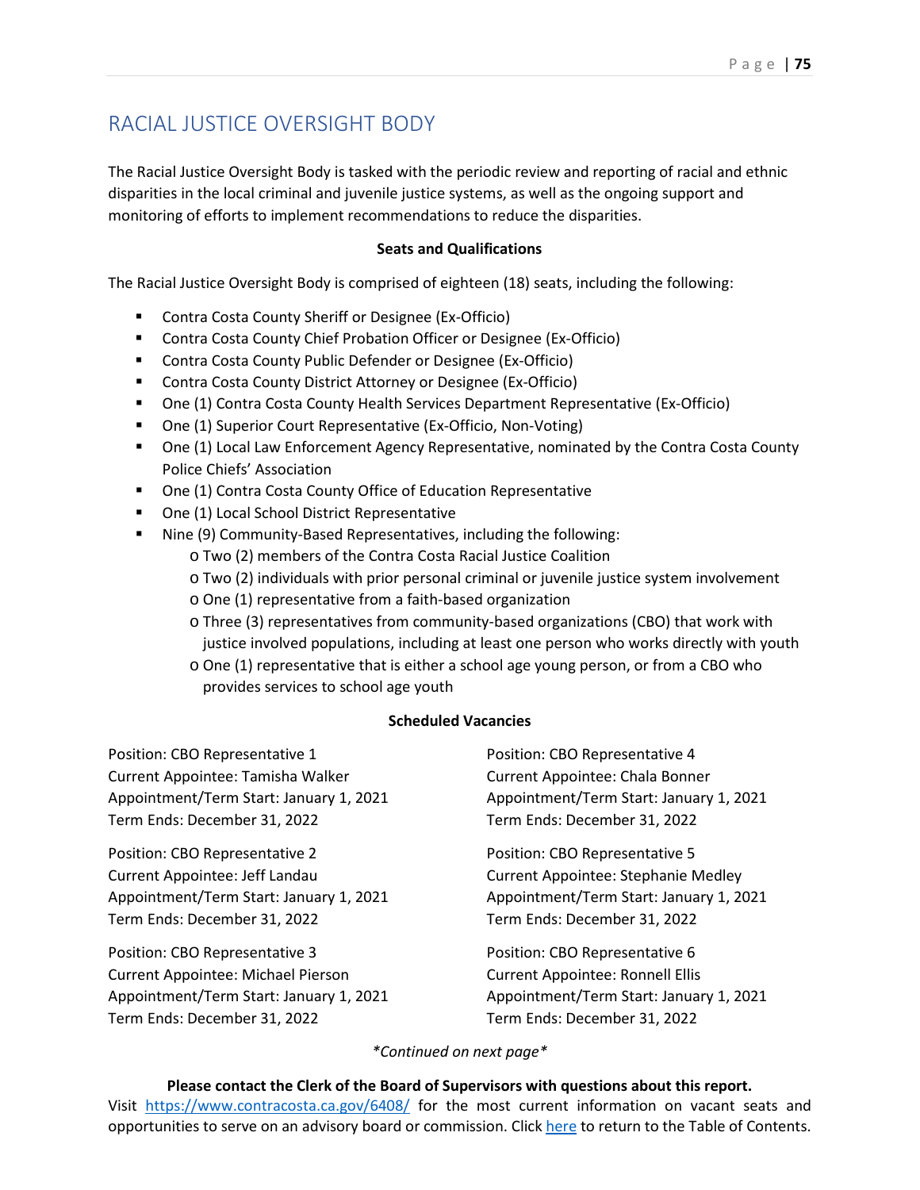## RACIAL JUSTICE OVERSIGHT BODY

The Racial Justice Oversight Body is tasked with the periodic review and reporting of racial and ethnic disparities in the local criminal and juvenile justice systems, as well as the ongoing support and monitoring of efforts to implement recommendations to reduce the disparities.

**Seats and Qualifications**

The Racial Justice Oversight Body is comprised of eighteen (18) seats, including the following:

- Contra Costa County Sheriff or Designee (Ex-Officio)
- Contra Costa County Chief Probation Officer or Designee (Ex-Officio)
- Contra Costa County Public Defender or Designee (Ex-Officio)
- Contra Costa County District Attorney or Designee (Ex-Officio)
- One (1) Contra Costa County Health Services Department Representative (Ex-Officio)
- One (1) Superior Court Representative (Ex-Officio, Non-Voting)
- One (1) Local Law Enforcement Agency Representative, nominated by the Contra Costa County Police Chiefs' Association
- One (1) Contra Costa County Office of Education Representative
- One (1) Local School District Representative
- Nine (9) Community-Based Representatives, including the following:
  - Two (2) members of the Contra Costa Racial Justice Coalition
  - Two (2) individuals with prior personal criminal or juvenile justice system involvement
  - One (1) representative from a faith-based organization
  - Three (3) representatives from community-based organizations (CBO) that work with justice involved populations, including at least one person who works directly with youth
  - One (1) representative that is either a school age young person, or from a CBO who provides services to school age youth

**Scheduled Vacancies**

Position: CBO Representative 1
Current Appointee: Tamisha Walker
Appointment/Term Start: January 1, 2021
Term Ends: December 31, 2022

Position: CBO Representative 2
Current Appointee: Jeff Landau
Appointment/Term Start: January 1, 2021
Term Ends: December 31, 2022

Position: CBO Representative 3
Current Appointee: Michael Pierson
Appointment/Term Start: January 1, 2021
Term Ends: December 31, 2022

Position: CBO Representative 4
Current Appointee: Chala Bonner
Appointment/Term Start: January 1, 2021
Term Ends: December 31, 2022

Position: CBO Representative 5
Current Appointee: Stephanie Medley
Appointment/Term Start: January 1, 2021
Term Ends: December 31, 2022

Position: CBO Representative 6
Current Appointee: Ronnell Ellis
Appointment/Term Start: January 1, 2021
Term Ends: December 31, 2022

*\*Continued on next page\**

**Please contact the Clerk of the Board of Supervisors with questions about this report.**
Visit https://www.contracosta.ca.gov/6408/ for the most current information on vacant seats and opportunities to serve on an advisory board or commission. Click here to return to the Table of Contents.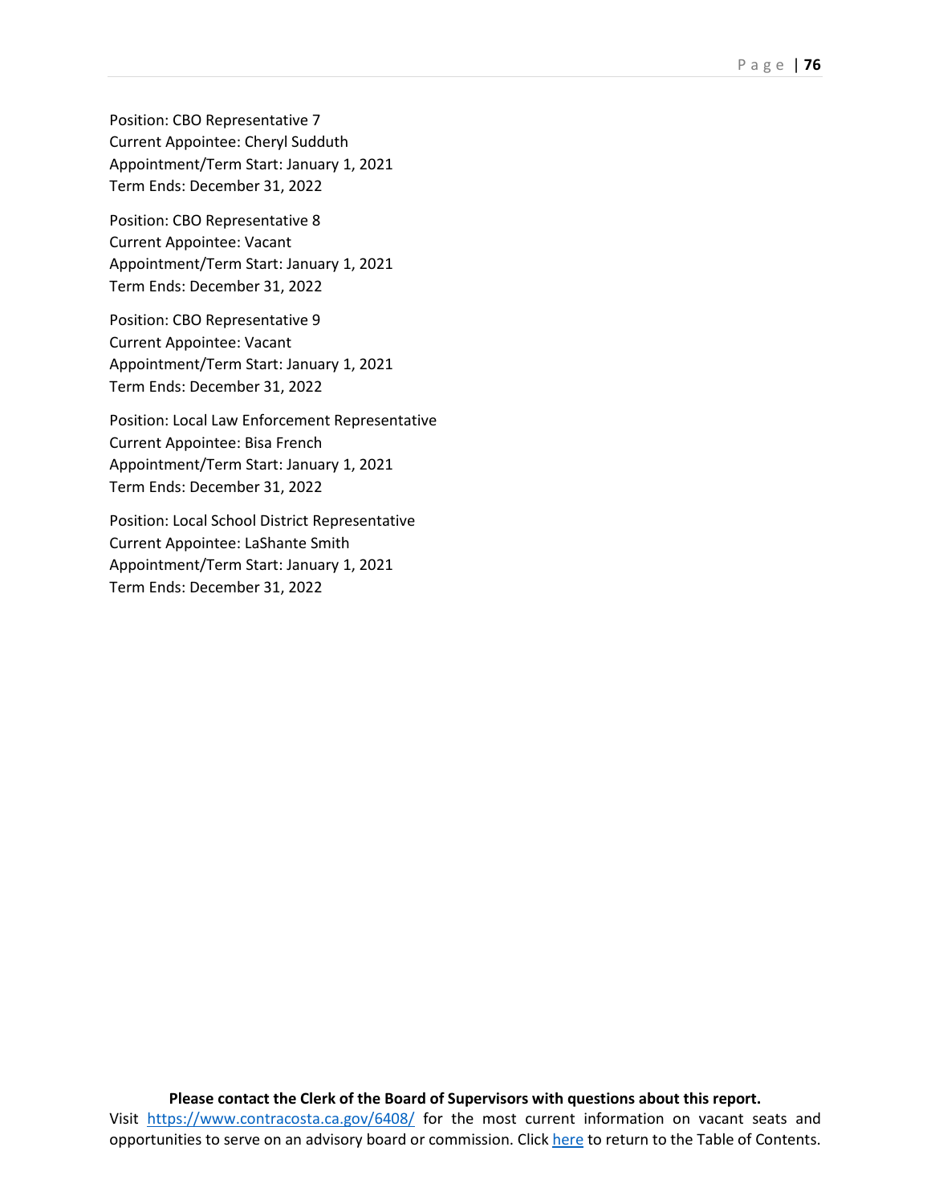Position: CBO Representative 7
Current Appointee: Cheryl Sudduth
Appointment/Term Start: January 1, 2021
Term Ends: December 31, 2022

Position: CBO Representative 8
Current Appointee: Vacant
Appointment/Term Start: January 1, 2021
Term Ends: December 31, 2022

Position: CBO Representative 9
Current Appointee: Vacant
Appointment/Term Start: January 1, 2021
Term Ends: December 31, 2022

Position: Local Law Enforcement Representative
Current Appointee: Bisa French
Appointment/Term Start: January 1, 2021
Term Ends: December 31, 2022

Position: Local School District Representative
Current Appointee: LaShante Smith
Appointment/Term Start: January 1, 2021
Term Ends: December 31, 2022

**Please contact the Clerk of the Board of Supervisors with questions about this report.**
Visit [https://www.contracosta.ca.gov/6408/](https://www.contracosta.ca.gov/6408/) for the most current information on vacant seats and opportunities to serve on an advisory board or commission. Click here to return to the Table of Contents.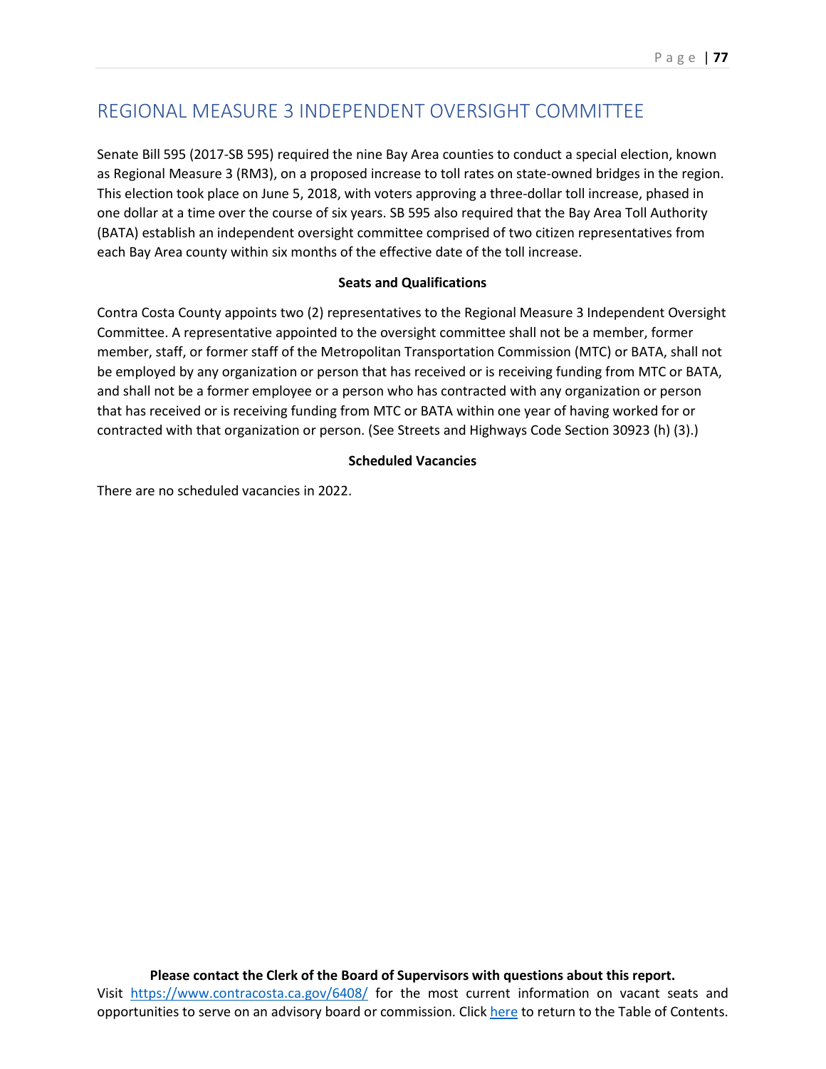# REGIONAL MEASURE 3 INDEPENDENT OVERSIGHT COMMITTEE

Senate Bill 595 (2017-SB 595) required the nine Bay Area counties to conduct a special election, known as Regional Measure 3 (RM3), on a proposed increase to toll rates on state-owned bridges in the region. This election took place on June 5, 2018, with voters approving a three-dollar toll increase, phased in one dollar at a time over the course of six years. SB 595 also required that the Bay Area Toll Authority (BATA) establish an independent oversight committee comprised of two citizen representatives from each Bay Area county within six months of the effective date of the toll increase.

**Seats and Qualifications**

Contra Costa County appoints two (2) representatives to the Regional Measure 3 Independent Oversight Committee. A representative appointed to the oversight committee shall not be a member, former member, staff, or former staff of the Metropolitan Transportation Commission (MTC) or BATA, shall not be employed by any organization or person that has received or is receiving funding from MTC or BATA, and shall not be a former employee or a person who has contracted with any organization or person that has received or is receiving funding from MTC or BATA within one year of having worked for or contracted with that organization or person. (See Streets and Highways Code Section 30923 (h) (3).)

**Scheduled Vacancies**

There are no scheduled vacancies in 2022.

**Please contact the Clerk of the Board of Supervisors with questions about this report.**
Visit https://www.contracosta.ca.gov/6408/ for the most current information on vacant seats and opportunities to serve on an advisory board or commission. Click here to return to the Table of Contents.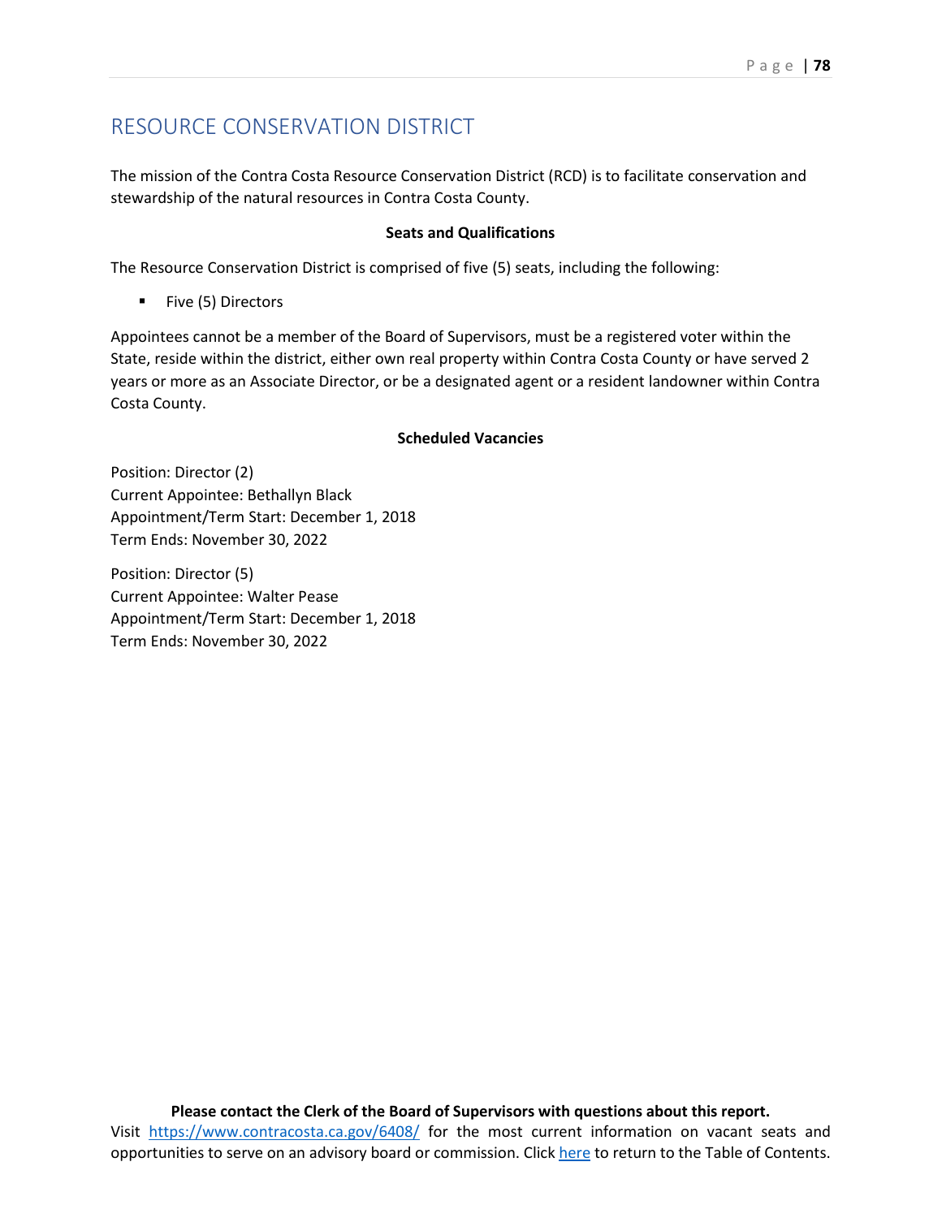# RESOURCE CONSERVATION DISTRICT

The mission of the Contra Costa Resource Conservation District (RCD) is to facilitate conservation and stewardship of the natural resources in Contra Costa County.

**Seats and Qualifications**

The Resource Conservation District is comprised of five (5) seats, including the following:

- Five (5) Directors

Appointees cannot be a member of the Board of Supervisors, must be a registered voter within the State, reside within the district, either own real property within Contra Costa County or have served 2 years or more as an Associate Director, or be a designated agent or a resident landowner within Contra Costa County.

**Scheduled Vacancies**

Position: Director (2)
Current Appointee: Bethallyn Black
Appointment/Term Start: December 1, 2018
Term Ends: November 30, 2022

Position: Director (5)
Current Appointee: Walter Pease
Appointment/Term Start: December 1, 2018
Term Ends: November 30, 2022

**Please contact the Clerk of the Board of Supervisors with questions about this report.**
Visit https://www.contracosta.ca.gov/6408/ for the most current information on vacant seats and opportunities to serve on an advisory board or commission. Click here to return to the Table of Contents.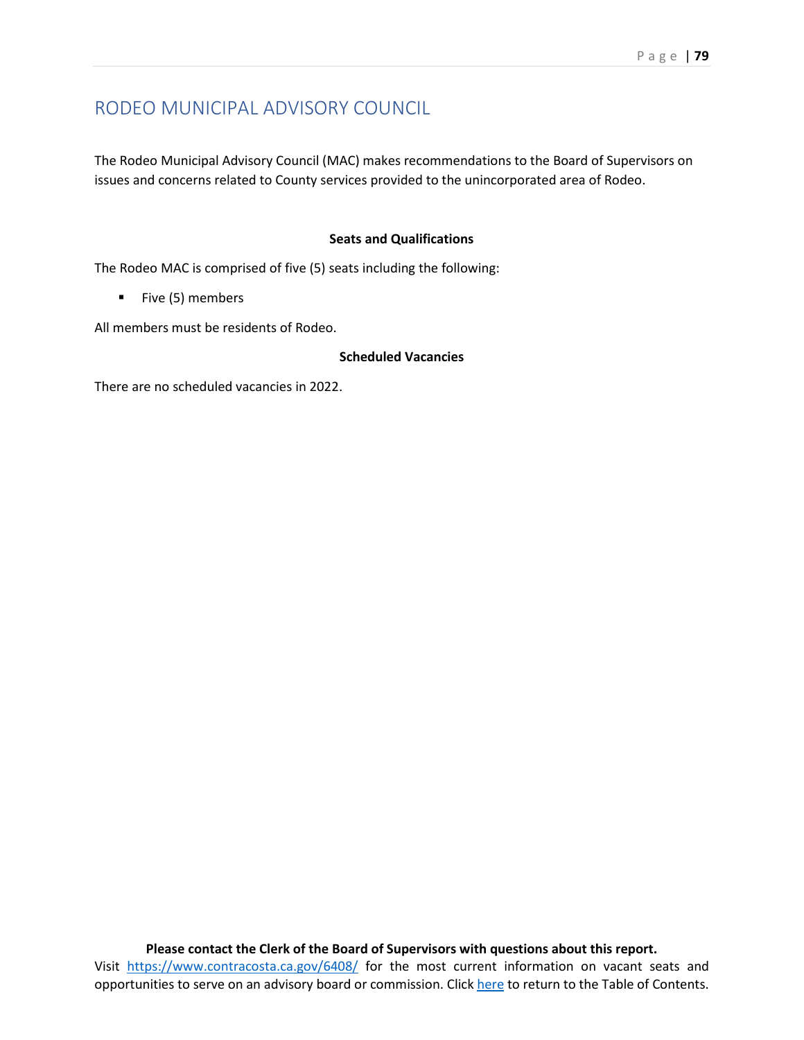# RODEO MUNICIPAL ADVISORY COUNCIL

The Rodeo Municipal Advisory Council (MAC) makes recommendations to the Board of Supervisors on issues and concerns related to County services provided to the unincorporated area of Rodeo.

**Seats and Qualifications**

The Rodeo MAC is comprised of five (5) seats including the following:

- Five (5) members

All members must be residents of Rodeo.

**Scheduled Vacancies**

There are no scheduled vacancies in 2022.

**Please contact the Clerk of the Board of Supervisors with questions about this report.**
Visit https://www.contracosta.ca.gov/6408/ for the most current information on vacant seats and opportunities to serve on an advisory board or commission. Click here to return to the Table of Contents.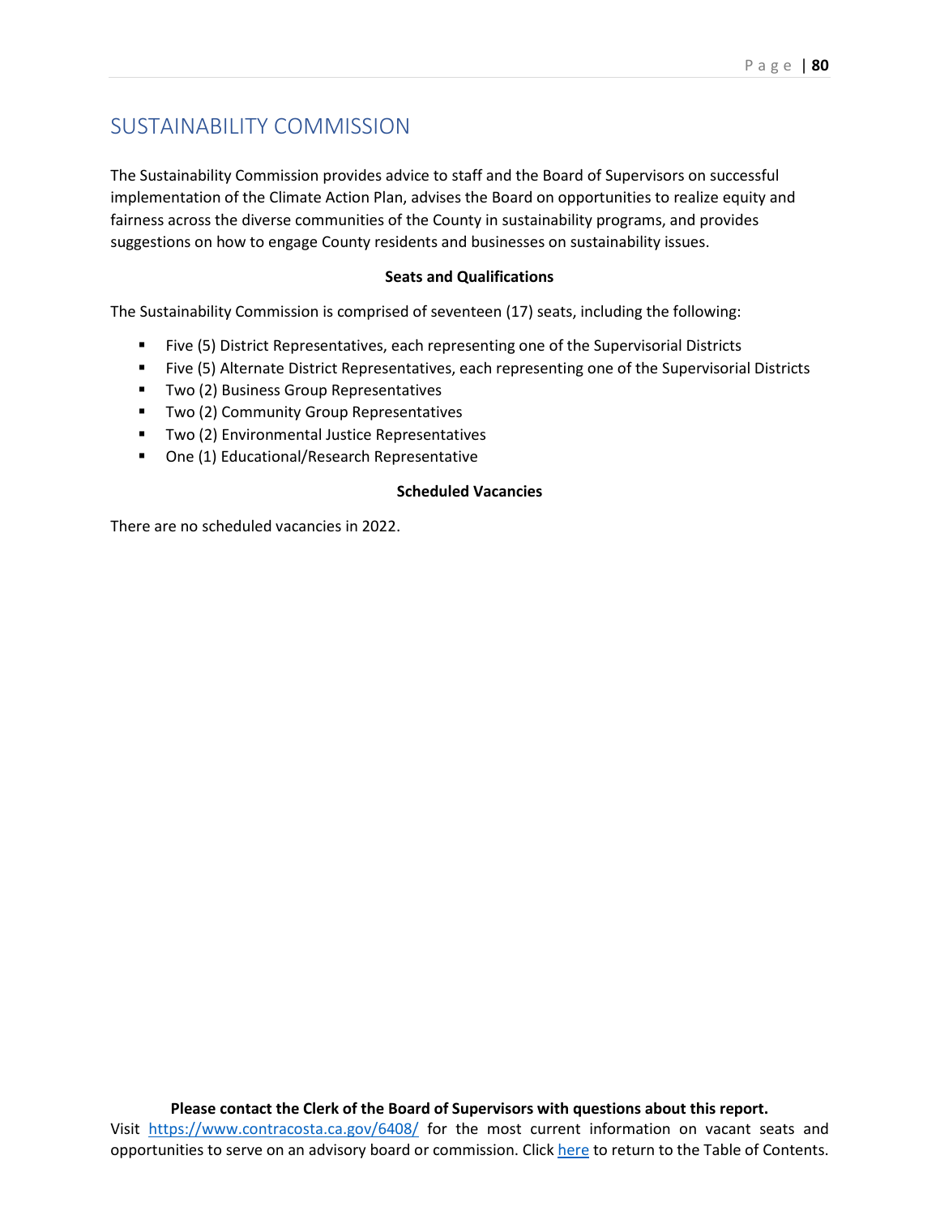# SUSTAINABILITY COMMISSION

The Sustainability Commission provides advice to staff and the Board of Supervisors on successful implementation of the Climate Action Plan, advises the Board on opportunities to realize equity and fairness across the diverse communities of the County in sustainability programs, and provides suggestions on how to engage County residents and businesses on sustainability issues.

**Seats and Qualifications**

The Sustainability Commission is comprised of seventeen (17) seats, including the following:

- Five (5) District Representatives, each representing one of the Supervisorial Districts
- Five (5) Alternate District Representatives, each representing one of the Supervisorial Districts
- Two (2) Business Group Representatives
- Two (2) Community Group Representatives
- Two (2) Environmental Justice Representatives
- One (1) Educational/Research Representative

**Scheduled Vacancies**

There are no scheduled vacancies in 2022.

**Please contact the Clerk of the Board of Supervisors with questions about this report.**
Visit https://www.contracosta.ca.gov/6408/ for the most current information on vacant seats and opportunities to serve on an advisory board or commission. Click here to return to the Table of Contents.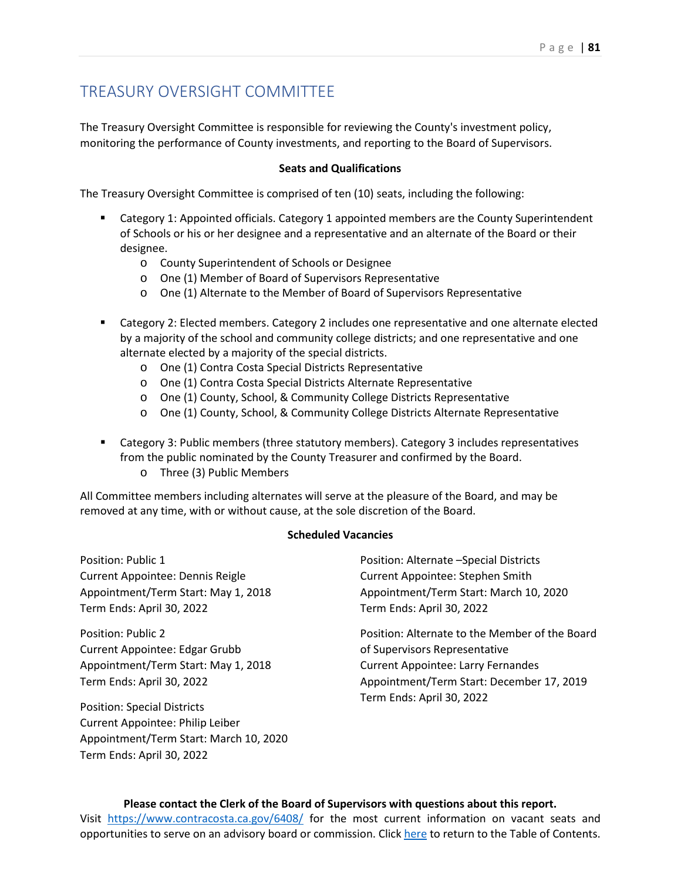# TREASURY OVERSIGHT COMMITTEE

The Treasury Oversight Committee is responsible for reviewing the County's investment policy, monitoring the performance of County investments, and reporting to the Board of Supervisors.

**Seats and Qualifications**

The Treasury Oversight Committee is comprised of ten (10) seats, including the following:

- Category 1: Appointed officials. Category 1 appointed members are the County Superintendent of Schools or his or her designee and a representative and an alternate of the Board or their designee.
  - County Superintendent of Schools or Designee
  - One (1) Member of Board of Supervisors Representative
  - One (1) Alternate to the Member of Board of Supervisors Representative
- Category 2: Elected members. Category 2 includes one representative and one alternate elected by a majority of the school and community college districts; and one representative and one alternate elected by a majority of the special districts.
  - One (1) Contra Costa Special Districts Representative
  - One (1) Contra Costa Special Districts Alternate Representative
  - One (1) County, School, & Community College Districts Representative
  - One (1) County, School, & Community College Districts Alternate Representative
- Category 3: Public members (three statutory members). Category 3 includes representatives from the public nominated by the County Treasurer and confirmed by the Board.
  - Three (3) Public Members

All Committee members including alternates will serve at the pleasure of the Board, and may be removed at any time, with or without cause, at the sole discretion of the Board.

**Scheduled Vacancies**

Position: Public 1
Current Appointee: Dennis Reigle
Appointment/Term Start: May 1, 2018
Term Ends: April 30, 2022

Position: Public 2
Current Appointee: Edgar Grubb
Appointment/Term Start: May 1, 2018
Term Ends: April 30, 2022

Position: Special Districts
Current Appointee: Philip Leiber
Appointment/Term Start: March 10, 2020
Term Ends: April 30, 2022

Position: Alternate –Special Districts
Current Appointee: Stephen Smith
Appointment/Term Start: March 10, 2020
Term Ends: April 30, 2022

Position: Alternate to the Member of the Board of Supervisors Representative
Current Appointee: Larry Fernandes
Appointment/Term Start: December 17, 2019
Term Ends: April 30, 2022

**Please contact the Clerk of the Board of Supervisors with questions about this report.**
Visit https://www.contracosta.ca.gov/6408/ for the most current information on vacant seats and opportunities to serve on an advisory board or commission. Click here to return to the Table of Contents.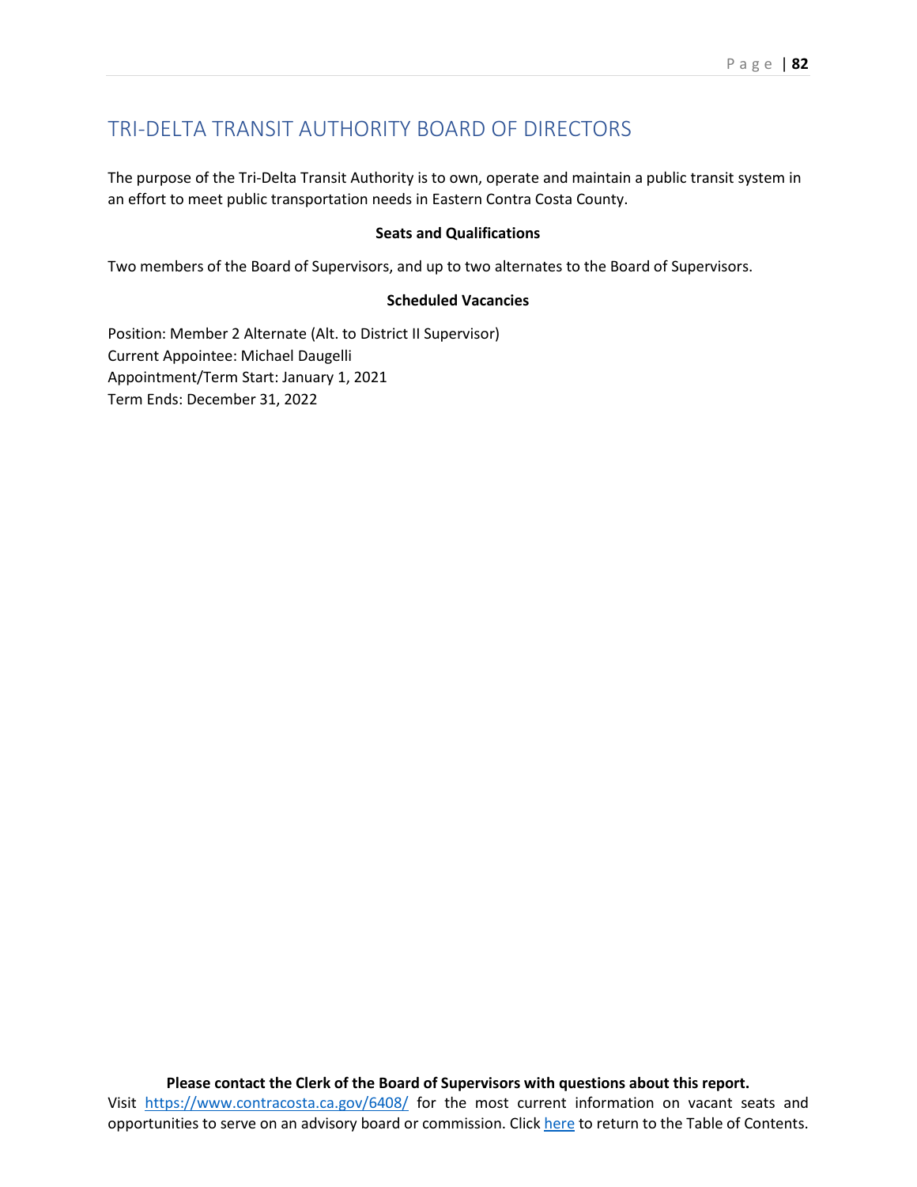# TRI-DELTA TRANSIT AUTHORITY BOARD OF DIRECTORS

The purpose of the Tri-Delta Transit Authority is to own, operate and maintain a public transit system in an effort to meet public transportation needs in Eastern Contra Costa County.

**Seats and Qualifications**

Two members of the Board of Supervisors, and up to two alternates to the Board of Supervisors.

**Scheduled Vacancies**

Position: Member 2 Alternate (Alt. to District II Supervisor)
Current Appointee: Michael Daugelli
Appointment/Term Start: January 1, 2021
Term Ends: December 31, 2022

**Please contact the Clerk of the Board of Supervisors with questions about this report.**
Visit [https://www.contracosta.ca.gov/6408/](https://www.contracosta.ca.gov/6408/) for the most current information on vacant seats and opportunities to serve on an advisory board or commission. Click [here]() to return to the Table of Contents.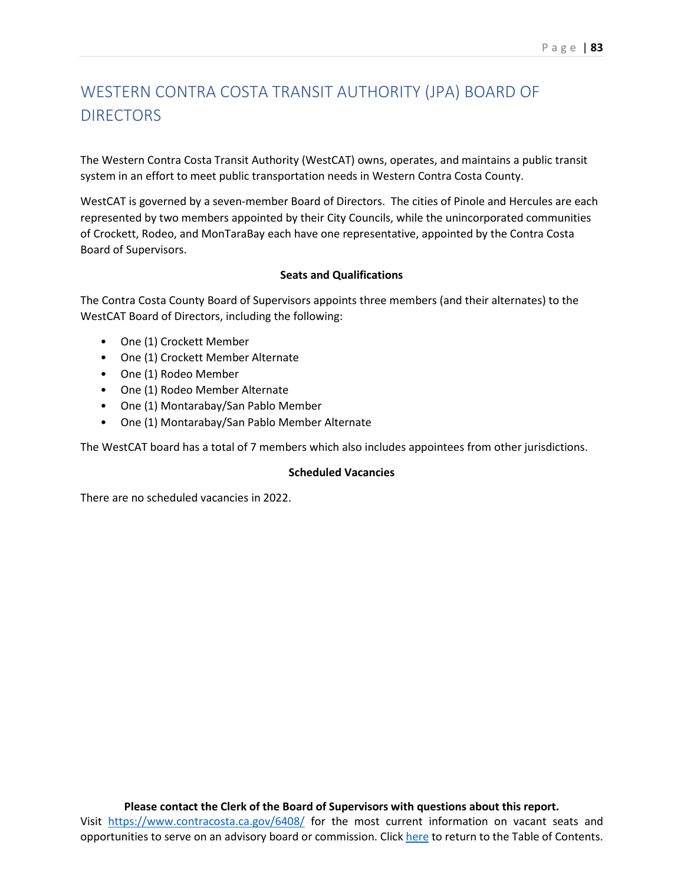# WESTERN CONTRA COSTA TRANSIT AUTHORITY (JPA) BOARD OF DIRECTORS

The Western Contra Costa Transit Authority (WestCAT) owns, operates, and maintains a public transit system in an effort to meet public transportation needs in Western Contra Costa County.

WestCAT is governed by a seven-member Board of Directors. The cities of Pinole and Hercules are each represented by two members appointed by their City Councils, while the unincorporated communities of Crockett, Rodeo, and MonTaraBay each have one representative, appointed by the Contra Costa Board of Supervisors.

**Seats and Qualifications**

The Contra Costa County Board of Supervisors appoints three members (and their alternates) to the WestCAT Board of Directors, including the following:

- One (1) Crockett Member
- One (1) Crockett Member Alternate
- One (1) Rodeo Member
- One (1) Rodeo Member Alternate
- One (1) Montarabay/San Pablo Member
- One (1) Montarabay/San Pablo Member Alternate

The WestCAT board has a total of 7 members which also includes appointees from other jurisdictions.

**Scheduled Vacancies**

There are no scheduled vacancies in 2022.

**Please contact the Clerk of the Board of Supervisors with questions about this report.**
Visit https://www.contracosta.ca.gov/6408/ for the most current information on vacant seats and opportunities to serve on an advisory board or commission. Click here to return to the Table of Contents.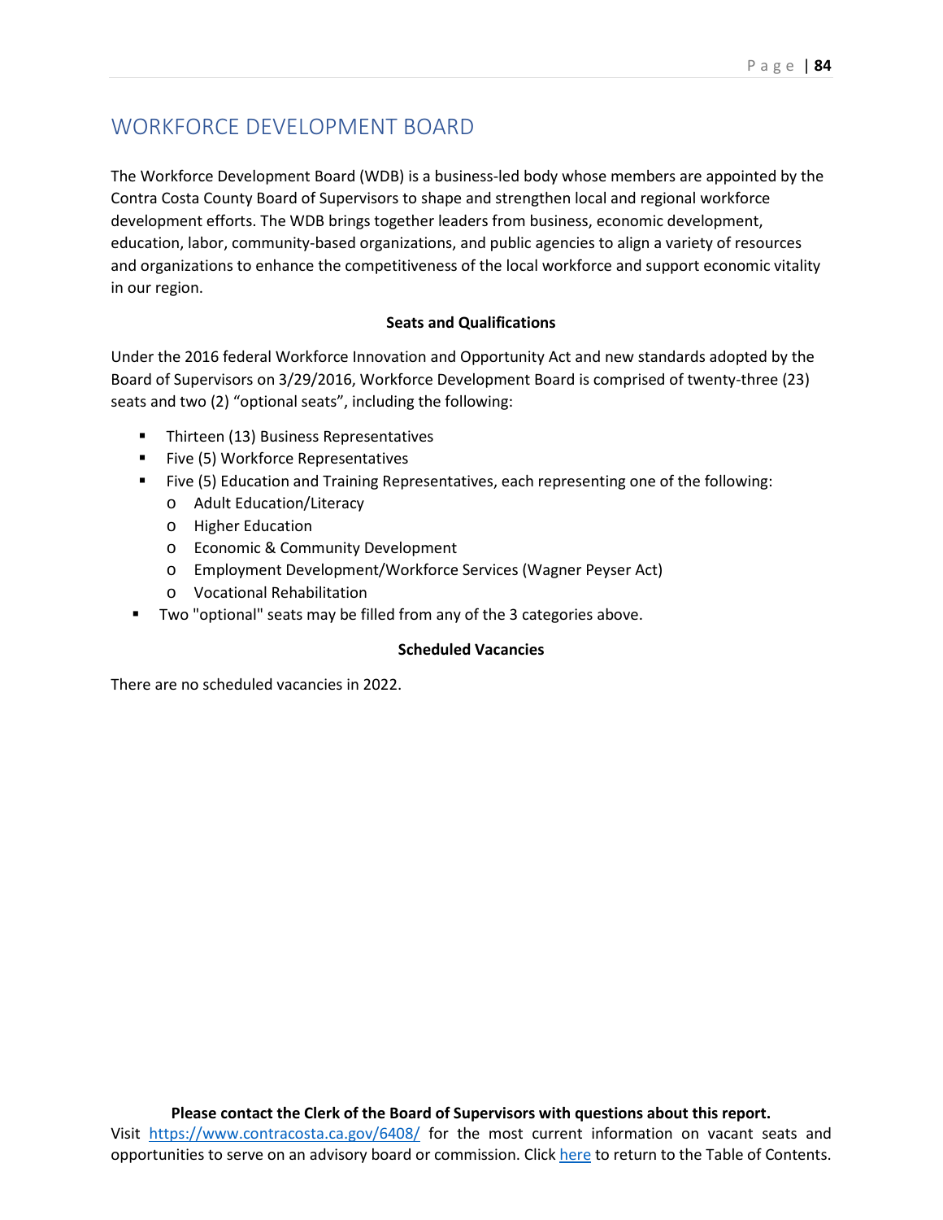# WORKFORCE DEVELOPMENT BOARD

The Workforce Development Board (WDB) is a business-led body whose members are appointed by the Contra Costa County Board of Supervisors to shape and strengthen local and regional workforce development efforts. The WDB brings together leaders from business, economic development, education, labor, community-based organizations, and public agencies to align a variety of resources and organizations to enhance the competitiveness of the local workforce and support economic vitality in our region.

**Seats and Qualifications**

Under the 2016 federal Workforce Innovation and Opportunity Act and new standards adopted by the Board of Supervisors on 3/29/2016, Workforce Development Board is comprised of twenty-three (23) seats and two (2) "optional seats", including the following:

- Thirteen (13) Business Representatives
- Five (5) Workforce Representatives
- Five (5) Education and Training Representatives, each representing one of the following:
  - Adult Education/Literacy
  - Higher Education
  - Economic & Community Development
  - Employment Development/Workforce Services (Wagner Peyser Act)
  - Vocational Rehabilitation
- Two "optional" seats may be filled from any of the 3 categories above.

**Scheduled Vacancies**

There are no scheduled vacancies in 2022.

**Please contact the Clerk of the Board of Supervisors with questions about this report.**
Visit https://www.contracosta.ca.gov/6408/ for the most current information on vacant seats and opportunities to serve on an advisory board or commission. Click here to return to the Table of Contents.